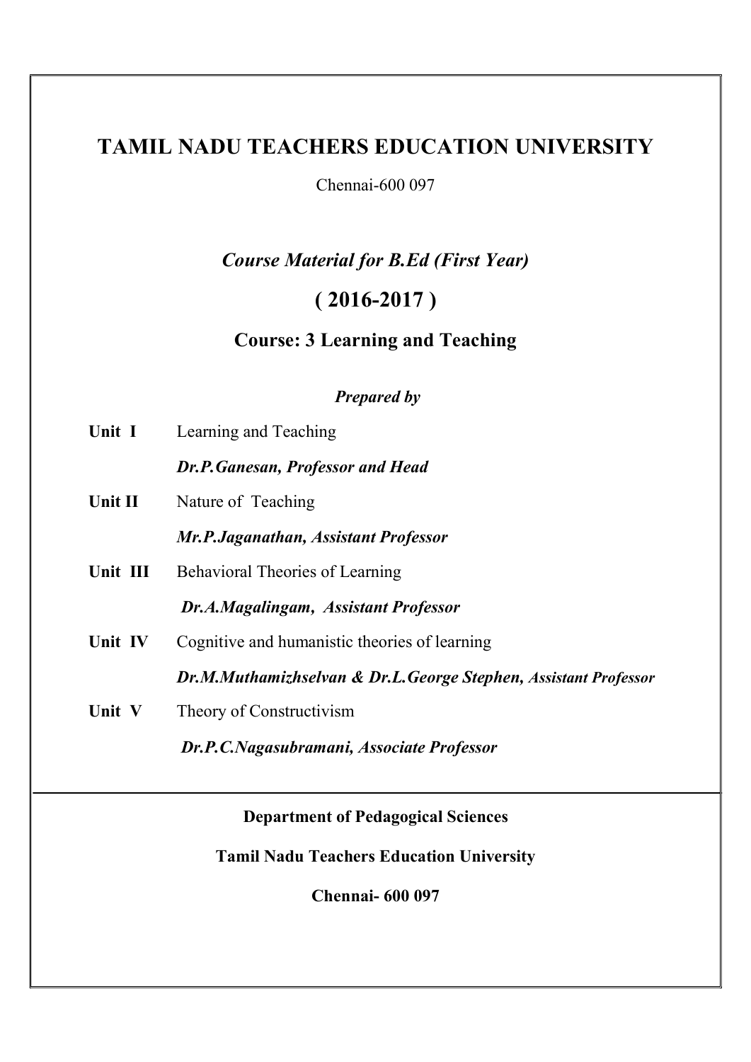# TAMIL NADU TEACHERS EDUCATION UNIVERSITY

Chennai-600 097

*Course Material for B.Ed (First Year)*

## ( 2016-2017 )

### Course: 3 Learning and Teaching

***Prepared by***

**Unit I** Learning and Teaching

***Dr.P.Ganesan, Professor and Head***

**Unit II** Nature of Teaching

***Mr.P.Jaganathan, Assistant Professor***

**Unit III** Behavioral Theories of Learning

***Dr.A.Magalingam, Assistant Professor***

**Unit IV** Cognitive and humanistic theories of learning

***Dr.M.Muthamizhselvan & Dr.L.George Stephen, Assistant Professor***

**Unit V** Theory of Constructivism

***Dr.P.C.Nagasubramani, Associate Professor***

---

**Department of Pedagogical Sciences**

**Tamil Nadu Teachers Education University**

**Chennai- 600 097**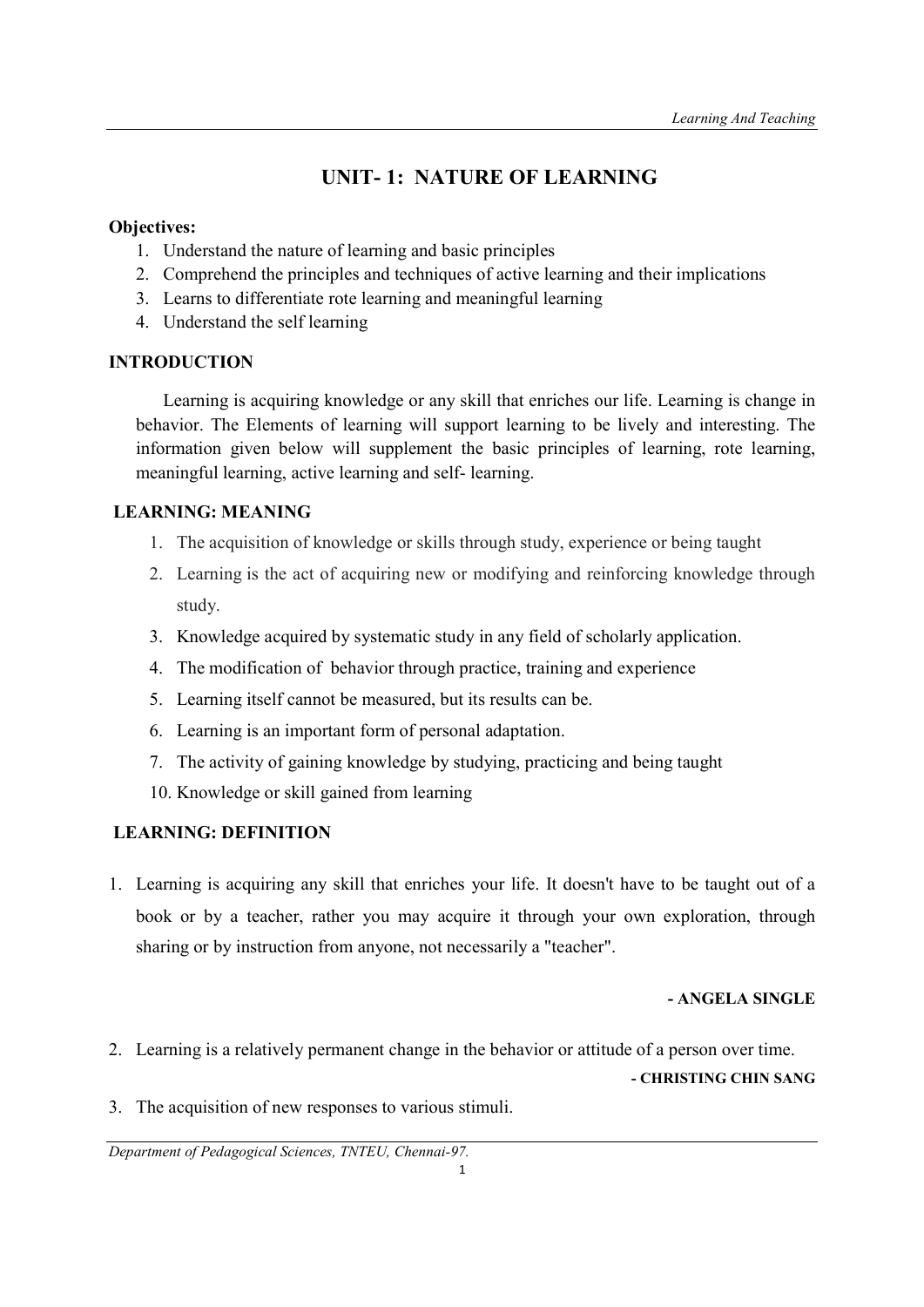# UNIT- 1: NATURE OF LEARNING

**Objectives:**

1. Understand the nature of learning and basic principles
2. Comprehend the principles and techniques of active learning and their implications
3. Learns to differentiate rote learning and meaningful learning
4. Understand the self learning

**INTRODUCTION**

Learning is acquiring knowledge or any skill that enriches our life. Learning is change in behavior. The Elements of learning will support learning to be lively and interesting. The information given below will supplement the basic principles of learning, rote learning, meaningful learning, active learning and self- learning.

**LEARNING: MEANING**

1. The acquisition of knowledge or skills through study, experience or being taught
2. Learning is the act of acquiring new or modifying and reinforcing knowledge through study.
3. Knowledge acquired by systematic study in any field of scholarly application.
4. The modification of behavior through practice, training and experience
5. Learning itself cannot be measured, but its results can be.
6. Learning is an important form of personal adaptation.
7. The activity of gaining knowledge by studying, practicing and being taught

10. Knowledge or skill gained from learning

**LEARNING: DEFINITION**

1. Learning is acquiring any skill that enriches your life. It doesn't have to be taught out of a book or by a teacher, rather you may acquire it through your own exploration, through sharing or by instruction from anyone, not necessarily a "teacher".

   **- ANGELA SINGLE**

2. Learning is a relatively permanent change in the behavior or attitude of a person over time.

   **- CHRISTING CHIN SANG**

3. The acquisition of new responses to various stimuli.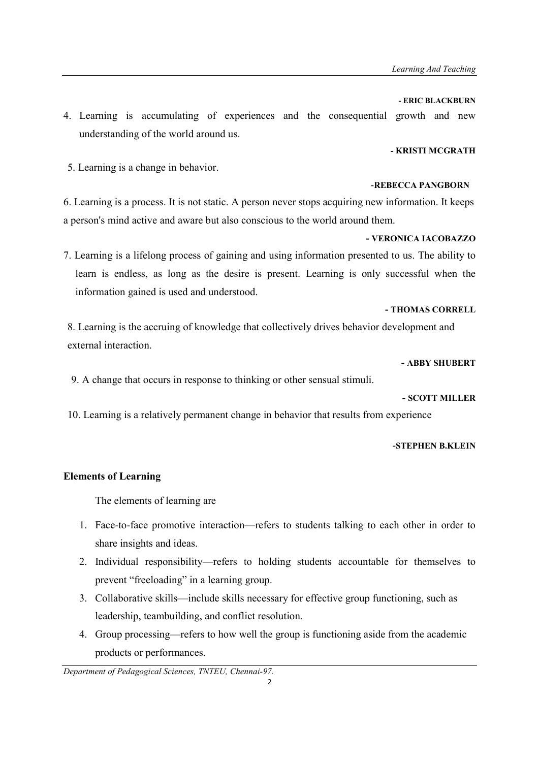**- ERIC BLACKBURN**

4. Learning is accumulating of experiences and the consequential growth and new understanding of the world around us.

**- KRISTI MCGRATH**

5. Learning is a change in behavior.

**-REBECCA PANGBORN**

6. Learning is a process. It is not static. A person never stops acquiring new information. It keeps a person's mind active and aware but also conscious to the world around them.

**- VERONICA IACOBAZZO**

7. Learning is a lifelong process of gaining and using information presented to us. The ability to learn is endless, as long as the desire is present. Learning is only successful when the information gained is used and understood.

**- THOMAS CORRELL**

8. Learning is the accruing of knowledge that collectively drives behavior development and external interaction.

**- ABBY SHUBERT**

9. A change that occurs in response to thinking or other sensual stimuli.

**- SCOTT MILLER**

10. Learning is a relatively permanent change in behavior that results from experience

**-STEPHEN B.KLEIN**

### Elements of Learning

The elements of learning are

1. Face-to-face promotive interaction—refers to students talking to each other in order to share insights and ideas.
2. Individual responsibility—refers to holding students accountable for themselves to prevent "freeloading" in a learning group.
3. Collaborative skills—include skills necessary for effective group functioning, such as leadership, teambuilding, and conflict resolution.
4. Group processing—refers to how well the group is functioning aside from the academic products or performances.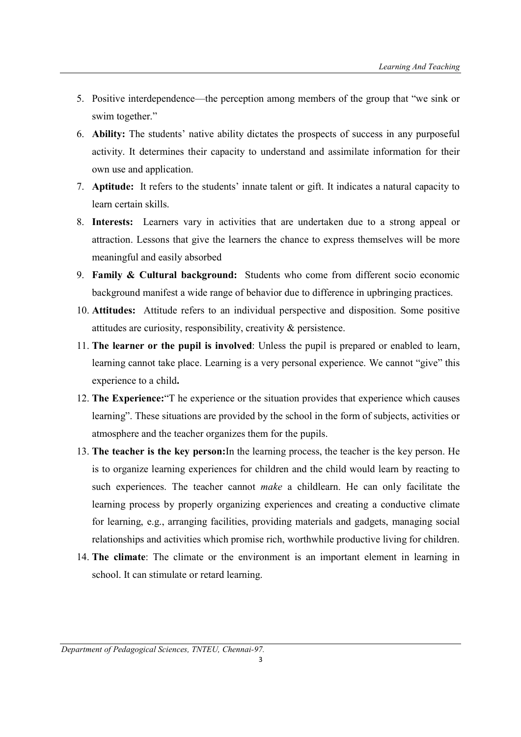5. Positive interdependence—the perception among members of the group that "we sink or swim together."
6. **Ability:** The students' native ability dictates the prospects of success in any purposeful activity. It determines their capacity to understand and assimilate information for their own use and application.
7. **Aptitude:** It refers to the students' innate talent or gift. It indicates a natural capacity to learn certain skills.
8. **Interests:** Learners vary in activities that are undertaken due to a strong appeal or attraction. Lessons that give the learners the chance to express themselves will be more meaningful and easily absorbed
9. **Family & Cultural background:** Students who come from different socio economic background manifest a wide range of behavior due to difference in upbringing practices.
10. **Attitudes:** Attitude refers to an individual perspective and disposition. Some positive attitudes are curiosity, responsibility, creativity & persistence.
11. **The learner or the pupil is involved**: Unless the pupil is prepared or enabled to learn, learning cannot take place. Learning is a very personal experience. We cannot "give" this experience to a child**.**
12. **The Experience:**"T he experience or the situation provides that experience which causes learning". These situations are provided by the school in the form of subjects, activities or atmosphere and the teacher organizes them for the pupils.
13. **The teacher is the key person:**In the learning process, the teacher is the key person. He is to organize learning experiences for children and the child would learn by reacting to such experiences. The teacher cannot *make* a childlearn. He can only facilitate the learning process by properly organizing experiences and creating a conductive climate for learning, e.g., arranging facilities, providing materials and gadgets, managing social relationships and activities which promise rich, worthwhile productive living for children.
14. **The climate**: The climate or the environment is an important element in learning in school. It can stimulate or retard learning.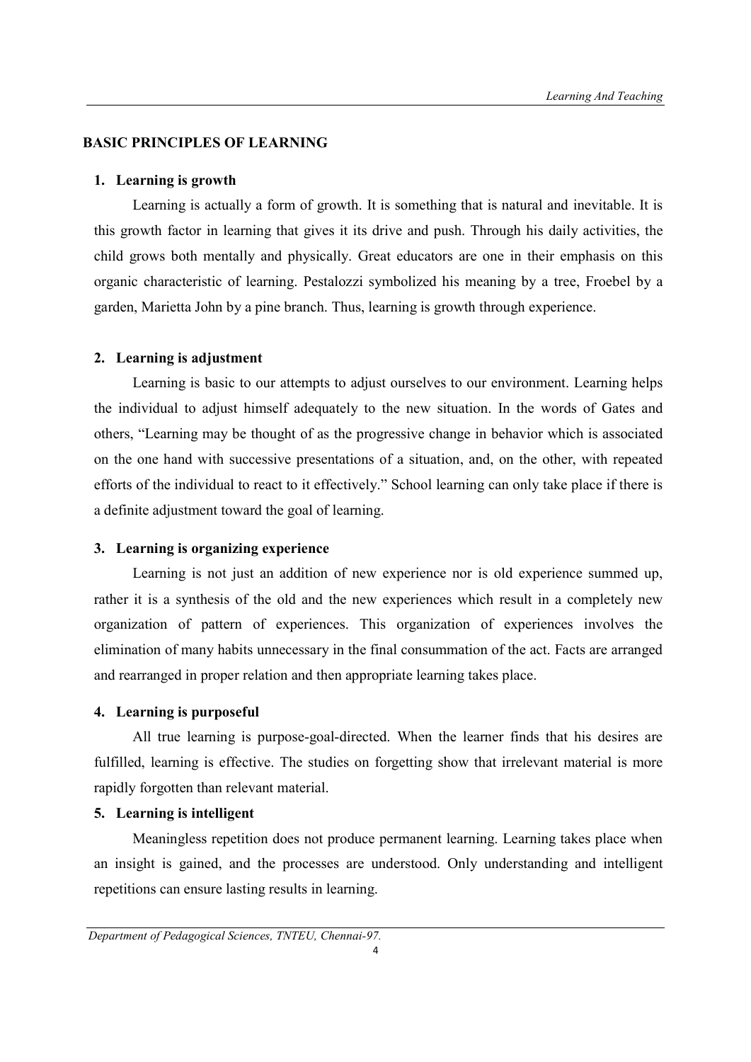## BASIC PRINCIPLES OF LEARNING

### 1. Learning is growth

Learning is actually a form of growth. It is something that is natural and inevitable. It is this growth factor in learning that gives it its drive and push. Through his daily activities, the child grows both mentally and physically. Great educators are one in their emphasis on this organic characteristic of learning. Pestalozzi symbolized his meaning by a tree, Froebel by a garden, Marietta John by a pine branch. Thus, learning is growth through experience.

### 2. Learning is adjustment

Learning is basic to our attempts to adjust ourselves to our environment. Learning helps the individual to adjust himself adequately to the new situation. In the words of Gates and others, "Learning may be thought of as the progressive change in behavior which is associated on the one hand with successive presentations of a situation, and, on the other, with repeated efforts of the individual to react to it effectively." School learning can only take place if there is a definite adjustment toward the goal of learning.

### 3. Learning is organizing experience

Learning is not just an addition of new experience nor is old experience summed up, rather it is a synthesis of the old and the new experiences which result in a completely new organization of pattern of experiences. This organization of experiences involves the elimination of many habits unnecessary in the final consummation of the act. Facts are arranged and rearranged in proper relation and then appropriate learning takes place.

### 4. Learning is purposeful

All true learning is purpose-goal-directed. When the learner finds that his desires are fulfilled, learning is effective. The studies on forgetting show that irrelevant material is more rapidly forgotten than relevant material.

### 5. Learning is intelligent

Meaningless repetition does not produce permanent learning. Learning takes place when an insight is gained, and the processes are understood. Only understanding and intelligent repetitions can ensure lasting results in learning.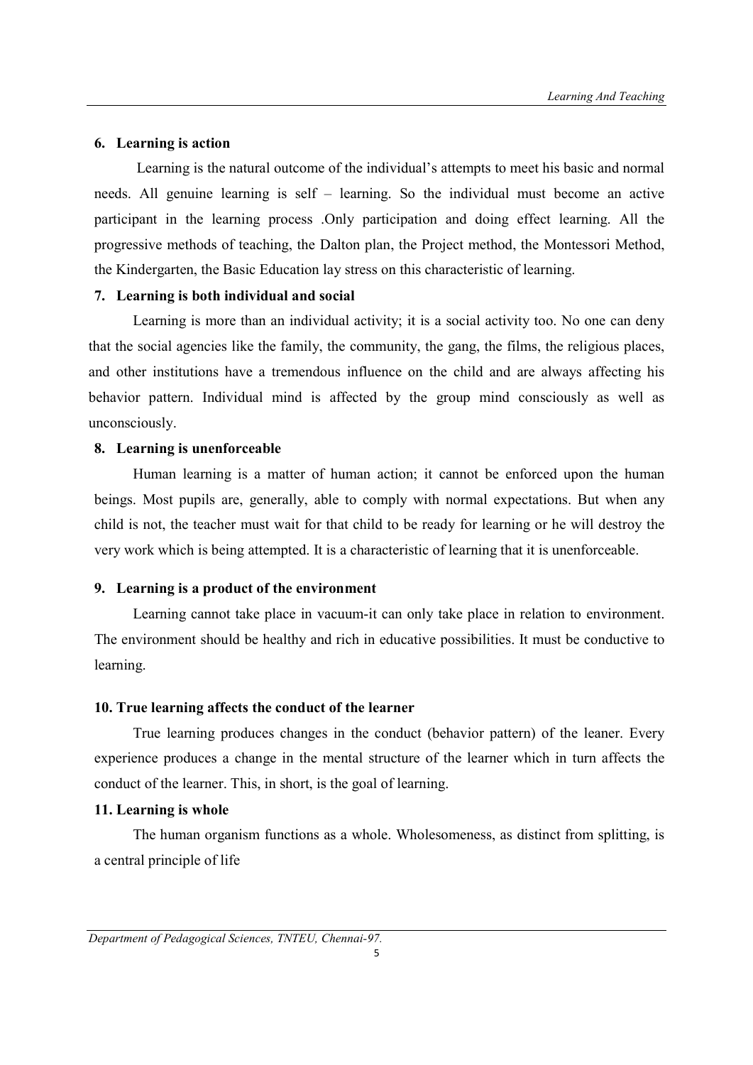### 6. Learning is action

Learning is the natural outcome of the individual's attempts to meet his basic and normal needs. All genuine learning is self – learning. So the individual must become an active participant in the learning process .Only participation and doing effect learning. All the progressive methods of teaching, the Dalton plan, the Project method, the Montessori Method, the Kindergarten, the Basic Education lay stress on this characteristic of learning.

### 7. Learning is both individual and social

Learning is more than an individual activity; it is a social activity too. No one can deny that the social agencies like the family, the community, the gang, the films, the religious places, and other institutions have a tremendous influence on the child and are always affecting his behavior pattern. Individual mind is affected by the group mind consciously as well as unconsciously.

### 8. Learning is unenforceable

Human learning is a matter of human action; it cannot be enforced upon the human beings. Most pupils are, generally, able to comply with normal expectations. But when any child is not, the teacher must wait for that child to be ready for learning or he will destroy the very work which is being attempted. It is a characteristic of learning that it is unenforceable.

### 9. Learning is a product of the environment

Learning cannot take place in vacuum-it can only take place in relation to environment. The environment should be healthy and rich in educative possibilities. It must be conductive to learning.

### 10. True learning affects the conduct of the learner

True learning produces changes in the conduct (behavior pattern) of the leaner. Every experience produces a change in the mental structure of the learner which in turn affects the conduct of the learner. This, in short, is the goal of learning.

### 11. Learning is whole

The human organism functions as a whole. Wholesomeness, as distinct from splitting, is a central principle of life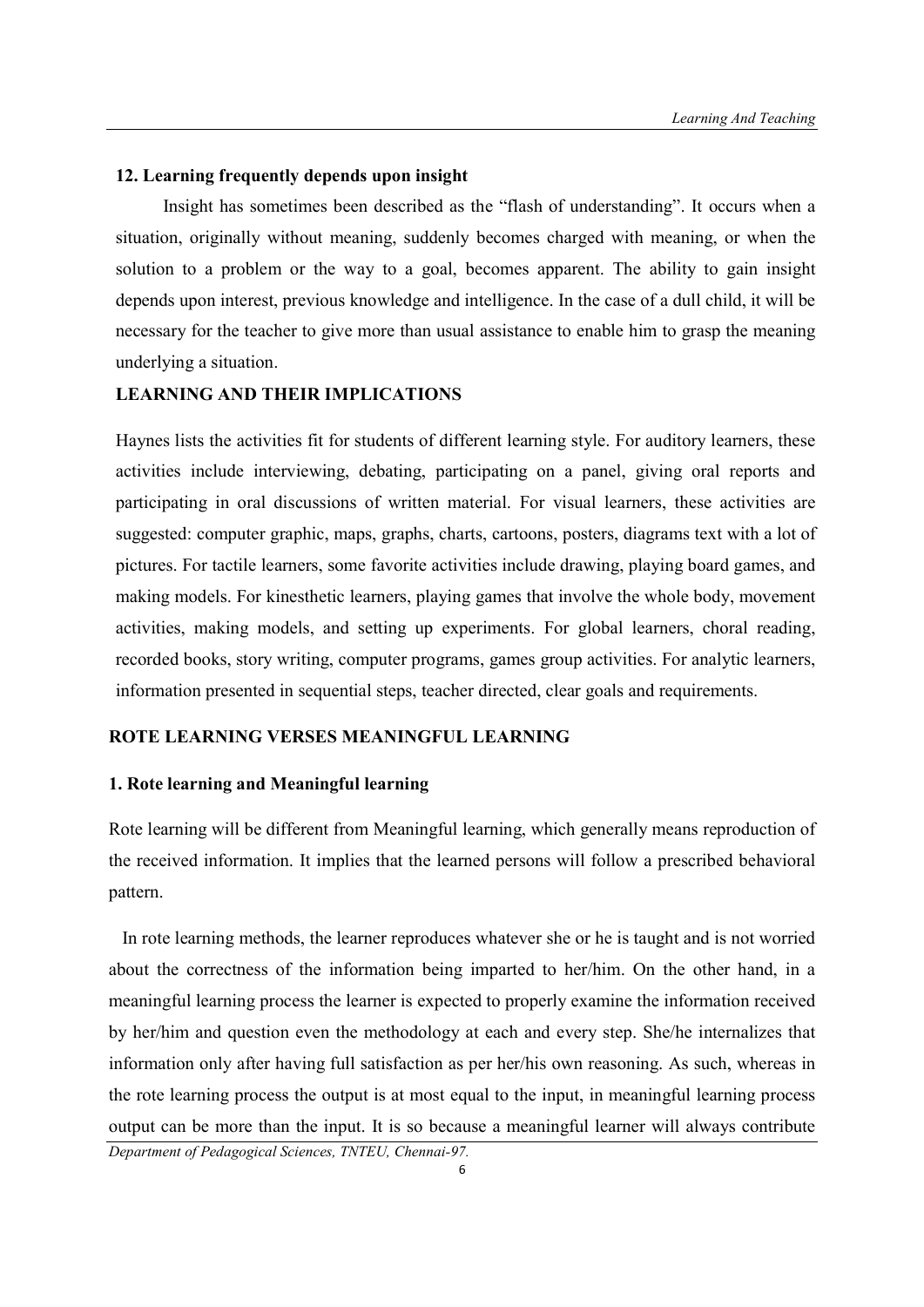**12. Learning frequently depends upon insight**

Insight has sometimes been described as the "flash of understanding". It occurs when a situation, originally without meaning, suddenly becomes charged with meaning, or when the solution to a problem or the way to a goal, becomes apparent. The ability to gain insight depends upon interest, previous knowledge and intelligence. In the case of a dull child, it will be necessary for the teacher to give more than usual assistance to enable him to grasp the meaning underlying a situation.

**LEARNING AND THEIR IMPLICATIONS**

Haynes lists the activities fit for students of different learning style. For auditory learners, these activities include interviewing, debating, participating on a panel, giving oral reports and participating in oral discussions of written material. For visual learners, these activities are suggested: computer graphic, maps, graphs, charts, cartoons, posters, diagrams text with a lot of pictures. For tactile learners, some favorite activities include drawing, playing board games, and making models. For kinesthetic learners, playing games that involve the whole body, movement activities, making models, and setting up experiments. For global learners, choral reading, recorded books, story writing, computer programs, games group activities. For analytic learners, information presented in sequential steps, teacher directed, clear goals and requirements.

**ROTE LEARNING VERSES MEANINGFUL LEARNING**

**1. Rote learning and Meaningful learning**

Rote learning will be different from Meaningful learning, which generally means reproduction of the received information. It implies that the learned persons will follow a prescribed behavioral pattern.

In rote learning methods, the learner reproduces whatever she or he is taught and is not worried about the correctness of the information being imparted to her/him. On the other hand, in a meaningful learning process the learner is expected to properly examine the information received by her/him and question even the methodology at each and every step. She/he internalizes that information only after having full satisfaction as per her/his own reasoning. As such, whereas in the rote learning process the output is at most equal to the input, in meaningful learning process output can be more than the input. It is so because a meaningful learner will always contribute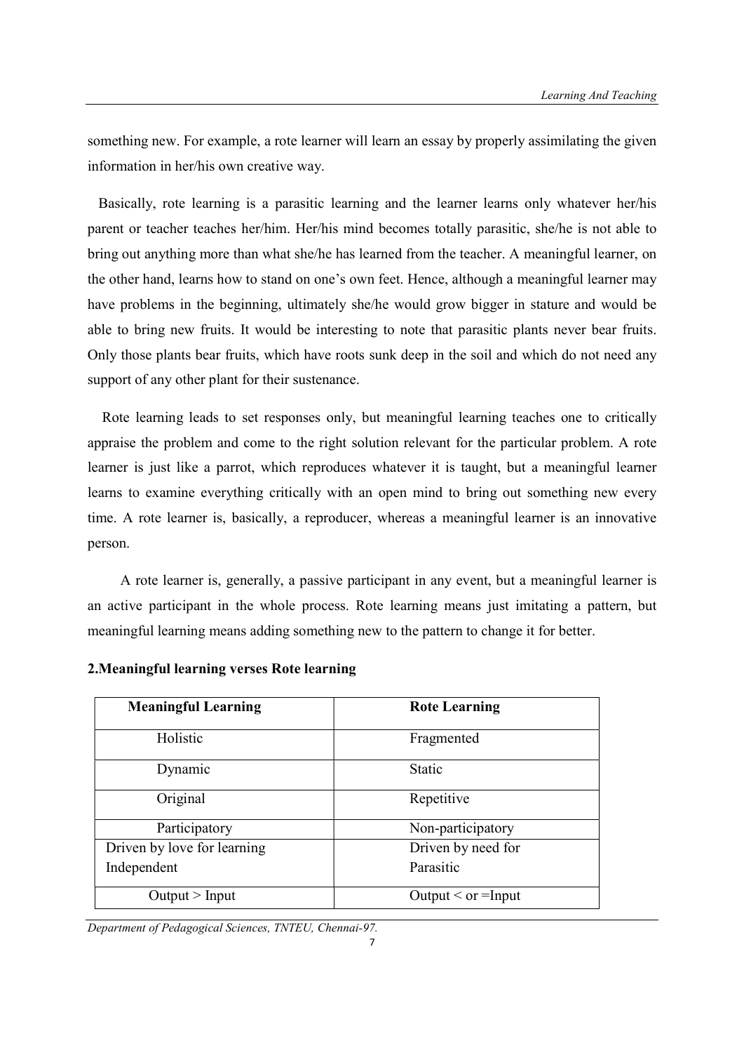something new. For example, a rote learner will learn an essay by properly assimilating the given information in her/his own creative way.

Basically, rote learning is a parasitic learning and the learner learns only whatever her/his parent or teacher teaches her/him. Her/his mind becomes totally parasitic, she/he is not able to bring out anything more than what she/he has learned from the teacher. A meaningful learner, on the other hand, learns how to stand on one's own feet. Hence, although a meaningful learner may have problems in the beginning, ultimately she/he would grow bigger in stature and would be able to bring new fruits. It would be interesting to note that parasitic plants never bear fruits. Only those plants bear fruits, which have roots sunk deep in the soil and which do not need any support of any other plant for their sustenance.

Rote learning leads to set responses only, but meaningful learning teaches one to critically appraise the problem and come to the right solution relevant for the particular problem. A rote learner is just like a parrot, which reproduces whatever it is taught, but a meaningful learner learns to examine everything critically with an open mind to bring out something new every time. A rote learner is, basically, a reproducer, whereas a meaningful learner is an innovative person.

A rote learner is, generally, a passive participant in any event, but a meaningful learner is an active participant in the whole process. Rote learning means just imitating a pattern, but meaningful learning means adding something new to the pattern to change it for better.

**2.Meaningful learning verses Rote learning**

| Meaningful Learning | Rote Learning |
|---|---|
| Holistic | Fragmented |
| Dynamic | Static |
| Original | Repetitive |
| Participatory | Non-participatory |
| Driven by love for learning<br>Independent | Driven by need for<br>Parasitic |
| Output > Input | Output < or =Input |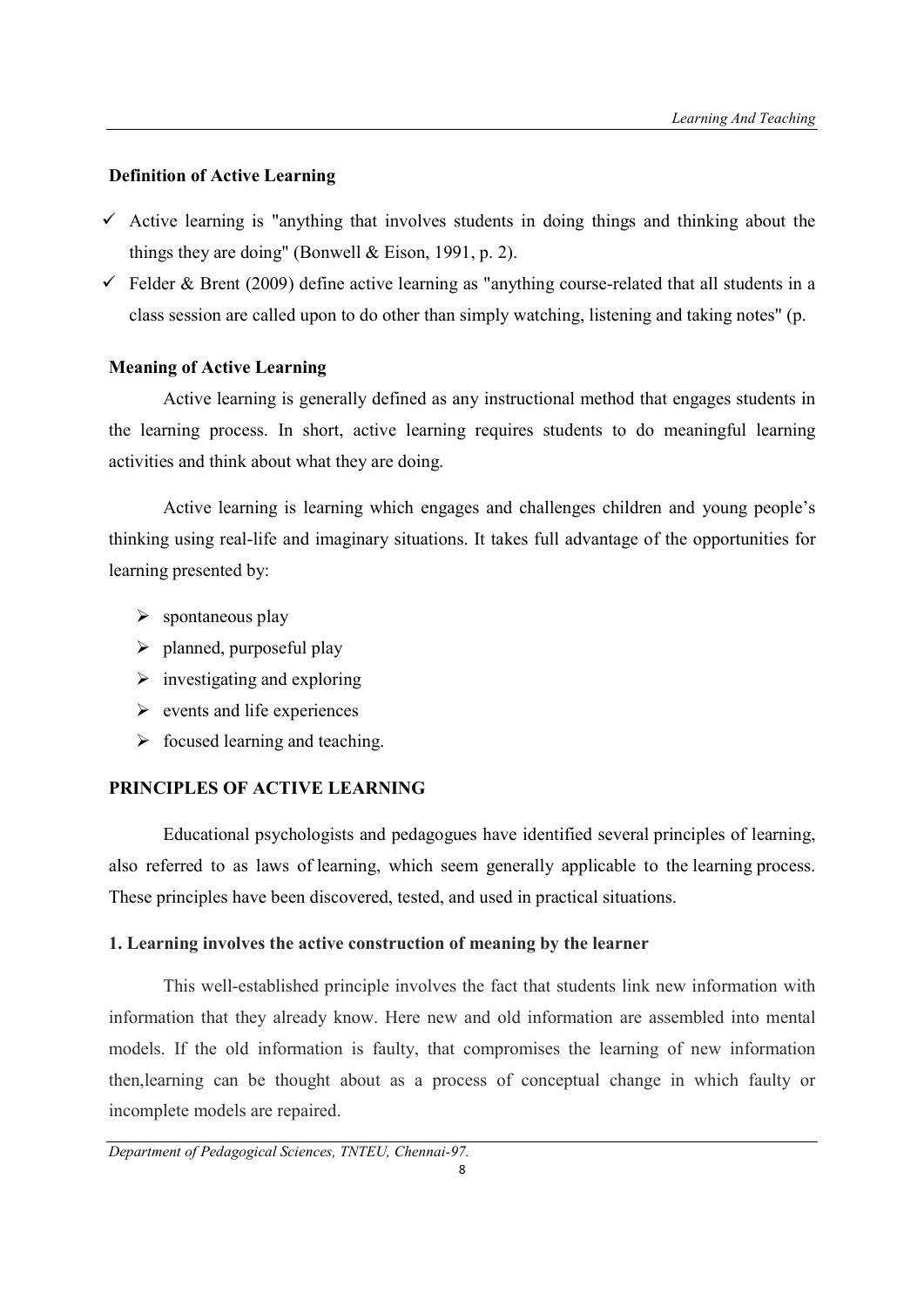**Definition of Active Learning**

- ✓ Active learning is "anything that involves students in doing things and thinking about the things they are doing" (Bonwell & Eison, 1991, p. 2).
- ✓ Felder & Brent (2009) define active learning as "anything course-related that all students in a class session are called upon to do other than simply watching, listening and taking notes" (p.

**Meaning of Active Learning**

Active learning is generally defined as any instructional method that engages students in the learning process. In short, active learning requires students to do meaningful learning activities and think about what they are doing.

Active learning is learning which engages and challenges children and young people's thinking using real-life and imaginary situations. It takes full advantage of the opportunities for learning presented by:

- ➢ spontaneous play
- ➢ planned, purposeful play
- ➢ investigating and exploring
- ➢ events and life experiences
- ➢ focused learning and teaching.

**PRINCIPLES OF ACTIVE LEARNING**

Educational psychologists and pedagogues have identified several principles of learning, also referred to as laws of learning, which seem generally applicable to the learning process. These principles have been discovered, tested, and used in practical situations.

**1. Learning involves the active construction of meaning by the learner**

This well-established principle involves the fact that students link new information with information that they already know. Here new and old information are assembled into mental models. If the old information is faulty, that compromises the learning of new information then,learning can be thought about as a process of conceptual change in which faulty or incomplete models are repaired.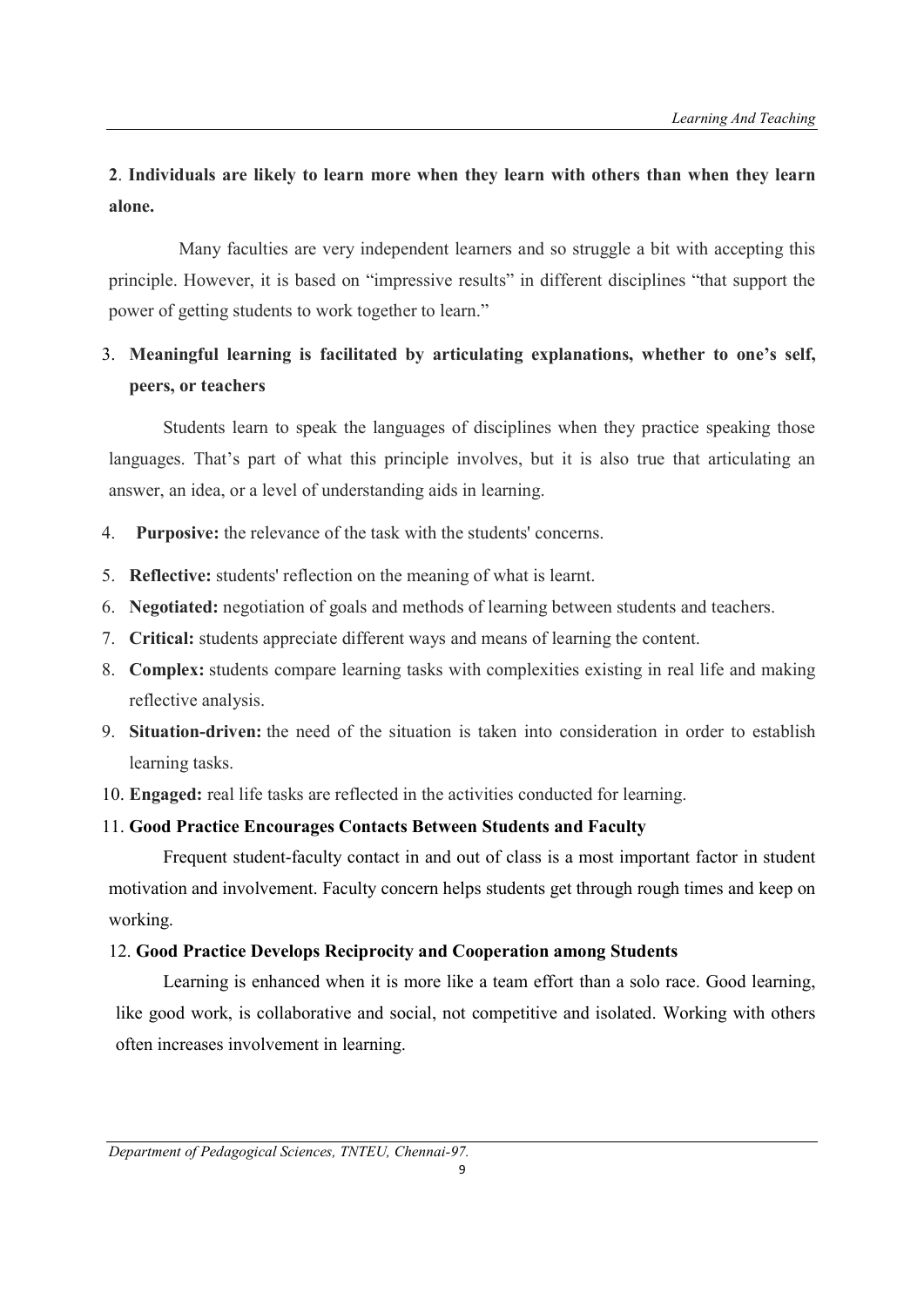**2**. **Individuals are likely to learn more when they learn with others than when they learn alone.**

Many faculties are very independent learners and so struggle a bit with accepting this principle. However, it is based on "impressive results" in different disciplines "that support the power of getting students to work together to learn."

3. **Meaningful learning is facilitated by articulating explanations, whether to one's self, peers, or teachers**

Students learn to speak the languages of disciplines when they practice speaking those languages. That's part of what this principle involves, but it is also true that articulating an answer, an idea, or a level of understanding aids in learning.

4. **Purposive:** the relevance of the task with the students' concerns.
5. **Reflective:** students' reflection on the meaning of what is learnt.
6. **Negotiated:** negotiation of goals and methods of learning between students and teachers.
7. **Critical:** students appreciate different ways and means of learning the content.
8. **Complex:** students compare learning tasks with complexities existing in real life and making reflective analysis.
9. **Situation-driven:** the need of the situation is taken into consideration in order to establish learning tasks.
10. **Engaged:** real life tasks are reflected in the activities conducted for learning.
11. **Good Practice Encourages Contacts Between Students and Faculty**

Frequent student-faculty contact in and out of class is a most important factor in student motivation and involvement. Faculty concern helps students get through rough times and keep on working.

12. **Good Practice Develops Reciprocity and Cooperation among Students**

Learning is enhanced when it is more like a team effort than a solo race. Good learning, like good work, is collaborative and social, not competitive and isolated. Working with others often increases involvement in learning.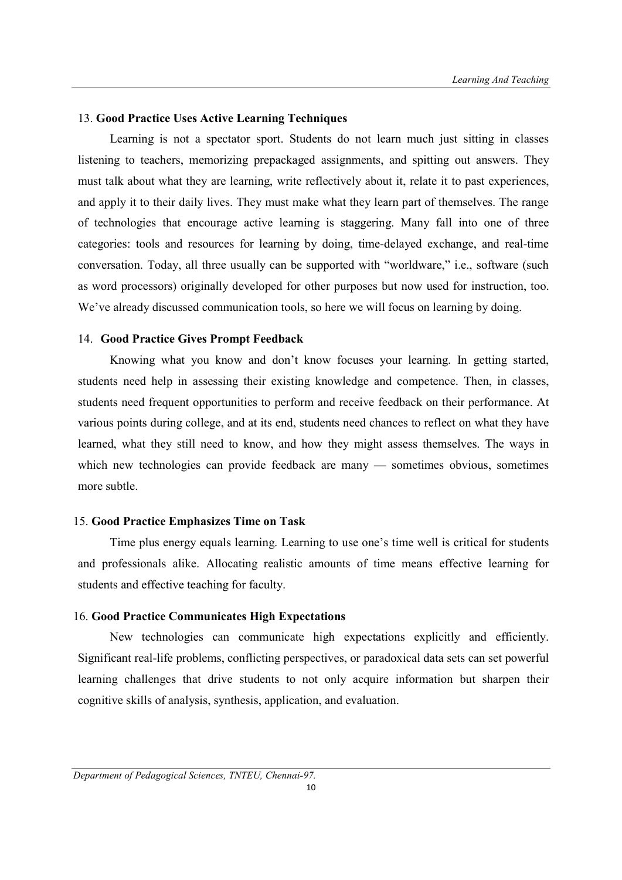13. **Good Practice Uses Active Learning Techniques**

Learning is not a spectator sport. Students do not learn much just sitting in classes listening to teachers, memorizing prepackaged assignments, and spitting out answers. They must talk about what they are learning, write reflectively about it, relate it to past experiences, and apply it to their daily lives. They must make what they learn part of themselves. The range of technologies that encourage active learning is staggering. Many fall into one of three categories: tools and resources for learning by doing, time-delayed exchange, and real-time conversation. Today, all three usually can be supported with "worldware," i.e., software (such as word processors) originally developed for other purposes but now used for instruction, too. We've already discussed communication tools, so here we will focus on learning by doing.

14. **Good Practice Gives Prompt Feedback**

Knowing what you know and don't know focuses your learning. In getting started, students need help in assessing their existing knowledge and competence. Then, in classes, students need frequent opportunities to perform and receive feedback on their performance. At various points during college, and at its end, students need chances to reflect on what they have learned, what they still need to know, and how they might assess themselves. The ways in which new technologies can provide feedback are many — sometimes obvious, sometimes more subtle.

15. **Good Practice Emphasizes Time on Task**

Time plus energy equals learning. Learning to use one's time well is critical for students and professionals alike. Allocating realistic amounts of time means effective learning for students and effective teaching for faculty.

16. **Good Practice Communicates High Expectations**

New technologies can communicate high expectations explicitly and efficiently. Significant real-life problems, conflicting perspectives, or paradoxical data sets can set powerful learning challenges that drive students to not only acquire information but sharpen their cognitive skills of analysis, synthesis, application, and evaluation.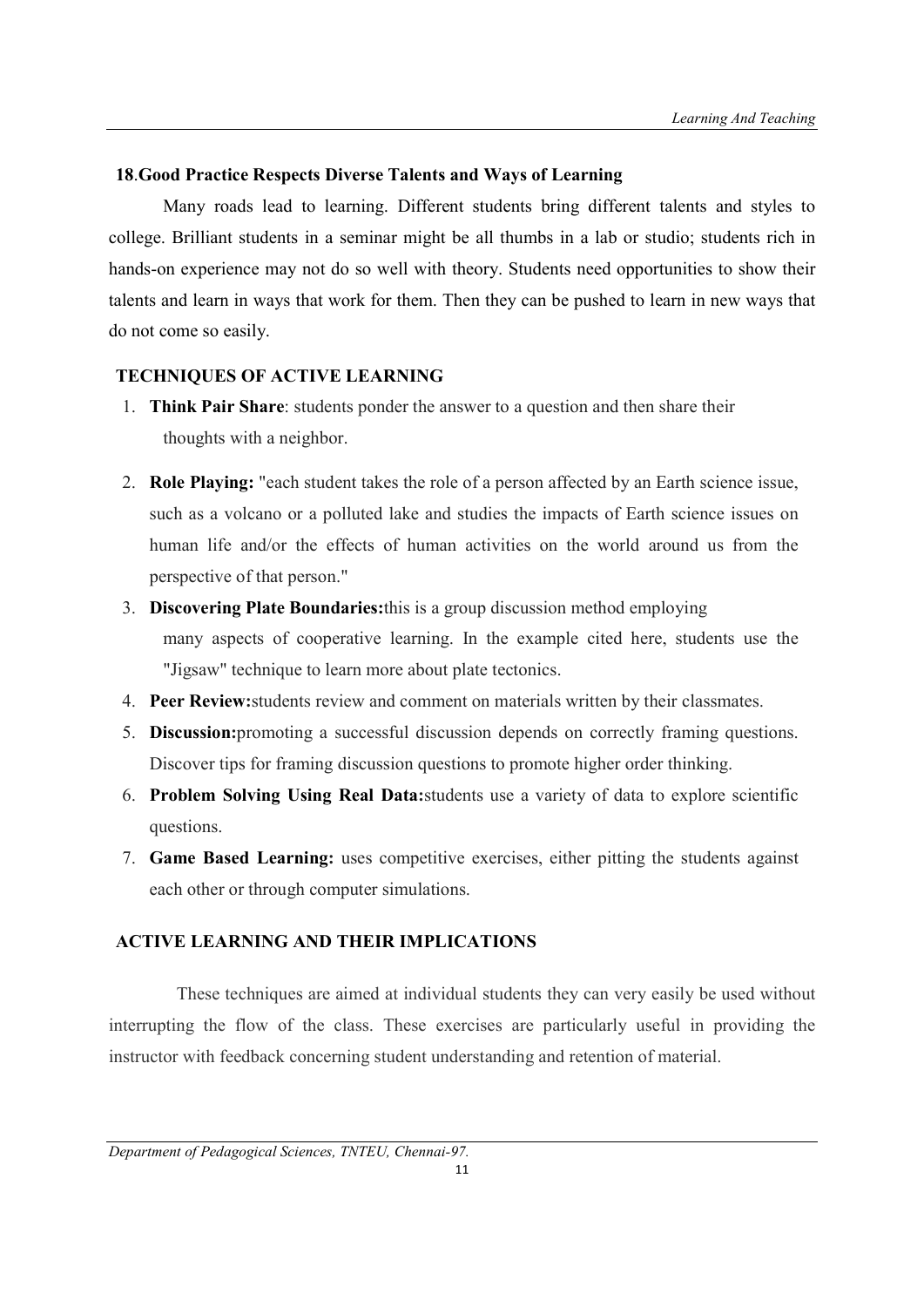### 18. Good Practice Respects Diverse Talents and Ways of Learning

Many roads lead to learning. Different students bring different talents and styles to college. Brilliant students in a seminar might be all thumbs in a lab or studio; students rich in hands-on experience may not do so well with theory. Students need opportunities to show their talents and learn in ways that work for them. Then they can be pushed to learn in new ways that do not come so easily.

### TECHNIQUES OF ACTIVE LEARNING

1. **Think Pair Share**: students ponder the answer to a question and then share their thoughts with a neighbor.
2. **Role Playing:** "each student takes the role of a person affected by an Earth science issue, such as a volcano or a polluted lake and studies the impacts of Earth science issues on human life and/or the effects of human activities on the world around us from the perspective of that person."
3. **Discovering Plate Boundaries:**this is a group discussion method employing many aspects of cooperative learning. In the example cited here, students use the "Jigsaw" technique to learn more about plate tectonics.
4. **Peer Review:**students review and comment on materials written by their classmates.
5. **Discussion:**promoting a successful discussion depends on correctly framing questions. Discover tips for framing discussion questions to promote higher order thinking.
6. **Problem Solving Using Real Data:**students use a variety of data to explore scientific questions.
7. **Game Based Learning:** uses competitive exercises, either pitting the students against each other or through computer simulations.

### ACTIVE LEARNING AND THEIR IMPLICATIONS

These techniques are aimed at individual students they can very easily be used without interrupting the flow of the class. These exercises are particularly useful in providing the instructor with feedback concerning student understanding and retention of material.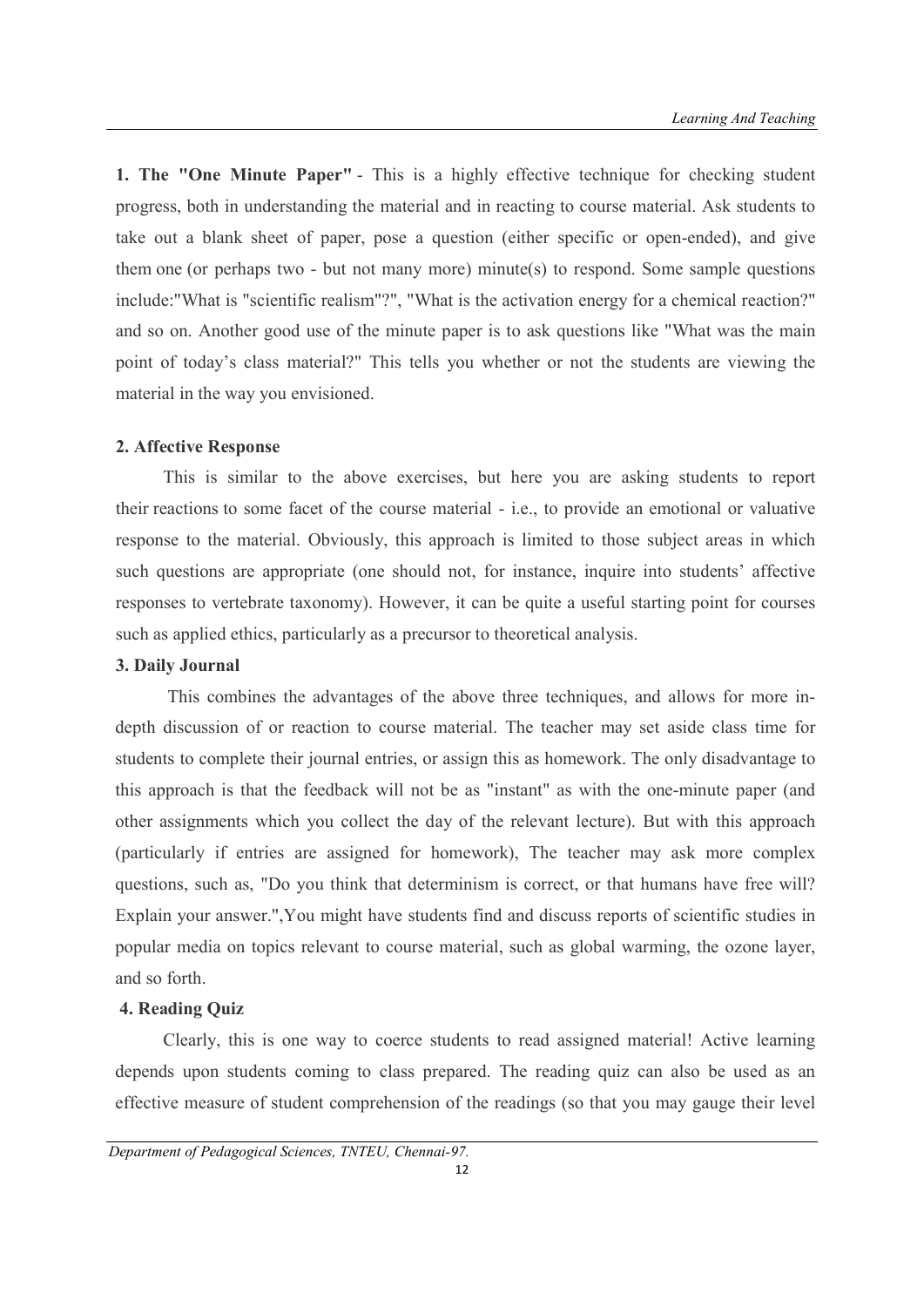**1. The "One Minute Paper"** - This is a highly effective technique for checking student progress, both in understanding the material and in reacting to course material. Ask students to take out a blank sheet of paper, pose a question (either specific or open-ended), and give them one (or perhaps two - but not many more) minute(s) to respond. Some sample questions include:"What is "scientific realism"?", "What is the activation energy for a chemical reaction?" and so on. Another good use of the minute paper is to ask questions like "What was the main point of today's class material?" This tells you whether or not the students are viewing the material in the way you envisioned.

**2. Affective Response**

This is similar to the above exercises, but here you are asking students to report their reactions to some facet of the course material - i.e., to provide an emotional or valuative response to the material. Obviously, this approach is limited to those subject areas in which such questions are appropriate (one should not, for instance, inquire into students' affective responses to vertebrate taxonomy). However, it can be quite a useful starting point for courses such as applied ethics, particularly as a precursor to theoretical analysis.

**3. Daily Journal**

This combines the advantages of the above three techniques, and allows for more in-depth discussion of or reaction to course material. The teacher may set aside class time for students to complete their journal entries, or assign this as homework. The only disadvantage to this approach is that the feedback will not be as "instant" as with the one-minute paper (and other assignments which you collect the day of the relevant lecture). But with this approach (particularly if entries are assigned for homework), The teacher may ask more complex questions, such as, "Do you think that determinism is correct, or that humans have free will? Explain your answer.",You might have students find and discuss reports of scientific studies in popular media on topics relevant to course material, such as global warming, the ozone layer, and so forth.

**4. Reading Quiz**

Clearly, this is one way to coerce students to read assigned material! Active learning depends upon students coming to class prepared. The reading quiz can also be used as an effective measure of student comprehension of the readings (so that you may gauge their level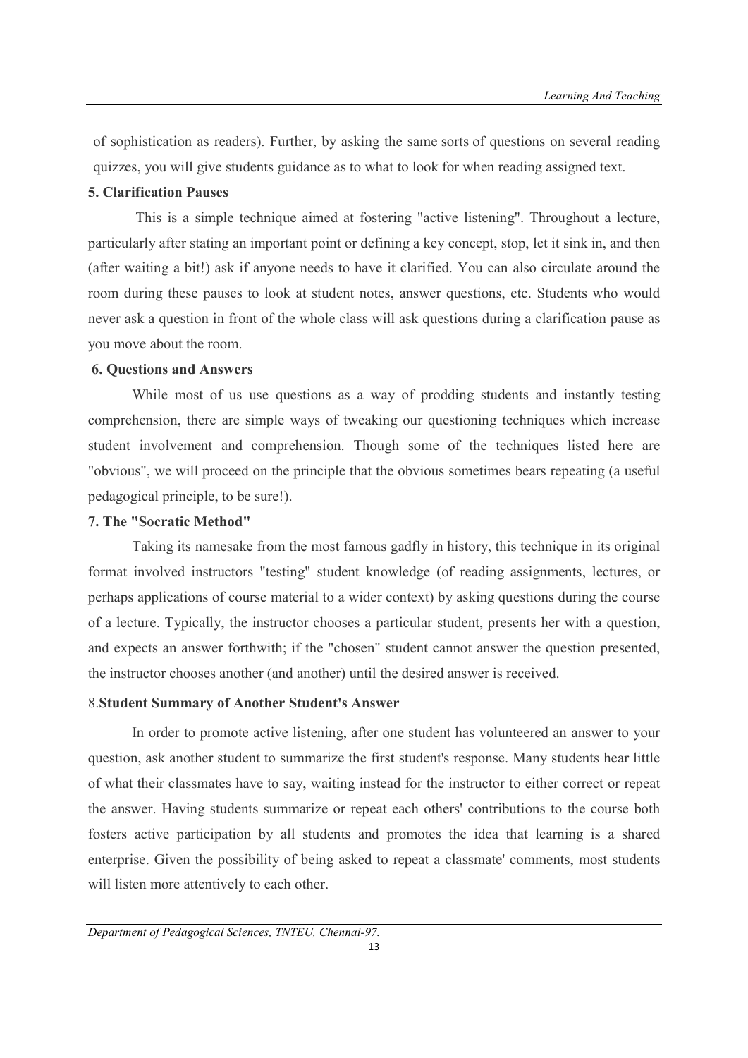of sophistication as readers). Further, by asking the same sorts of questions on several reading quizzes, you will give students guidance as to what to look for when reading assigned text.

### 5. Clarification Pauses

This is a simple technique aimed at fostering "active listening". Throughout a lecture, particularly after stating an important point or defining a key concept, stop, let it sink in, and then (after waiting a bit!) ask if anyone needs to have it clarified. You can also circulate around the room during these pauses to look at student notes, answer questions, etc. Students who would never ask a question in front of the whole class will ask questions during a clarification pause as you move about the room.

### 6. Questions and Answers

While most of us use questions as a way of prodding students and instantly testing comprehension, there are simple ways of tweaking our questioning techniques which increase student involvement and comprehension. Though some of the techniques listed here are "obvious", we will proceed on the principle that the obvious sometimes bears repeating (a useful pedagogical principle, to be sure!).

### 7. The "Socratic Method"

Taking its namesake from the most famous gadfly in history, this technique in its original format involved instructors "testing" student knowledge (of reading assignments, lectures, or perhaps applications of course material to a wider context) by asking questions during the course of a lecture. Typically, the instructor chooses a particular student, presents her with a question, and expects an answer forthwith; if the "chosen" student cannot answer the question presented, the instructor chooses another (and another) until the desired answer is received.

### 8. Student Summary of Another Student's Answer

In order to promote active listening, after one student has volunteered an answer to your question, ask another student to summarize the first student's response. Many students hear little of what their classmates have to say, waiting instead for the instructor to either correct or repeat the answer. Having students summarize or repeat each others' contributions to the course both fosters active participation by all students and promotes the idea that learning is a shared enterprise. Given the possibility of being asked to repeat a classmate' comments, most students will listen more attentively to each other.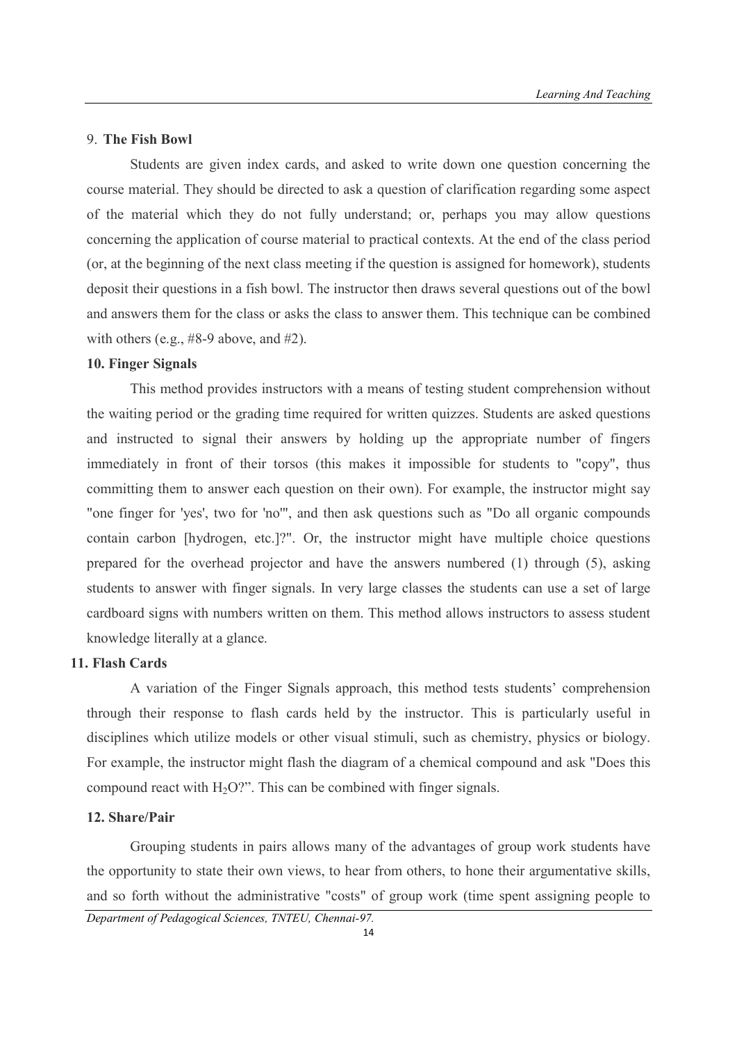9. **The Fish Bowl**

Students are given index cards, and asked to write down one question concerning the course material. They should be directed to ask a question of clarification regarding some aspect of the material which they do not fully understand; or, perhaps you may allow questions concerning the application of course material to practical contexts. At the end of the class period (or, at the beginning of the next class meeting if the question is assigned for homework), students deposit their questions in a fish bowl. The instructor then draws several questions out of the bowl and answers them for the class or asks the class to answer them. This technique can be combined with others (e.g., #8-9 above, and #2).

**10. Finger Signals**

This method provides instructors with a means of testing student comprehension without the waiting period or the grading time required for written quizzes. Students are asked questions and instructed to signal their answers by holding up the appropriate number of fingers immediately in front of their torsos (this makes it impossible for students to "copy", thus committing them to answer each question on their own). For example, the instructor might say "one finger for 'yes', two for 'no'", and then ask questions such as "Do all organic compounds contain carbon [hydrogen, etc.]?". Or, the instructor might have multiple choice questions prepared for the overhead projector and have the answers numbered (1) through (5), asking students to answer with finger signals. In very large classes the students can use a set of large cardboard signs with numbers written on them. This method allows instructors to assess student knowledge literally at a glance.

**11. Flash Cards**

A variation of the Finger Signals approach, this method tests students' comprehension through their response to flash cards held by the instructor. This is particularly useful in disciplines which utilize models or other visual stimuli, such as chemistry, physics or biology. For example, the instructor might flash the diagram of a chemical compound and ask "Does this compound react with $H_2O$?". This can be combined with finger signals.

**12. Share/Pair**

Grouping students in pairs allows many of the advantages of group work students have the opportunity to state their own views, to hear from others, to hone their argumentative skills, and so forth without the administrative "costs" of group work (time spent assigning people to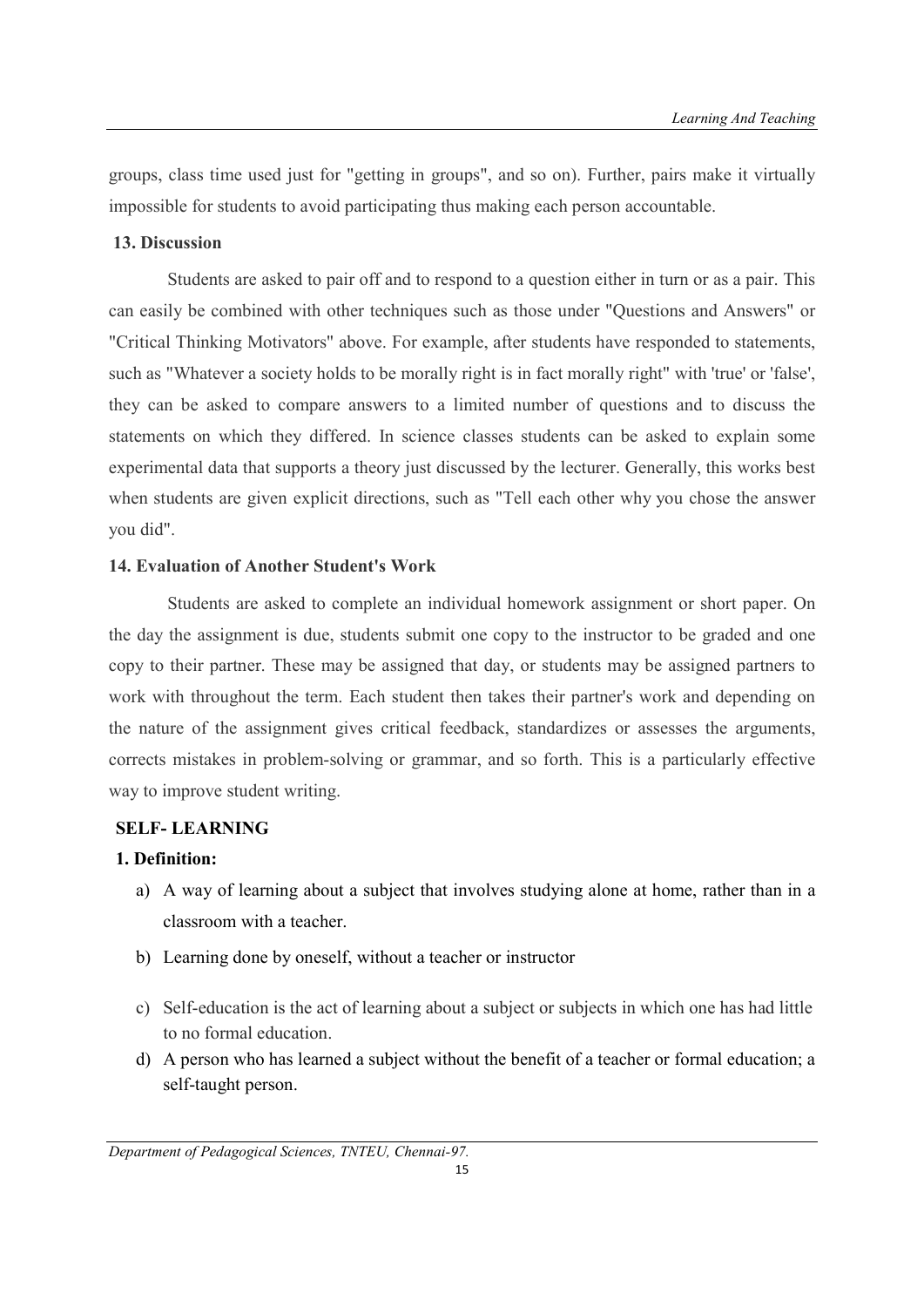groups, class time used just for "getting in groups", and so on). Further, pairs make it virtually impossible for students to avoid participating thus making each person accountable.

**13. Discussion**

Students are asked to pair off and to respond to a question either in turn or as a pair. This can easily be combined with other techniques such as those under "Questions and Answers" or "Critical Thinking Motivators" above. For example, after students have responded to statements, such as "Whatever a society holds to be morally right is in fact morally right" with 'true' or 'false', they can be asked to compare answers to a limited number of questions and to discuss the statements on which they differed. In science classes students can be asked to explain some experimental data that supports a theory just discussed by the lecturer. Generally, this works best when students are given explicit directions, such as "Tell each other why you chose the answer you did".

**14. Evaluation of Another Student's Work**

Students are asked to complete an individual homework assignment or short paper. On the day the assignment is due, students submit one copy to the instructor to be graded and one copy to their partner. These may be assigned that day, or students may be assigned partners to work with throughout the term. Each student then takes their partner's work and depending on the nature of the assignment gives critical feedback, standardizes or assesses the arguments, corrects mistakes in problem-solving or grammar, and so forth. This is a particularly effective way to improve student writing.

**SELF- LEARNING**

**1. Definition:**

a) A way of learning about a subject that involves studying alone at home, rather than in a classroom with a teacher.

b) Learning done by oneself, without a teacher or instructor

c) Self-education is the act of learning about a subject or subjects in which one has had little to no formal education.

d) A person who has learned a subject without the benefit of a teacher or formal education; a self-taught person.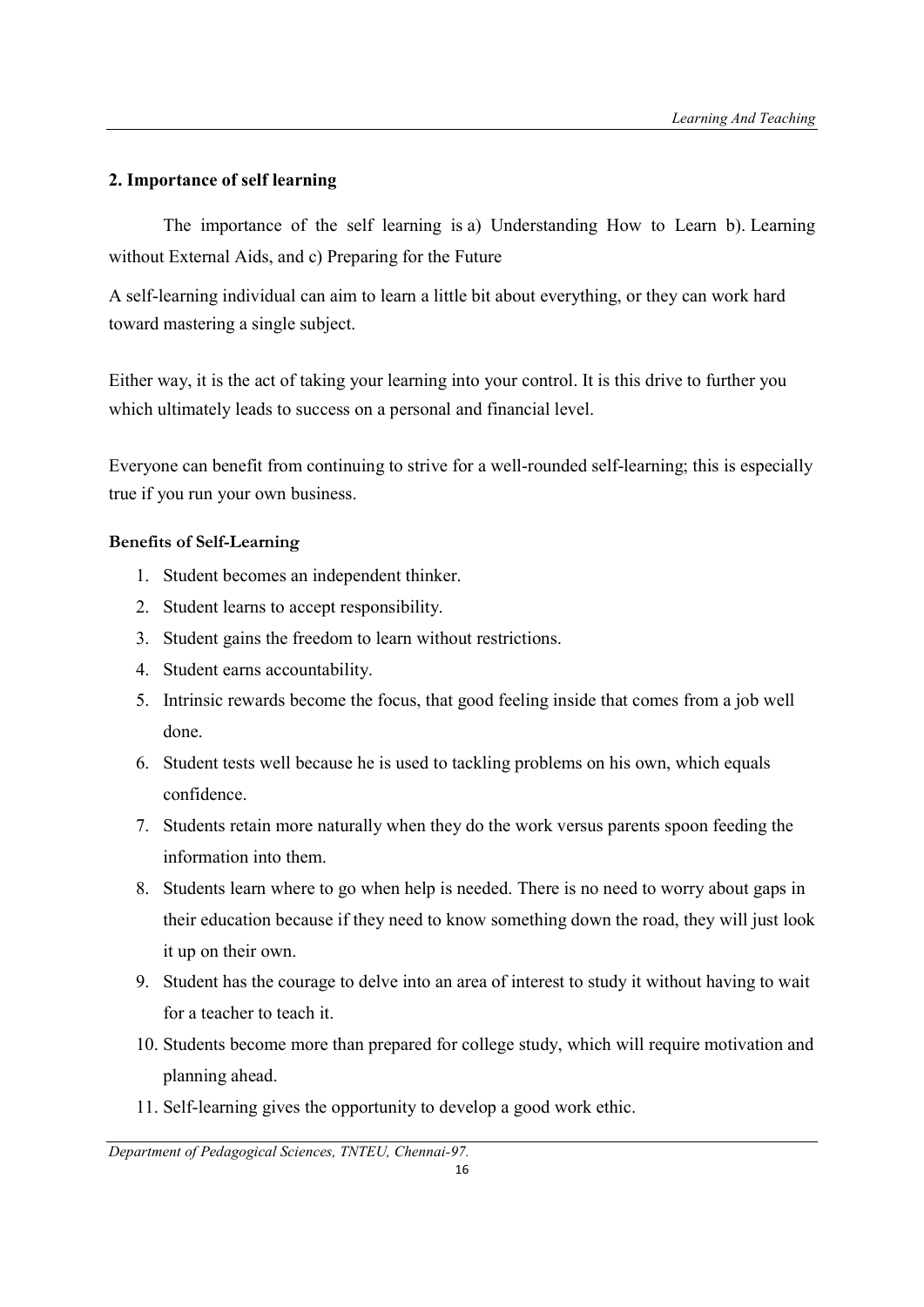## 2. Importance of self learning

The importance of the self learning is a) Understanding How to Learn b). Learning without External Aids, and c) Preparing for the Future

A self-learning individual can aim to learn a little bit about everything, or they can work hard toward mastering a single subject.

Either way, it is the act of taking your learning into your control. It is this drive to further you which ultimately leads to success on a personal and financial level.

Everyone can benefit from continuing to strive for a well-rounded self-learning; this is especially true if you run your own business.

**Benefits of Self-Learning**

1. Student becomes an independent thinker.
2. Student learns to accept responsibility.
3. Student gains the freedom to learn without restrictions.
4. Student earns accountability.
5. Intrinsic rewards become the focus, that good feeling inside that comes from a job well done.
6. Student tests well because he is used to tackling problems on his own, which equals confidence.
7. Students retain more naturally when they do the work versus parents spoon feeding the information into them.
8. Students learn where to go when help is needed. There is no need to worry about gaps in their education because if they need to know something down the road, they will just look it up on their own.
9. Student has the courage to delve into an area of interest to study it without having to wait for a teacher to teach it.
10. Students become more than prepared for college study, which will require motivation and planning ahead.
11. Self-learning gives the opportunity to develop a good work ethic.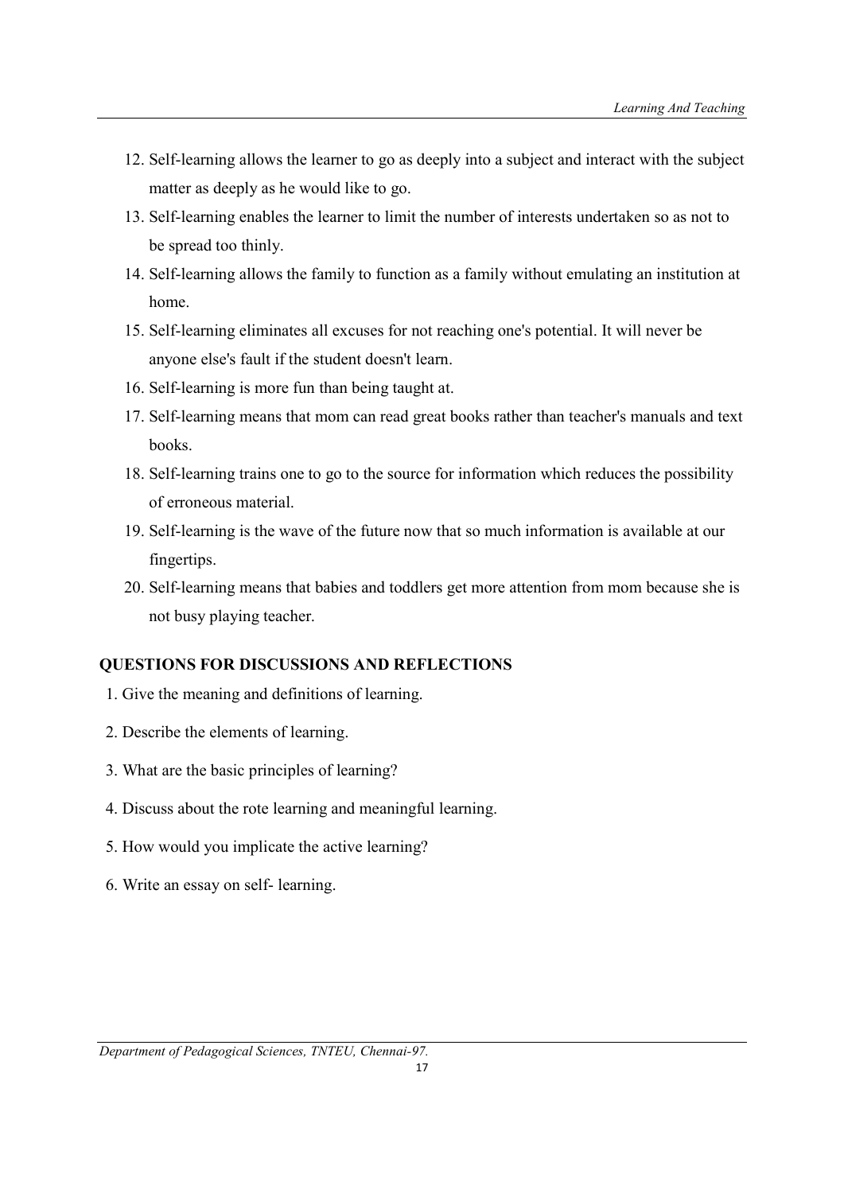12. Self-learning allows the learner to go as deeply into a subject and interact with the subject matter as deeply as he would like to go.
13. Self-learning enables the learner to limit the number of interests undertaken so as not to be spread too thinly.
14. Self-learning allows the family to function as a family without emulating an institution at home.
15. Self-learning eliminates all excuses for not reaching one's potential. It will never be anyone else's fault if the student doesn't learn.
16. Self-learning is more fun than being taught at.
17. Self-learning means that mom can read great books rather than teacher's manuals and text books.
18. Self-learning trains one to go to the source for information which reduces the possibility of erroneous material.
19. Self-learning is the wave of the future now that so much information is available at our fingertips.
20. Self-learning means that babies and toddlers get more attention from mom because she is not busy playing teacher.

### QUESTIONS FOR DISCUSSIONS AND REFLECTIONS

1. Give the meaning and definitions of learning.
2. Describe the elements of learning.
3. What are the basic principles of learning?
4. Discuss about the rote learning and meaningful learning.
5. How would you implicate the active learning?
6. Write an essay on self- learning.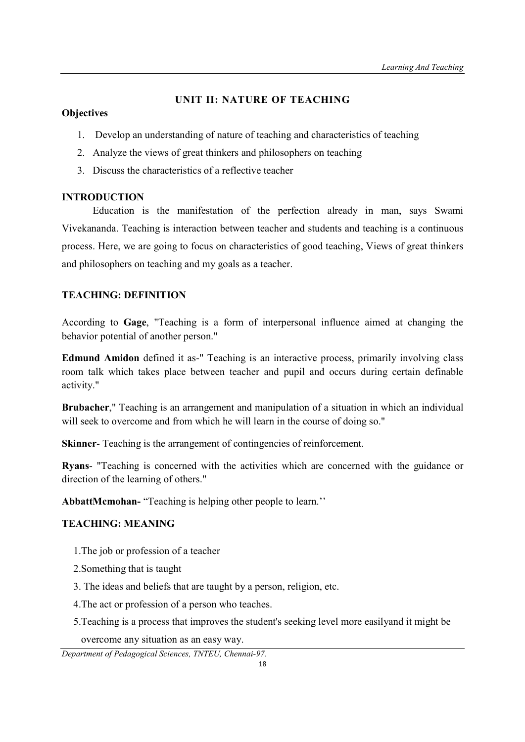## UNIT II: NATURE OF TEACHING

**Objectives**

1. Develop an understanding of nature of teaching and characteristics of teaching
2. Analyze the views of great thinkers and philosophers on teaching
3. Discuss the characteristics of a reflective teacher

**INTRODUCTION**

Education is the manifestation of the perfection already in man, says Swami Vivekananda. Teaching is interaction between teacher and students and teaching is a continuous process. Here, we are going to focus on characteristics of good teaching, Views of great thinkers and philosophers on teaching and my goals as a teacher.

**TEACHING: DEFINITION**

According to **Gage**, "Teaching is a form of interpersonal influence aimed at changing the behavior potential of another person."

**Edmund Amidon** defined it as-" Teaching is an interactive process, primarily involving class room talk which takes place between teacher and pupil and occurs during certain definable activity."

**Brubacher**," Teaching is an arrangement and manipulation of a situation in which an individual will seek to overcome and from which he will learn in the course of doing so."

**Skinner**- Teaching is the arrangement of contingencies of reinforcement.

**Ryans**- "Teaching is concerned with the activities which are concerned with the guidance or direction of the learning of others."

**AbbattMcmohan-** "Teaching is helping other people to learn.''

**TEACHING: MEANING**

1.The job or profession of a teacher

2.Something that is taught

3. The ideas and beliefs that are taught by a person, religion, etc.

4.The act or profession of a person who teaches.

5.Teaching is a process that improves the student's seeking level more easilyand it might be overcome any situation as an easy way.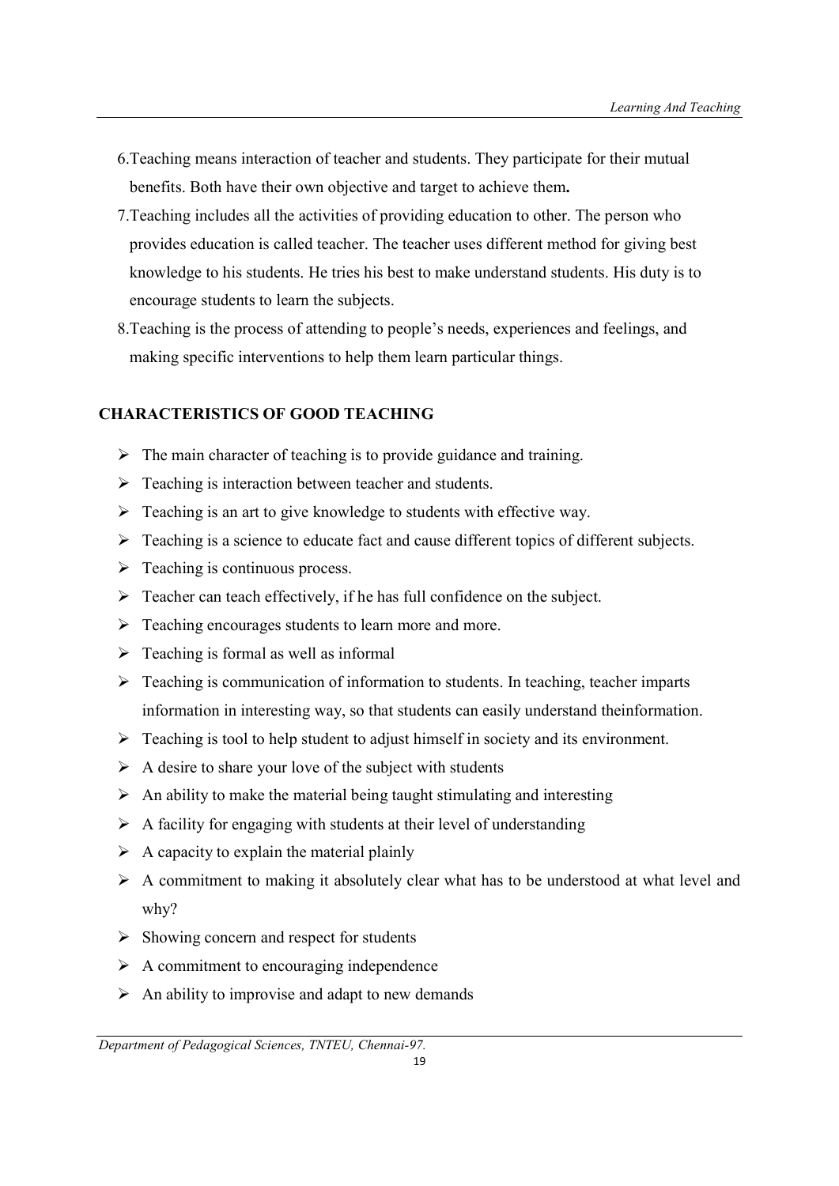6. Teaching means interaction of teacher and students. They participate for their mutual benefits. Both have their own objective and target to achieve them**.**
7. Teaching includes all the activities of providing education to other. The person who provides education is called teacher. The teacher uses different method for giving best knowledge to his students. He tries his best to make understand students. His duty is to encourage students to learn the subjects.
8. Teaching is the process of attending to people's needs, experiences and feelings, and making specific interventions to help them learn particular things.

## CHARACTERISTICS OF GOOD TEACHING

- The main character of teaching is to provide guidance and training.
- Teaching is interaction between teacher and students.
- Teaching is an art to give knowledge to students with effective way.
- Teaching is a science to educate fact and cause different topics of different subjects.
- Teaching is continuous process.
- Teacher can teach effectively, if he has full confidence on the subject.
- Teaching encourages students to learn more and more.
- Teaching is formal as well as informal
- Teaching is communication of information to students. In teaching, teacher imparts information in interesting way, so that students can easily understand theinformation.
- Teaching is tool to help student to adjust himself in society and its environment.
- A desire to share your love of the subject with students
- An ability to make the material being taught stimulating and interesting
- A facility for engaging with students at their level of understanding
- A capacity to explain the material plainly
- A commitment to making it absolutely clear what has to be understood at what level and why?
- Showing concern and respect for students
- A commitment to encouraging independence
- An ability to improvise and adapt to new demands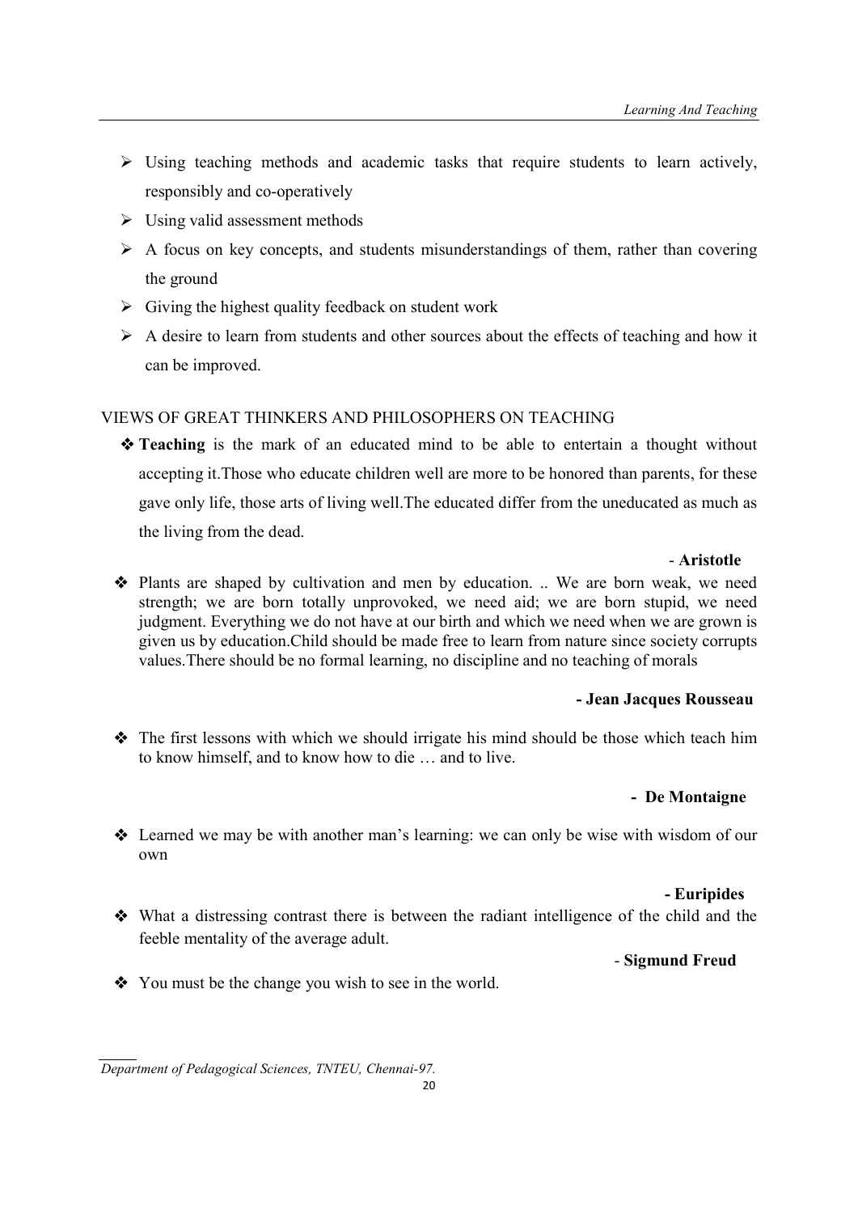- Using teaching methods and academic tasks that require students to learn actively, responsibly and co-operatively
- Using valid assessment methods
- A focus on key concepts, and students misunderstandings of them, rather than covering the ground
- Giving the highest quality feedback on student work
- A desire to learn from students and other sources about the effects of teaching and how it can be improved.

VIEWS OF GREAT THINKERS AND PHILOSOPHERS ON TEACHING

- **Teaching** is the mark of an educated mind to be able to entertain a thought without accepting it.Those who educate children well are more to be honored than parents, for these gave only life, those arts of living well.The educated differ from the uneducated as much as the living from the dead.

  - **Aristotle**

- Plants are shaped by cultivation and men by education. .. We are born weak, we need strength; we are born totally unprovoked, we need aid; we are born stupid, we need judgment. Everything we do not have at our birth and which we need when we are grown is given us by education.Child should be made free to learn from nature since society corrupts values.There should be no formal learning, no discipline and no teaching of morals

  **- Jean Jacques Rousseau**

- The first lessons with which we should irrigate his mind should be those which teach him to know himself, and to know how to die … and to live.

  **- De Montaigne**

- Learned we may be with another man's learning: we can only be wise with wisdom of our own

  **- Euripides**

- What a distressing contrast there is between the radiant intelligence of the child and the feeble mentality of the average adult.

  - **Sigmund Freud**

- You must be the change you wish to see in the world.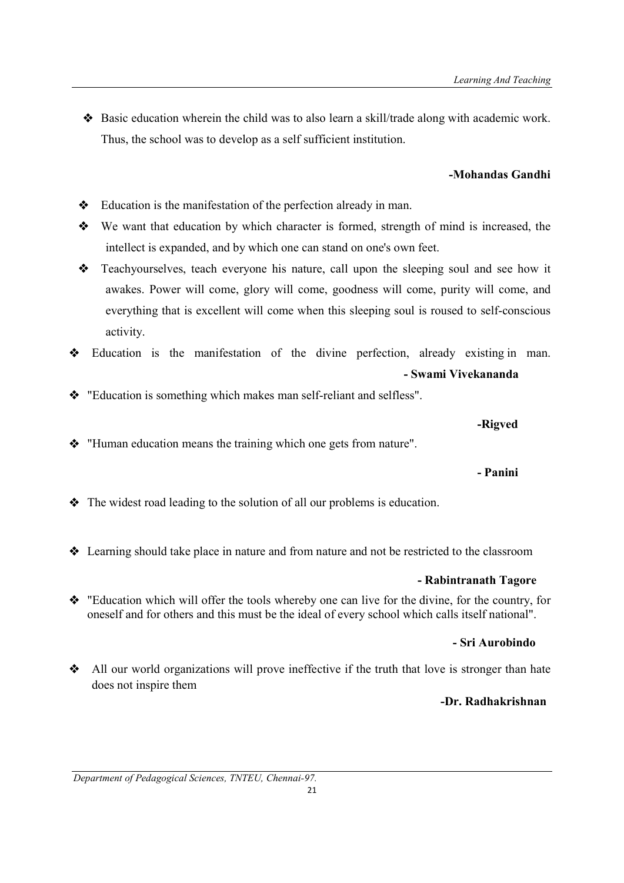- Basic education wherein the child was to also learn a skill/trade along with academic work. Thus, the school was to develop as a self sufficient institution.

**-Mohandas Gandhi**

- Education is the manifestation of the perfection already in man.
- We want that education by which character is formed, strength of mind is increased, the intellect is expanded, and by which one can stand on one's own feet.
- Teachyourselves, teach everyone his nature, call upon the sleeping soul and see how it awakes. Power will come, glory will come, goodness will come, purity will come, and everything that is excellent will come when this sleeping soul is roused to self-conscious activity.
- Education is the manifestation of the divine perfection, already existing in man.

**- Swami Vivekananda**

- "Education is something which makes man self-reliant and selfless".

**-Rigved**

- "Human education means the training which one gets from nature".

**- Panini**

- The widest road leading to the solution of all our problems is education.
- Learning should take place in nature and from nature and not be restricted to the classroom

**- Rabintranath Tagore**

- "Education which will offer the tools whereby one can live for the divine, for the country, for oneself and for others and this must be the ideal of every school which calls itself national".

**- Sri Aurobindo**

- All our world organizations will prove ineffective if the truth that love is stronger than hate does not inspire them

**-Dr. Radhakrishnan**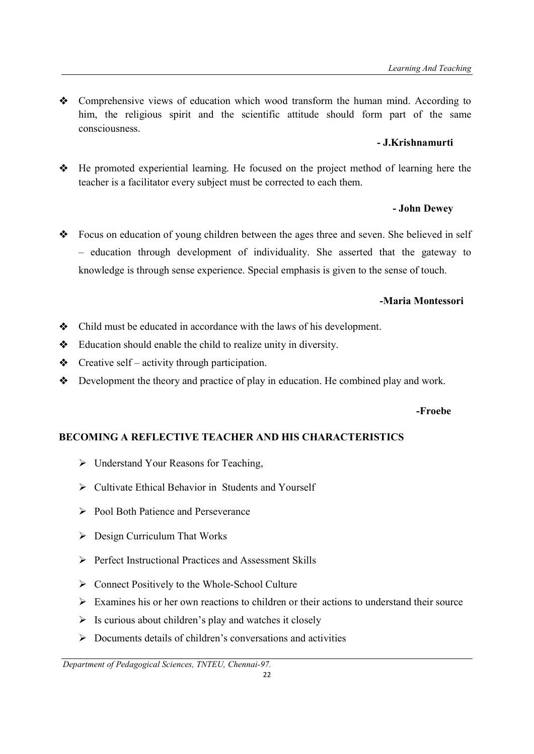- Comprehensive views of education which wood transform the human mind. According to him, the religious spirit and the scientific attitude should form part of the same consciousness.

**- J.Krishnamurti**

- He promoted experiential learning. He focused on the project method of learning here the teacher is a facilitator every subject must be corrected to each them.

**- John Dewey**

- Focus on education of young children between the ages three and seven. She believed in self – education through development of individuality. She asserted that the gateway to knowledge is through sense experience. Special emphasis is given to the sense of touch.

**-Maria Montessori**

- Child must be educated in accordance with the laws of his development.
- Education should enable the child to realize unity in diversity.
- Creative self – activity through participation.
- Development the theory and practice of play in education. He combined play and work.

**-Froebe**

**BECOMING A REFLECTIVE TEACHER AND HIS CHARACTERISTICS**

- Understand Your Reasons for Teaching,
- Cultivate Ethical Behavior in Students and Yourself
- Pool Both Patience and Perseverance
- Design Curriculum That Works
- Perfect Instructional Practices and Assessment Skills
- Connect Positively to the Whole-School Culture
- Examines his or her own reactions to children or their actions to understand their source
- Is curious about children's play and watches it closely
- Documents details of children's conversations and activities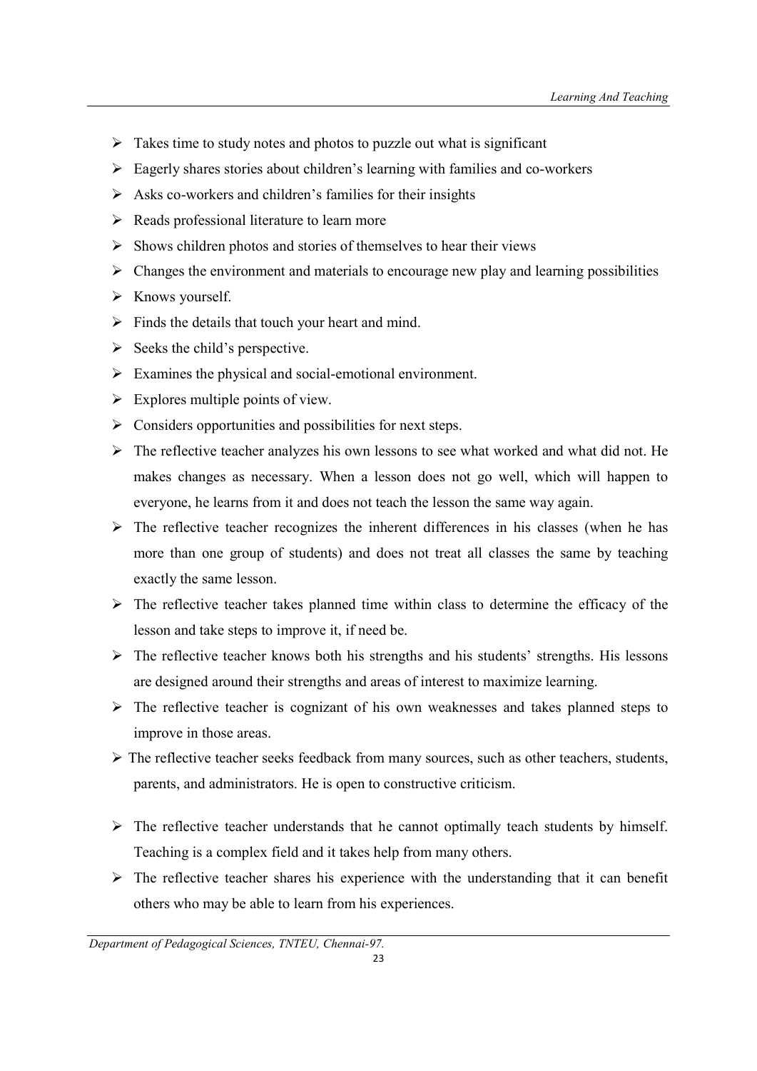- Takes time to study notes and photos to puzzle out what is significant
- Eagerly shares stories about children's learning with families and co-workers
- Asks co-workers and children's families for their insights
- Reads professional literature to learn more
- Shows children photos and stories of themselves to hear their views
- Changes the environment and materials to encourage new play and learning possibilities
- Knows yourself.
- Finds the details that touch your heart and mind.
- Seeks the child's perspective.
- Examines the physical and social-emotional environment.
- Explores multiple points of view.
- Considers opportunities and possibilities for next steps.
- The reflective teacher analyzes his own lessons to see what worked and what did not. He makes changes as necessary. When a lesson does not go well, which will happen to everyone, he learns from it and does not teach the lesson the same way again.
- The reflective teacher recognizes the inherent differences in his classes (when he has more than one group of students) and does not treat all classes the same by teaching exactly the same lesson.
- The reflective teacher takes planned time within class to determine the efficacy of the lesson and take steps to improve it, if need be.
- The reflective teacher knows both his strengths and his students' strengths. His lessons are designed around their strengths and areas of interest to maximize learning.
- The reflective teacher is cognizant of his own weaknesses and takes planned steps to improve in those areas.
- The reflective teacher seeks feedback from many sources, such as other teachers, students, parents, and administrators. He is open to constructive criticism.
- The reflective teacher understands that he cannot optimally teach students by himself. Teaching is a complex field and it takes help from many others.
- The reflective teacher shares his experience with the understanding that it can benefit others who may be able to learn from his experiences.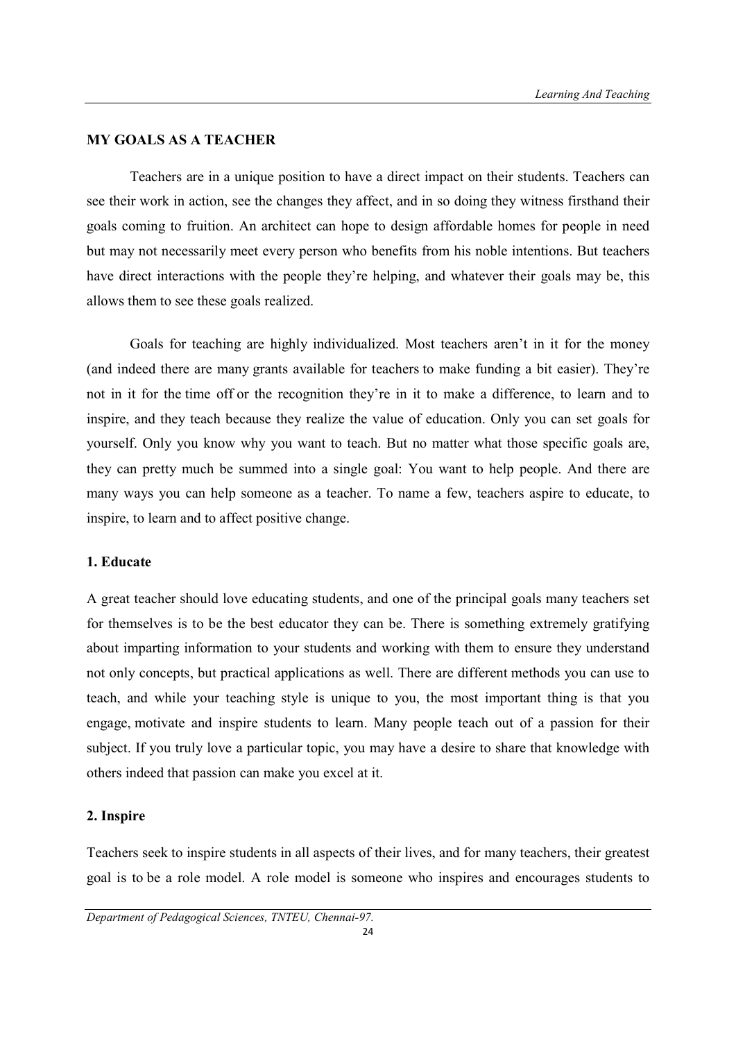## MY GOALS AS A TEACHER

Teachers are in a unique position to have a direct impact on their students. Teachers can see their work in action, see the changes they affect, and in so doing they witness firsthand their goals coming to fruition. An architect can hope to design affordable homes for people in need but may not necessarily meet every person who benefits from his noble intentions. But teachers have direct interactions with the people they're helping, and whatever their goals may be, this allows them to see these goals realized.

Goals for teaching are highly individualized. Most teachers aren't in it for the money (and indeed there are many grants available for teachers to make funding a bit easier). They're not in it for the time off or the recognition they're in it to make a difference, to learn and to inspire, and they teach because they realize the value of education. Only you can set goals for yourself. Only you know why you want to teach. But no matter what those specific goals are, they can pretty much be summed into a single goal: You want to help people. And there are many ways you can help someone as a teacher. To name a few, teachers aspire to educate, to inspire, to learn and to affect positive change.

### 1. Educate

A great teacher should love educating students, and one of the principal goals many teachers set for themselves is to be the best educator they can be. There is something extremely gratifying about imparting information to your students and working with them to ensure they understand not only concepts, but practical applications as well. There are different methods you can use to teach, and while your teaching style is unique to you, the most important thing is that you engage, motivate and inspire students to learn. Many people teach out of a passion for their subject. If you truly love a particular topic, you may have a desire to share that knowledge with others indeed that passion can make you excel at it.

### 2. Inspire

Teachers seek to inspire students in all aspects of their lives, and for many teachers, their greatest goal is to be a role model. A role model is someone who inspires and encourages students to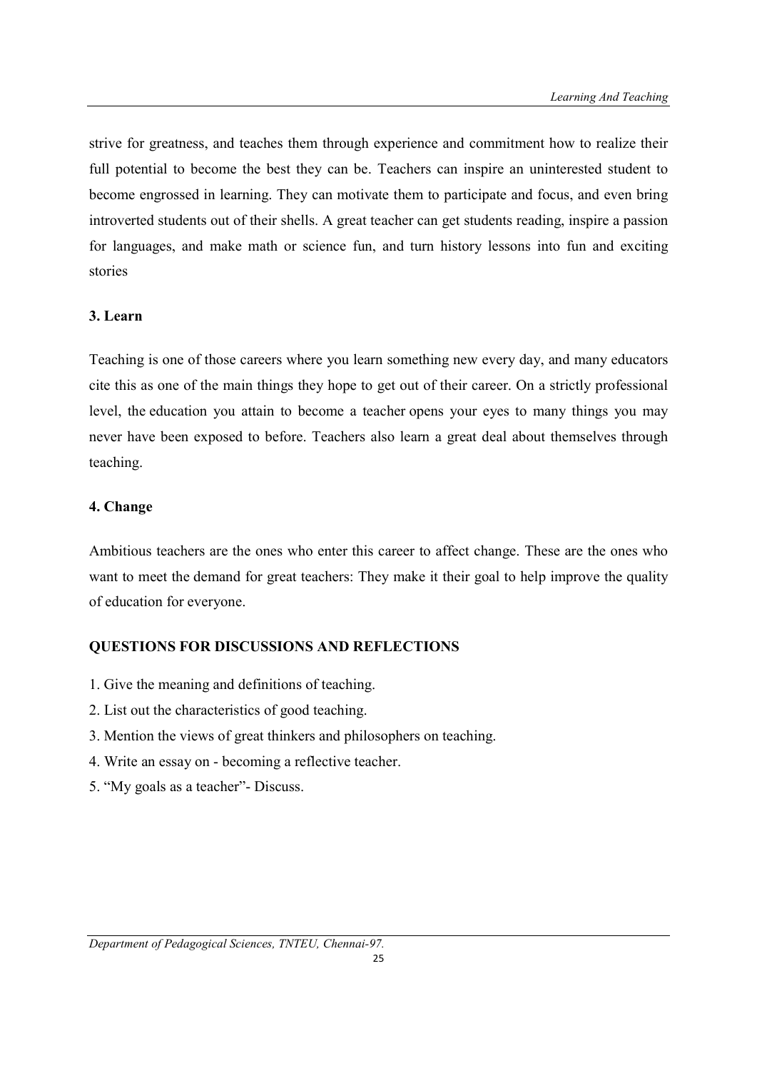strive for greatness, and teaches them through experience and commitment how to realize their full potential to become the best they can be. Teachers can inspire an uninterested student to become engrossed in learning. They can motivate them to participate and focus, and even bring introverted students out of their shells. A great teacher can get students reading, inspire a passion for languages, and make math or science fun, and turn history lessons into fun and exciting stories

**3. Learn**

Teaching is one of those careers where you learn something new every day, and many educators cite this as one of the main things they hope to get out of their career. On a strictly professional level, the education you attain to become a teacher opens your eyes to many things you may never have been exposed to before. Teachers also learn a great deal about themselves through teaching.

**4. Change**

Ambitious teachers are the ones who enter this career to affect change. These are the ones who want to meet the demand for great teachers: They make it their goal to help improve the quality of education for everyone.

**QUESTIONS FOR DISCUSSIONS AND REFLECTIONS**

1. Give the meaning and definitions of teaching.
2. List out the characteristics of good teaching.
3. Mention the views of great thinkers and philosophers on teaching.
4. Write an essay on - becoming a reflective teacher.
5. "My goals as a teacher"- Discuss.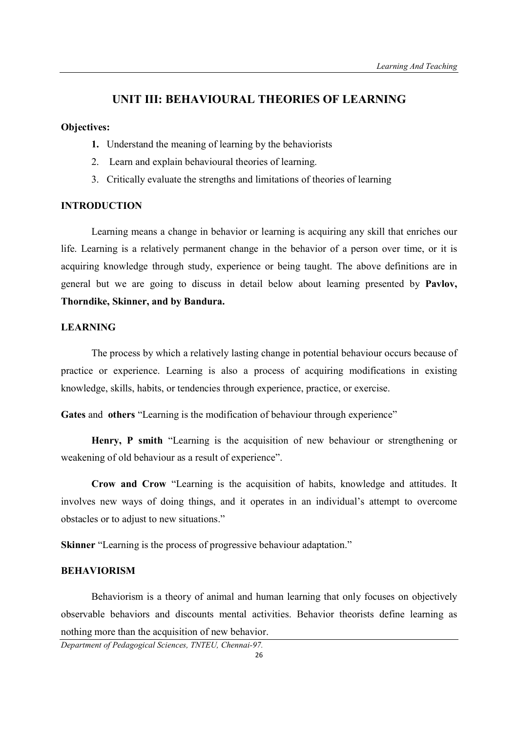# UNIT III: BEHAVIOURAL THEORIES OF LEARNING

**Objectives:**

1. Understand the meaning of learning by the behaviorists
2. Learn and explain behavioural theories of learning.
3. Critically evaluate the strengths and limitations of theories of learning

**INTRODUCTION**

Learning means a change in behavior or learning is acquiring any skill that enriches our life. Learning is a relatively permanent change in the behavior of a person over time, or it is acquiring knowledge through study, experience or being taught. The above definitions are in general but we are going to discuss in detail below about learning presented by **Pavlov, Thorndike, Skinner, and by Bandura.**

**LEARNING**

The process by which a relatively lasting change in potential behaviour occurs because of practice or experience. Learning is also a process of acquiring modifications in existing knowledge, skills, habits, or tendencies through experience, practice, or exercise.

**Gates** and **others** "Learning is the modification of behaviour through experience"

**Henry, P smith** "Learning is the acquisition of new behaviour or strengthening or weakening of old behaviour as a result of experience".

**Crow and Crow** "Learning is the acquisition of habits, knowledge and attitudes. It involves new ways of doing things, and it operates in an individual's attempt to overcome obstacles or to adjust to new situations."

**Skinner** "Learning is the process of progressive behaviour adaptation."

**BEHAVIORISM**

Behaviorism is a theory of animal and human learning that only focuses on objectively observable behaviors and discounts mental activities. Behavior theorists define learning as nothing more than the acquisition of new behavior.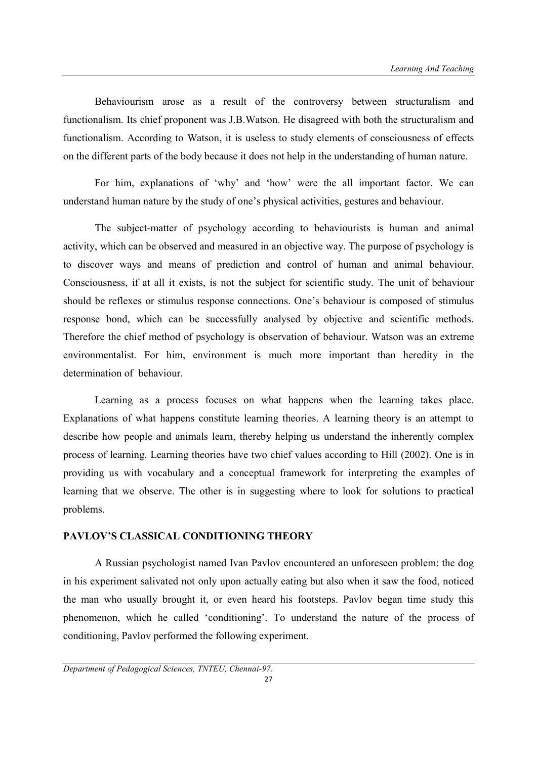Behaviourism arose as a result of the controversy between structuralism and functionalism. Its chief proponent was J.B.Watson. He disagreed with both the structuralism and functionalism. According to Watson, it is useless to study elements of consciousness of effects on the different parts of the body because it does not help in the understanding of human nature.

For him, explanations of 'why' and 'how' were the all important factor. We can understand human nature by the study of one's physical activities, gestures and behaviour.

The subject-matter of psychology according to behaviourists is human and animal activity, which can be observed and measured in an objective way. The purpose of psychology is to discover ways and means of prediction and control of human and animal behaviour. Consciousness, if at all it exists, is not the subject for scientific study. The unit of behaviour should be reflexes or stimulus response connections. One's behaviour is composed of stimulus response bond, which can be successfully analysed by objective and scientific methods. Therefore the chief method of psychology is observation of behaviour. Watson was an extreme environmentalist. For him, environment is much more important than heredity in the determination of behaviour.

Learning as a process focuses on what happens when the learning takes place. Explanations of what happens constitute learning theories. A learning theory is an attempt to describe how people and animals learn, thereby helping us understand the inherently complex process of learning. Learning theories have two chief values according to Hill (2002). One is in providing us with vocabulary and a conceptual framework for interpreting the examples of learning that we observe. The other is in suggesting where to look for solutions to practical problems.

## PAVLOV'S CLASSICAL CONDITIONING THEORY

A Russian psychologist named Ivan Pavlov encountered an unforeseen problem: the dog in his experiment salivated not only upon actually eating but also when it saw the food, noticed the man who usually brought it, or even heard his footsteps. Pavlov began time study this phenomenon, which he called 'conditioning'. To understand the nature of the process of conditioning, Pavlov performed the following experiment.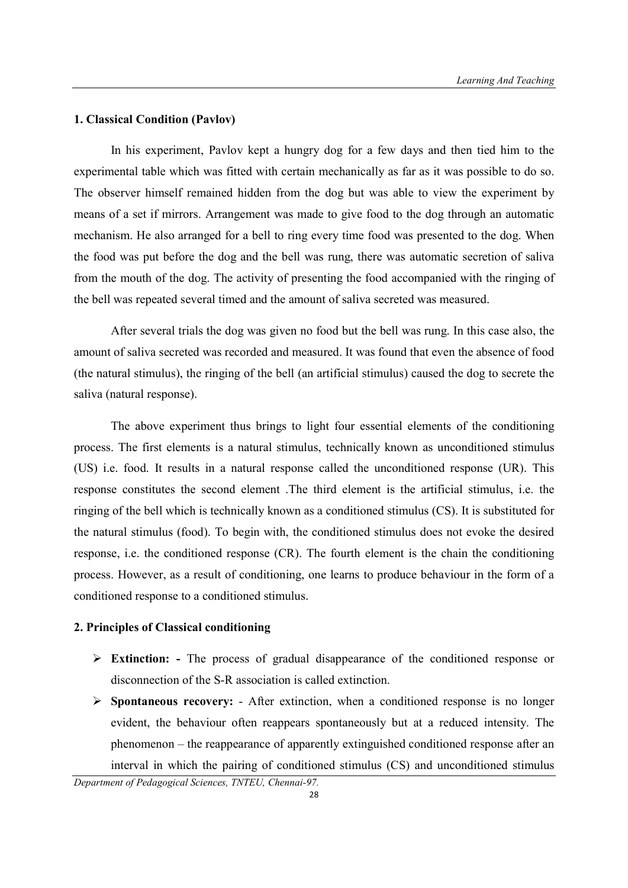### 1. Classical Condition (Pavlov)

In his experiment, Pavlov kept a hungry dog for a few days and then tied him to the experimental table which was fitted with certain mechanically as far as it was possible to do so. The observer himself remained hidden from the dog but was able to view the experiment by means of a set if mirrors. Arrangement was made to give food to the dog through an automatic mechanism. He also arranged for a bell to ring every time food was presented to the dog. When the food was put before the dog and the bell was rung, there was automatic secretion of saliva from the mouth of the dog. The activity of presenting the food accompanied with the ringing of the bell was repeated several timed and the amount of saliva secreted was measured.

After several trials the dog was given no food but the bell was rung. In this case also, the amount of saliva secreted was recorded and measured. It was found that even the absence of food (the natural stimulus), the ringing of the bell (an artificial stimulus) caused the dog to secrete the saliva (natural response).

The above experiment thus brings to light four essential elements of the conditioning process. The first elements is a natural stimulus, technically known as unconditioned stimulus (US) i.e. food. It results in a natural response called the unconditioned response (UR). This response constitutes the second element .The third element is the artificial stimulus, i.e. the ringing of the bell which is technically known as a conditioned stimulus (CS). It is substituted for the natural stimulus (food). To begin with, the conditioned stimulus does not evoke the desired response, i.e. the conditioned response (CR). The fourth element is the chain the conditioning process. However, as a result of conditioning, one learns to produce behaviour in the form of a conditioned response to a conditioned stimulus.

### 2. Principles of Classical conditioning

- **Extinction: -** The process of gradual disappearance of the conditioned response or disconnection of the S-R association is called extinction.
- **Spontaneous recovery:** - After extinction, when a conditioned response is no longer evident, the behaviour often reappears spontaneously but at a reduced intensity. The phenomenon – the reappearance of apparently extinguished conditioned response after an interval in which the pairing of conditioned stimulus (CS) and unconditioned stimulus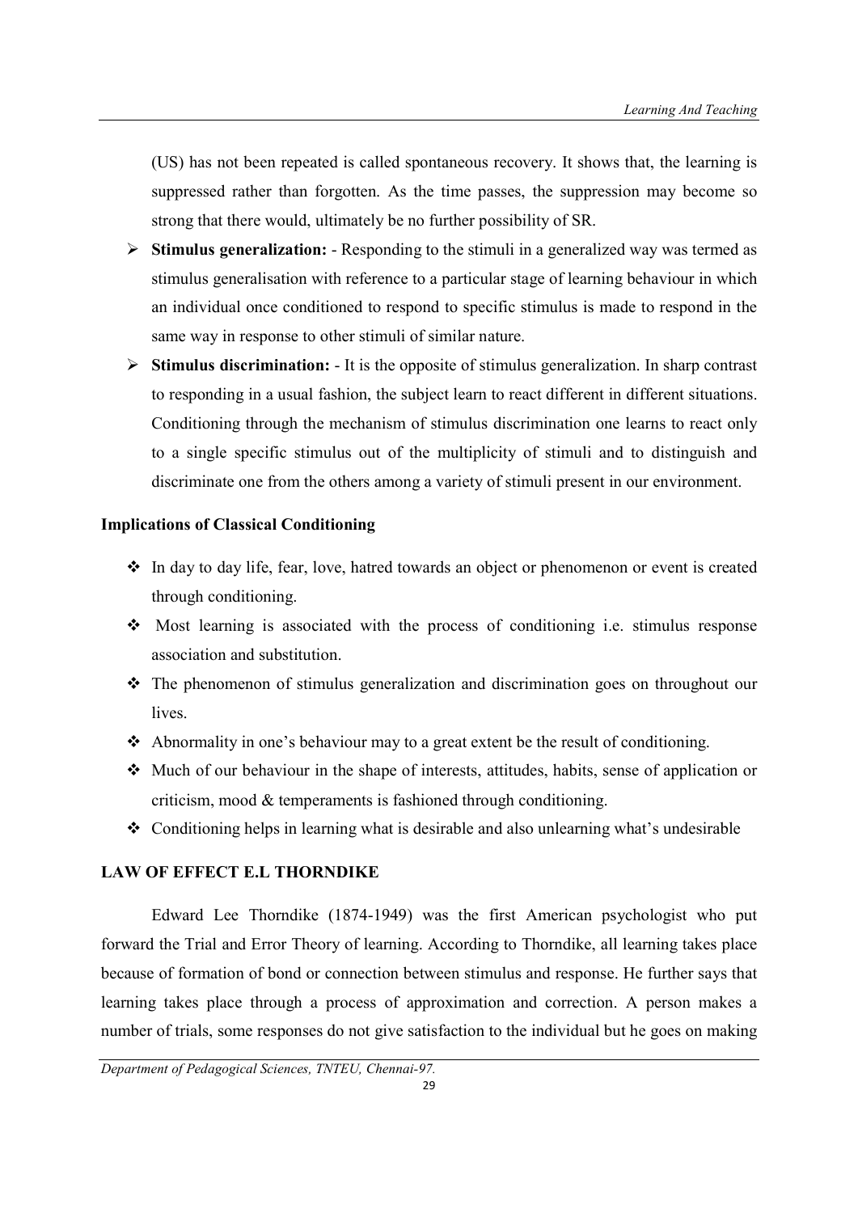(US) has not been repeated is called spontaneous recovery. It shows that, the learning is suppressed rather than forgotten. As the time passes, the suppression may become so strong that there would, ultimately be no further possibility of SR.

- **Stimulus generalization:** - Responding to the stimuli in a generalized way was termed as stimulus generalisation with reference to a particular stage of learning behaviour in which an individual once conditioned to respond to specific stimulus is made to respond in the same way in response to other stimuli of similar nature.
- **Stimulus discrimination:** - It is the opposite of stimulus generalization. In sharp contrast to responding in a usual fashion, the subject learn to react different in different situations. Conditioning through the mechanism of stimulus discrimination one learns to react only to a single specific stimulus out of the multiplicity of stimuli and to distinguish and discriminate one from the others among a variety of stimuli present in our environment.

**Implications of Classical Conditioning**

- In day to day life, fear, love, hatred towards an object or phenomenon or event is created through conditioning.
- Most learning is associated with the process of conditioning i.e. stimulus response association and substitution.
- The phenomenon of stimulus generalization and discrimination goes on throughout our lives.
- Abnormality in one's behaviour may to a great extent be the result of conditioning.
- Much of our behaviour in the shape of interests, attitudes, habits, sense of application or criticism, mood & temperaments is fashioned through conditioning.
- Conditioning helps in learning what is desirable and also unlearning what's undesirable

**LAW OF EFFECT E.L THORNDIKE**

Edward Lee Thorndike (1874-1949) was the first American psychologist who put forward the Trial and Error Theory of learning. According to Thorndike, all learning takes place because of formation of bond or connection between stimulus and response. He further says that learning takes place through a process of approximation and correction. A person makes a number of trials, some responses do not give satisfaction to the individual but he goes on making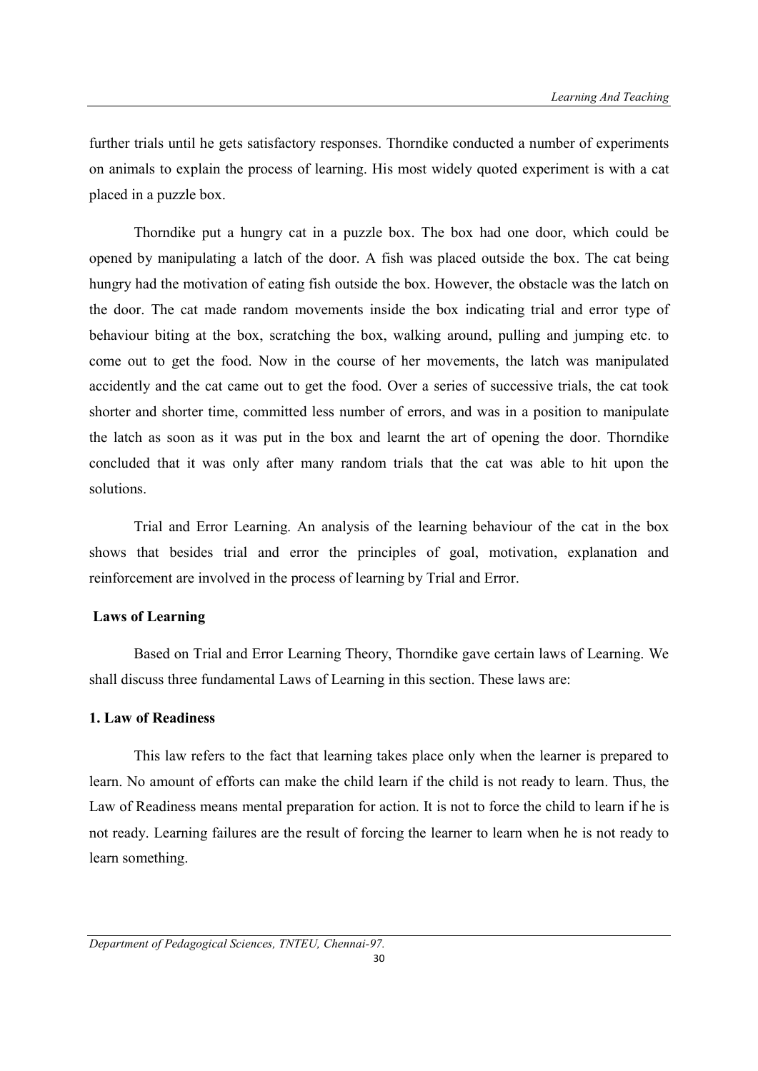further trials until he gets satisfactory responses. Thorndike conducted a number of experiments on animals to explain the process of learning. His most widely quoted experiment is with a cat placed in a puzzle box.

Thorndike put a hungry cat in a puzzle box. The box had one door, which could be opened by manipulating a latch of the door. A fish was placed outside the box. The cat being hungry had the motivation of eating fish outside the box. However, the obstacle was the latch on the door. The cat made random movements inside the box indicating trial and error type of behaviour biting at the box, scratching the box, walking around, pulling and jumping etc. to come out to get the food. Now in the course of her movements, the latch was manipulated accidently and the cat came out to get the food. Over a series of successive trials, the cat took shorter and shorter time, committed less number of errors, and was in a position to manipulate the latch as soon as it was put in the box and learnt the art of opening the door. Thorndike concluded that it was only after many random trials that the cat was able to hit upon the solutions.

Trial and Error Learning. An analysis of the learning behaviour of the cat in the box shows that besides trial and error the principles of goal, motivation, explanation and reinforcement are involved in the process of learning by Trial and Error.

**Laws of Learning**

Based on Trial and Error Learning Theory, Thorndike gave certain laws of Learning. We shall discuss three fundamental Laws of Learning in this section. These laws are:

**1. Law of Readiness**

This law refers to the fact that learning takes place only when the learner is prepared to learn. No amount of efforts can make the child learn if the child is not ready to learn. Thus, the Law of Readiness means mental preparation for action. It is not to force the child to learn if he is not ready. Learning failures are the result of forcing the learner to learn when he is not ready to learn something.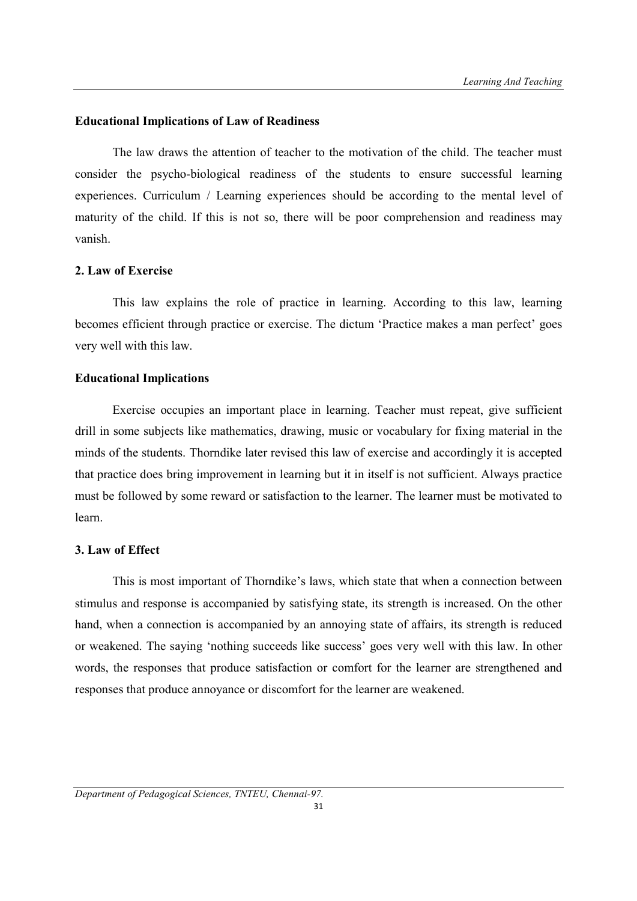**Educational Implications of Law of Readiness**

The law draws the attention of teacher to the motivation of the child. The teacher must consider the psycho-biological readiness of the students to ensure successful learning experiences. Curriculum / Learning experiences should be according to the mental level of maturity of the child. If this is not so, there will be poor comprehension and readiness may vanish.

**2. Law of Exercise**

This law explains the role of practice in learning. According to this law, learning becomes efficient through practice or exercise. The dictum 'Practice makes a man perfect' goes very well with this law.

**Educational Implications**

Exercise occupies an important place in learning. Teacher must repeat, give sufficient drill in some subjects like mathematics, drawing, music or vocabulary for fixing material in the minds of the students. Thorndike later revised this law of exercise and accordingly it is accepted that practice does bring improvement in learning but it in itself is not sufficient. Always practice must be followed by some reward or satisfaction to the learner. The learner must be motivated to learn.

**3. Law of Effect**

This is most important of Thorndike's laws, which state that when a connection between stimulus and response is accompanied by satisfying state, its strength is increased. On the other hand, when a connection is accompanied by an annoying state of affairs, its strength is reduced or weakened. The saying 'nothing succeeds like success' goes very well with this law. In other words, the responses that produce satisfaction or comfort for the learner are strengthened and responses that produce annoyance or discomfort for the learner are weakened.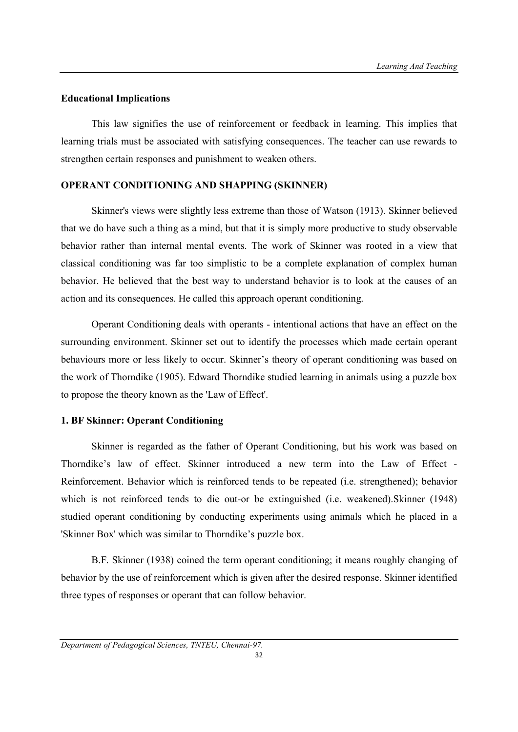**Educational Implications**

This law signifies the use of reinforcement or feedback in learning. This implies that learning trials must be associated with satisfying consequences. The teacher can use rewards to strengthen certain responses and punishment to weaken others.

**OPERANT CONDITIONING AND SHAPPING (SKINNER)**

Skinner's views were slightly less extreme than those of Watson (1913). Skinner believed that we do have such a thing as a mind, but that it is simply more productive to study observable behavior rather than internal mental events. The work of Skinner was rooted in a view that classical conditioning was far too simplistic to be a complete explanation of complex human behavior. He believed that the best way to understand behavior is to look at the causes of an action and its consequences. He called this approach operant conditioning.

Operant Conditioning deals with operants - intentional actions that have an effect on the surrounding environment. Skinner set out to identify the processes which made certain operant behaviours more or less likely to occur. Skinner's theory of operant conditioning was based on the work of Thorndike (1905). Edward Thorndike studied learning in animals using a puzzle box to propose the theory known as the 'Law of Effect'.

**1. BF Skinner: Operant Conditioning**

Skinner is regarded as the father of Operant Conditioning, but his work was based on Thorndike's law of effect. Skinner introduced a new term into the Law of Effect - Reinforcement. Behavior which is reinforced tends to be repeated (i.e. strengthened); behavior which is not reinforced tends to die out-or be extinguished (i.e. weakened).Skinner (1948) studied operant conditioning by conducting experiments using animals which he placed in a 'Skinner Box' which was similar to Thorndike's puzzle box.

B.F. Skinner (1938) coined the term operant conditioning; it means roughly changing of behavior by the use of reinforcement which is given after the desired response. Skinner identified three types of responses or operant that can follow behavior.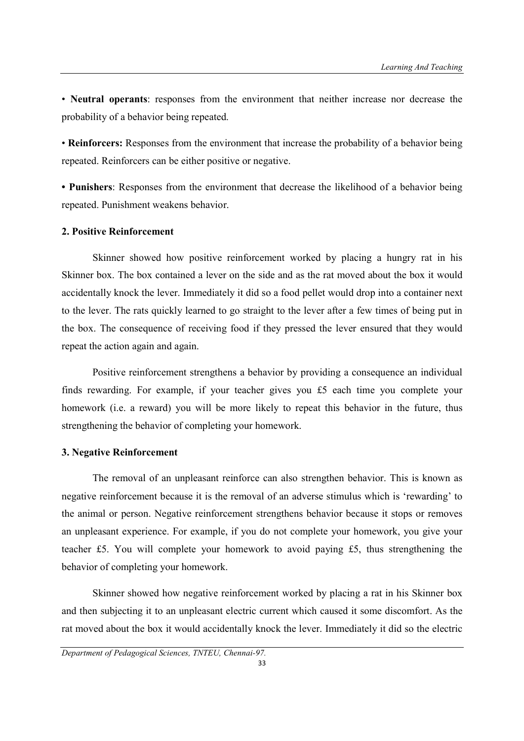• **Neutral operants**: responses from the environment that neither increase nor decrease the probability of a behavior being repeated.

• **Reinforcers:** Responses from the environment that increase the probability of a behavior being repeated. Reinforcers can be either positive or negative.

• **Punishers**: Responses from the environment that decrease the likelihood of a behavior being repeated. Punishment weakens behavior.

**2. Positive Reinforcement**

Skinner showed how positive reinforcement worked by placing a hungry rat in his Skinner box. The box contained a lever on the side and as the rat moved about the box it would accidentally knock the lever. Immediately it did so a food pellet would drop into a container next to the lever. The rats quickly learned to go straight to the lever after a few times of being put in the box. The consequence of receiving food if they pressed the lever ensured that they would repeat the action again and again.

Positive reinforcement strengthens a behavior by providing a consequence an individual finds rewarding. For example, if your teacher gives you £5 each time you complete your homework (i.e. a reward) you will be more likely to repeat this behavior in the future, thus strengthening the behavior of completing your homework.

**3. Negative Reinforcement**

The removal of an unpleasant reinforce can also strengthen behavior. This is known as negative reinforcement because it is the removal of an adverse stimulus which is 'rewarding' to the animal or person. Negative reinforcement strengthens behavior because it stops or removes an unpleasant experience. For example, if you do not complete your homework, you give your teacher £5. You will complete your homework to avoid paying £5, thus strengthening the behavior of completing your homework.

Skinner showed how negative reinforcement worked by placing a rat in his Skinner box and then subjecting it to an unpleasant electric current which caused it some discomfort. As the rat moved about the box it would accidentally knock the lever. Immediately it did so the electric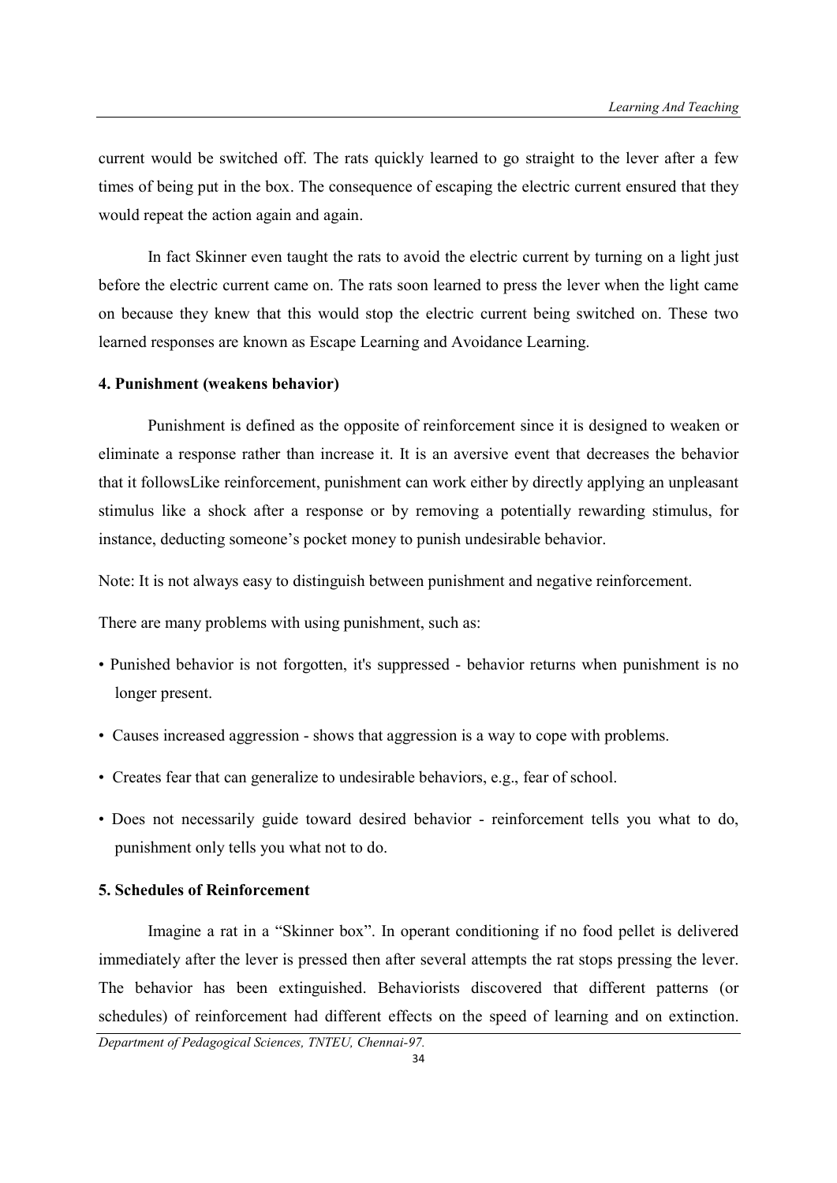current would be switched off. The rats quickly learned to go straight to the lever after a few times of being put in the box. The consequence of escaping the electric current ensured that they would repeat the action again and again.

In fact Skinner even taught the rats to avoid the electric current by turning on a light just before the electric current came on. The rats soon learned to press the lever when the light came on because they knew that this would stop the electric current being switched on. These two learned responses are known as Escape Learning and Avoidance Learning.

**4. Punishment (weakens behavior)**

Punishment is defined as the opposite of reinforcement since it is designed to weaken or eliminate a response rather than increase it. It is an aversive event that decreases the behavior that it followsLike reinforcement, punishment can work either by directly applying an unpleasant stimulus like a shock after a response or by removing a potentially rewarding stimulus, for instance, deducting someone's pocket money to punish undesirable behavior.

Note: It is not always easy to distinguish between punishment and negative reinforcement.

There are many problems with using punishment, such as:

- Punished behavior is not forgotten, it's suppressed - behavior returns when punishment is no longer present.
- Causes increased aggression - shows that aggression is a way to cope with problems.
- Creates fear that can generalize to undesirable behaviors, e.g., fear of school.
- Does not necessarily guide toward desired behavior - reinforcement tells you what to do, punishment only tells you what not to do.

**5. Schedules of Reinforcement**

Imagine a rat in a "Skinner box". In operant conditioning if no food pellet is delivered immediately after the lever is pressed then after several attempts the rat stops pressing the lever. The behavior has been extinguished. Behaviorists discovered that different patterns (or schedules) of reinforcement had different effects on the speed of learning and on extinction.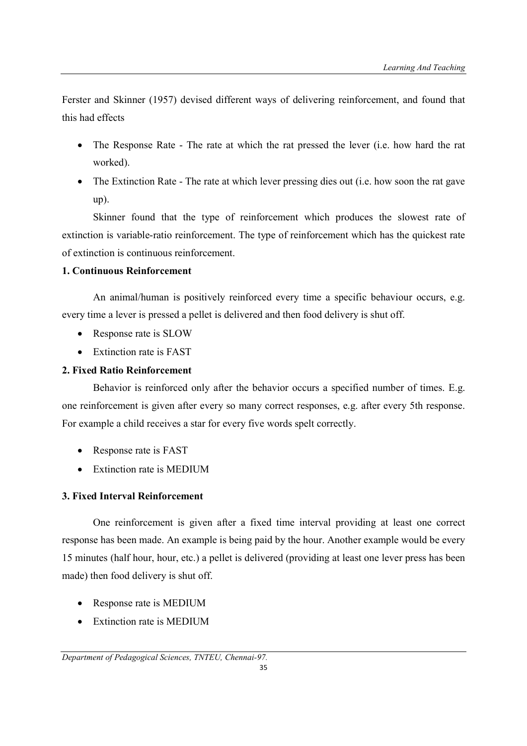Ferster and Skinner (1957) devised different ways of delivering reinforcement, and found that this had effects

- The Response Rate - The rate at which the rat pressed the lever (i.e. how hard the rat worked).
- The Extinction Rate - The rate at which lever pressing dies out (i.e. how soon the rat gave up).

Skinner found that the type of reinforcement which produces the slowest rate of extinction is variable-ratio reinforcement. The type of reinforcement which has the quickest rate of extinction is continuous reinforcement.

**1. Continuous Reinforcement**

An animal/human is positively reinforced every time a specific behaviour occurs, e.g. every time a lever is pressed a pellet is delivered and then food delivery is shut off.

- Response rate is SLOW
- Extinction rate is FAST

**2. Fixed Ratio Reinforcement**

Behavior is reinforced only after the behavior occurs a specified number of times. E.g. one reinforcement is given after every so many correct responses, e.g. after every 5th response. For example a child receives a star for every five words spelt correctly.

- Response rate is FAST
- Extinction rate is MEDIUM

**3. Fixed Interval Reinforcement**

One reinforcement is given after a fixed time interval providing at least one correct response has been made. An example is being paid by the hour. Another example would be every 15 minutes (half hour, hour, etc.) a pellet is delivered (providing at least one lever press has been made) then food delivery is shut off.

- Response rate is MEDIUM
- Extinction rate is MEDIUM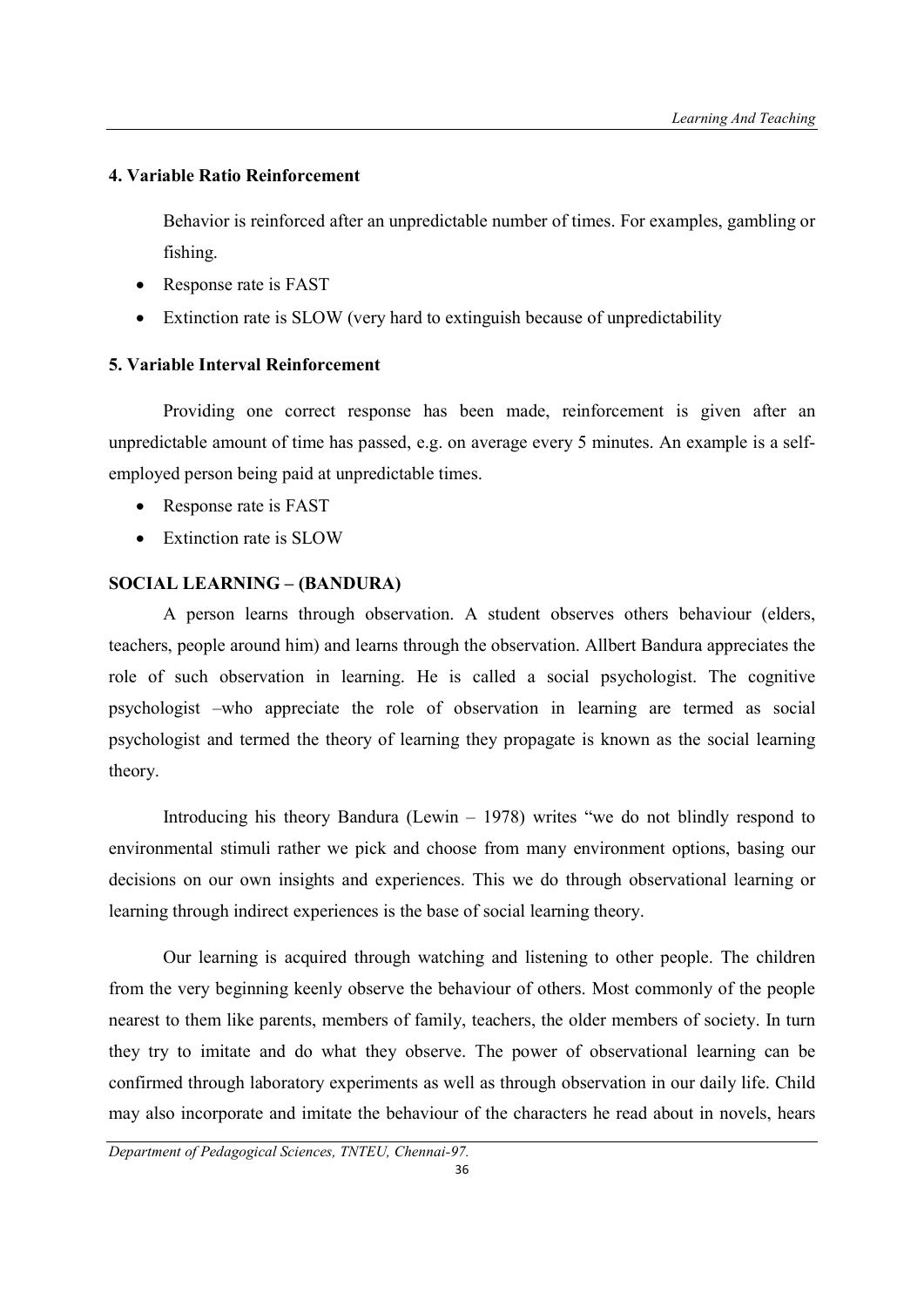### 4. Variable Ratio Reinforcement

Behavior is reinforced after an unpredictable number of times. For examples, gambling or fishing.

- Response rate is FAST
- Extinction rate is SLOW (very hard to extinguish because of unpredictability

### 5. Variable Interval Reinforcement

Providing one correct response has been made, reinforcement is given after an unpredictable amount of time has passed, e.g. on average every 5 minutes. An example is a self-employed person being paid at unpredictable times.

- Response rate is FAST
- Extinction rate is SLOW

## SOCIAL LEARNING – (BANDURA)

A person learns through observation. A student observes others behaviour (elders, teachers, people around him) and learns through the observation. Allbert Bandura appreciates the role of such observation in learning. He is called a social psychologist. The cognitive psychologist –who appreciate the role of observation in learning are termed as social psychologist and termed the theory of learning they propagate is known as the social learning theory.

Introducing his theory Bandura (Lewin – 1978) writes "we do not blindly respond to environmental stimuli rather we pick and choose from many environment options, basing our decisions on our own insights and experiences. This we do through observational learning or learning through indirect experiences is the base of social learning theory.

Our learning is acquired through watching and listening to other people. The children from the very beginning keenly observe the behaviour of others. Most commonly of the people nearest to them like parents, members of family, teachers, the older members of society. In turn they try to imitate and do what they observe. The power of observational learning can be confirmed through laboratory experiments as well as through observation in our daily life. Child may also incorporate and imitate the behaviour of the characters he read about in novels, hears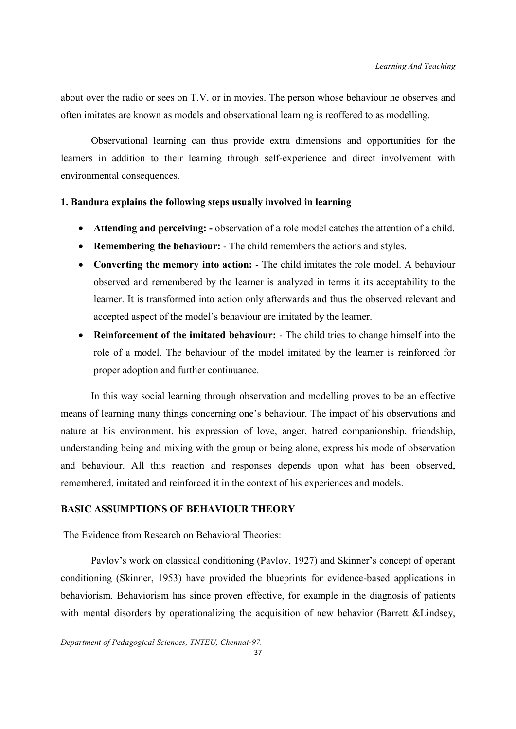about over the radio or sees on T.V. or in movies. The person whose behaviour he observes and often imitates are known as models and observational learning is reoffered to as modelling.

Observational learning can thus provide extra dimensions and opportunities for the learners in addition to their learning through self-experience and direct involvement with environmental consequences.

**1. Bandura explains the following steps usually involved in learning**

- **Attending and perceiving: -** observation of a role model catches the attention of a child.
- **Remembering the behaviour:** - The child remembers the actions and styles.
- **Converting the memory into action:** - The child imitates the role model. A behaviour observed and remembered by the learner is analyzed in terms it its acceptability to the learner. It is transformed into action only afterwards and thus the observed relevant and accepted aspect of the model's behaviour are imitated by the learner.
- **Reinforcement of the imitated behaviour:** - The child tries to change himself into the role of a model. The behaviour of the model imitated by the learner is reinforced for proper adoption and further continuance.

In this way social learning through observation and modelling proves to be an effective means of learning many things concerning one's behaviour. The impact of his observations and nature at his environment, his expression of love, anger, hatred companionship, friendship, understanding being and mixing with the group or being alone, express his mode of observation and behaviour. All this reaction and responses depends upon what has been observed, remembered, imitated and reinforced it in the context of his experiences and models.

**BASIC ASSUMPTIONS OF BEHAVIOUR THEORY**

The Evidence from Research on Behavioral Theories:

Pavlov's work on classical conditioning (Pavlov, 1927) and Skinner's concept of operant conditioning (Skinner, 1953) have provided the blueprints for evidence-based applications in behaviorism. Behaviorism has since proven effective, for example in the diagnosis of patients with mental disorders by operationalizing the acquisition of new behavior (Barrett &Lindsey,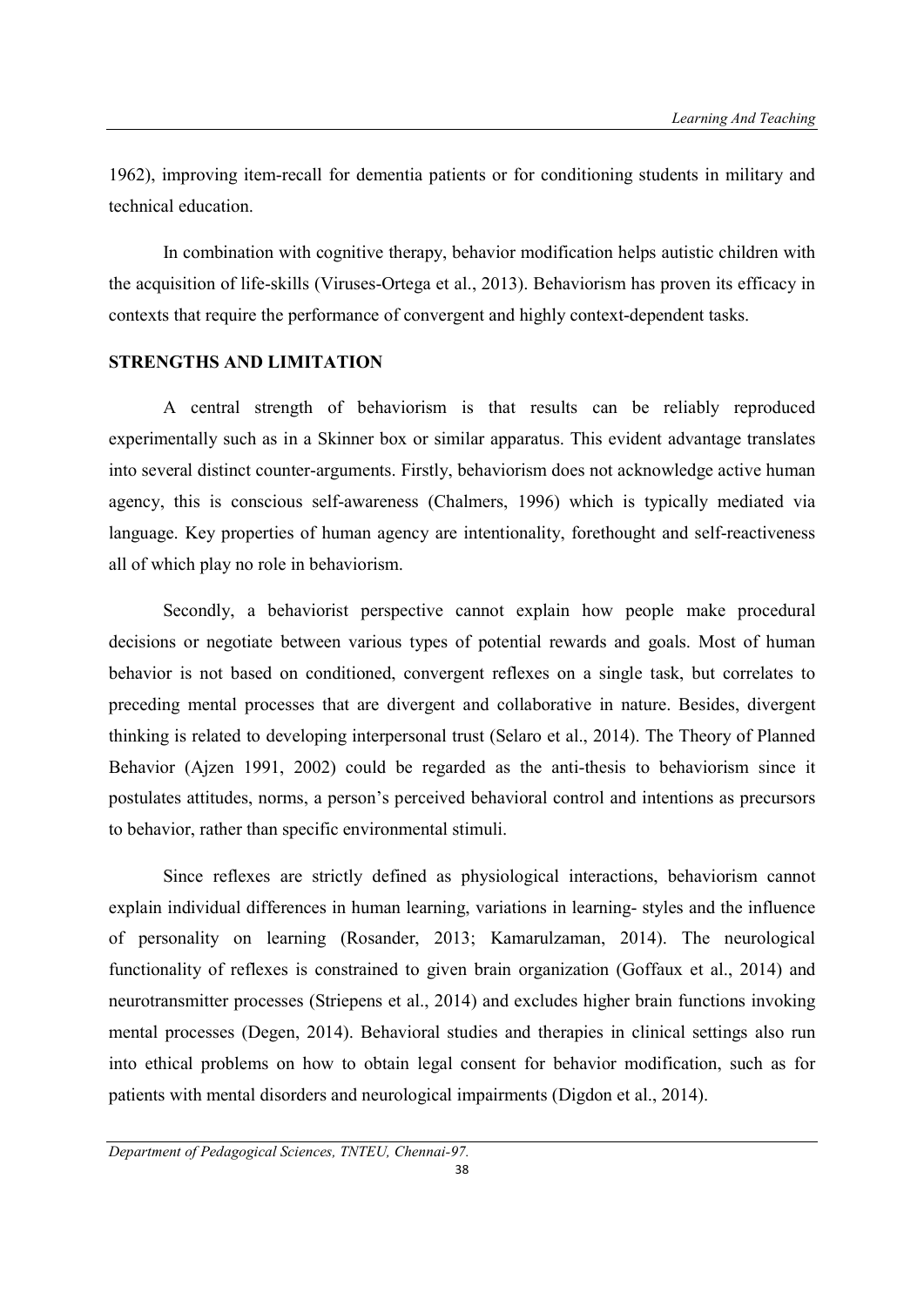1962), improving item-recall for dementia patients or for conditioning students in military and technical education.

In combination with cognitive therapy, behavior modification helps autistic children with the acquisition of life-skills (Viruses-Ortega et al., 2013). Behaviorism has proven its efficacy in contexts that require the performance of convergent and highly context-dependent tasks.

**STRENGTHS AND LIMITATION**

A central strength of behaviorism is that results can be reliably reproduced experimentally such as in a Skinner box or similar apparatus. This evident advantage translates into several distinct counter-arguments. Firstly, behaviorism does not acknowledge active human agency, this is conscious self-awareness (Chalmers, 1996) which is typically mediated via language. Key properties of human agency are intentionality, forethought and self-reactiveness all of which play no role in behaviorism.

Secondly, a behaviorist perspective cannot explain how people make procedural decisions or negotiate between various types of potential rewards and goals. Most of human behavior is not based on conditioned, convergent reflexes on a single task, but correlates to preceding mental processes that are divergent and collaborative in nature. Besides, divergent thinking is related to developing interpersonal trust (Selaro et al., 2014). The Theory of Planned Behavior (Ajzen 1991, 2002) could be regarded as the anti-thesis to behaviorism since it postulates attitudes, norms, a person's perceived behavioral control and intentions as precursors to behavior, rather than specific environmental stimuli.

Since reflexes are strictly defined as physiological interactions, behaviorism cannot explain individual differences in human learning, variations in learning- styles and the influence of personality on learning (Rosander, 2013; Kamarulzaman, 2014). The neurological functionality of reflexes is constrained to given brain organization (Goffaux et al., 2014) and neurotransmitter processes (Striepens et al., 2014) and excludes higher brain functions invoking mental processes (Degen, 2014). Behavioral studies and therapies in clinical settings also run into ethical problems on how to obtain legal consent for behavior modification, such as for patients with mental disorders and neurological impairments (Digdon et al., 2014).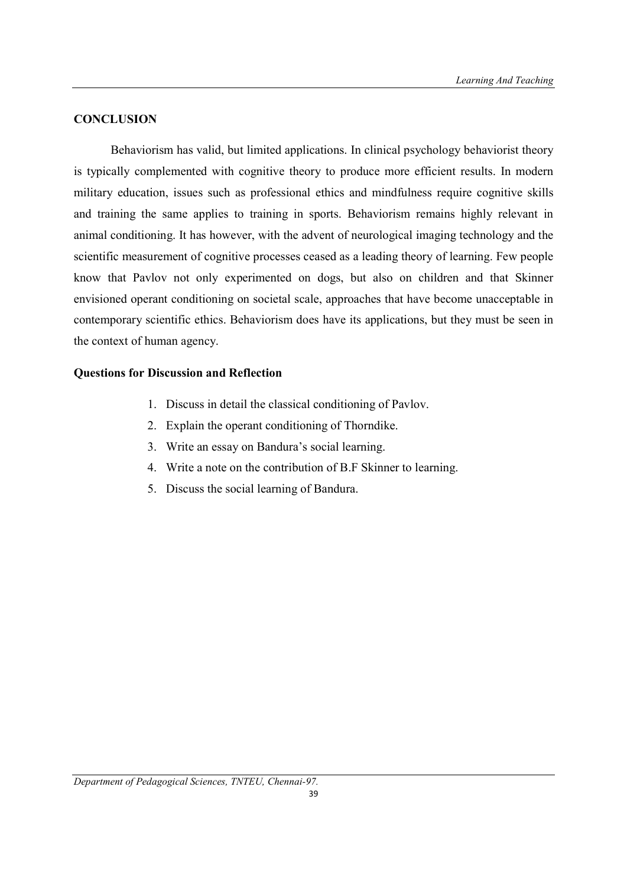## CONCLUSION

Behaviorism has valid, but limited applications. In clinical psychology behaviorist theory is typically complemented with cognitive theory to produce more efficient results. In modern military education, issues such as professional ethics and mindfulness require cognitive skills and training the same applies to training in sports. Behaviorism remains highly relevant in animal conditioning. It has however, with the advent of neurological imaging technology and the scientific measurement of cognitive processes ceased as a leading theory of learning. Few people know that Pavlov not only experimented on dogs, but also on children and that Skinner envisioned operant conditioning on societal scale, approaches that have become unacceptable in contemporary scientific ethics. Behaviorism does have its applications, but they must be seen in the context of human agency.

**Questions for Discussion and Reflection**

1. Discuss in detail the classical conditioning of Pavlov.
2. Explain the operant conditioning of Thorndike.
3. Write an essay on Bandura's social learning.
4. Write a note on the contribution of B.F Skinner to learning.
5. Discuss the social learning of Bandura.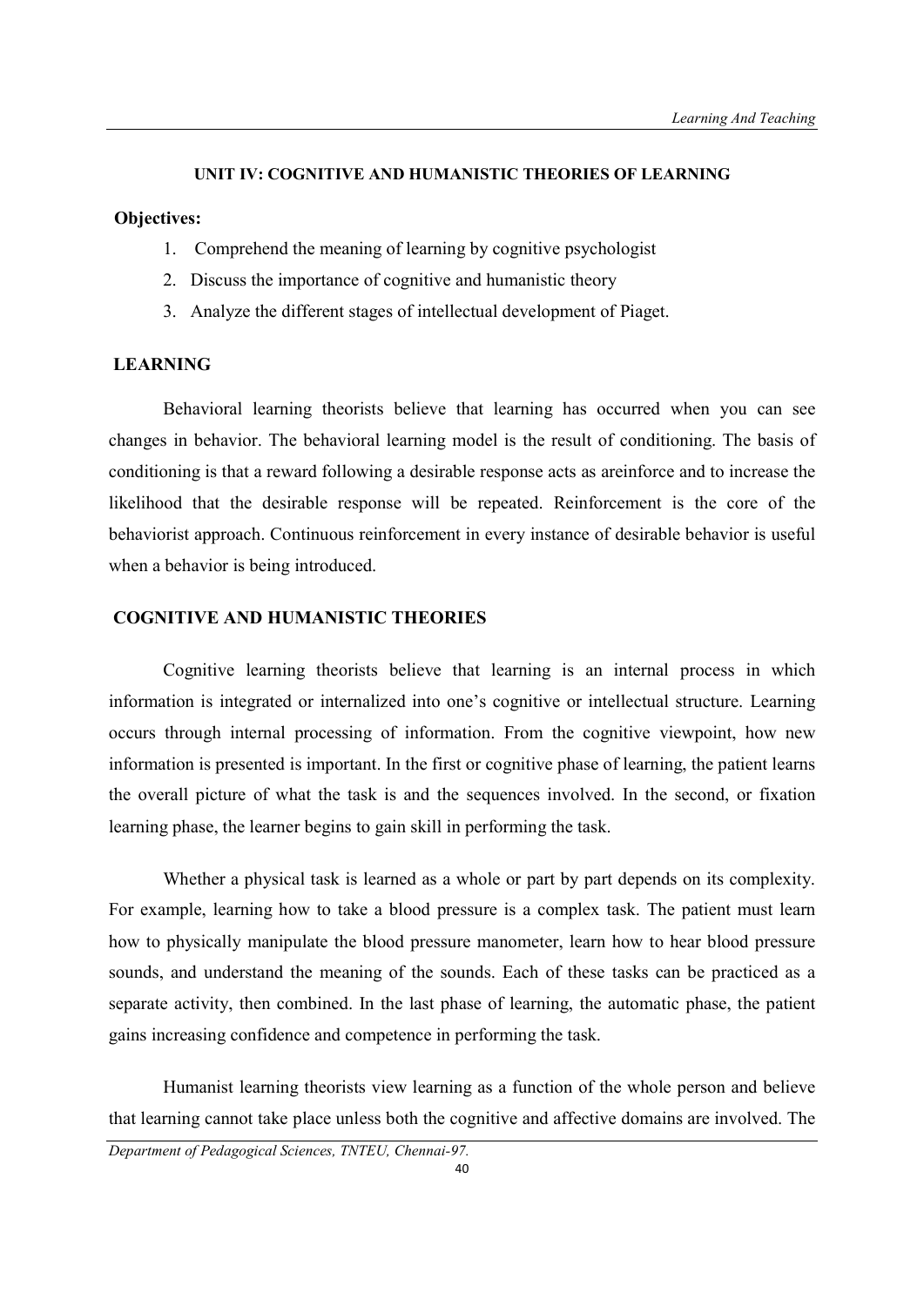## UNIT IV: COGNITIVE AND HUMANISTIC THEORIES OF LEARNING

**Objectives:**

1. Comprehend the meaning of learning by cognitive psychologist
2. Discuss the importance of cognitive and humanistic theory
3. Analyze the different stages of intellectual development of Piaget.

### LEARNING

Behavioral learning theorists believe that learning has occurred when you can see changes in behavior. The behavioral learning model is the result of conditioning. The basis of conditioning is that a reward following a desirable response acts as areinforce and to increase the likelihood that the desirable response will be repeated. Reinforcement is the core of the behaviorist approach. Continuous reinforcement in every instance of desirable behavior is useful when a behavior is being introduced.

### COGNITIVE AND HUMANISTIC THEORIES

Cognitive learning theorists believe that learning is an internal process in which information is integrated or internalized into one's cognitive or intellectual structure. Learning occurs through internal processing of information. From the cognitive viewpoint, how new information is presented is important. In the first or cognitive phase of learning, the patient learns the overall picture of what the task is and the sequences involved. In the second, or fixation learning phase, the learner begins to gain skill in performing the task.

Whether a physical task is learned as a whole or part by part depends on its complexity. For example, learning how to take a blood pressure is a complex task. The patient must learn how to physically manipulate the blood pressure manometer, learn how to hear blood pressure sounds, and understand the meaning of the sounds. Each of these tasks can be practiced as a separate activity, then combined. In the last phase of learning, the automatic phase, the patient gains increasing confidence and competence in performing the task.

Humanist learning theorists view learning as a function of the whole person and believe that learning cannot take place unless both the cognitive and affective domains are involved. The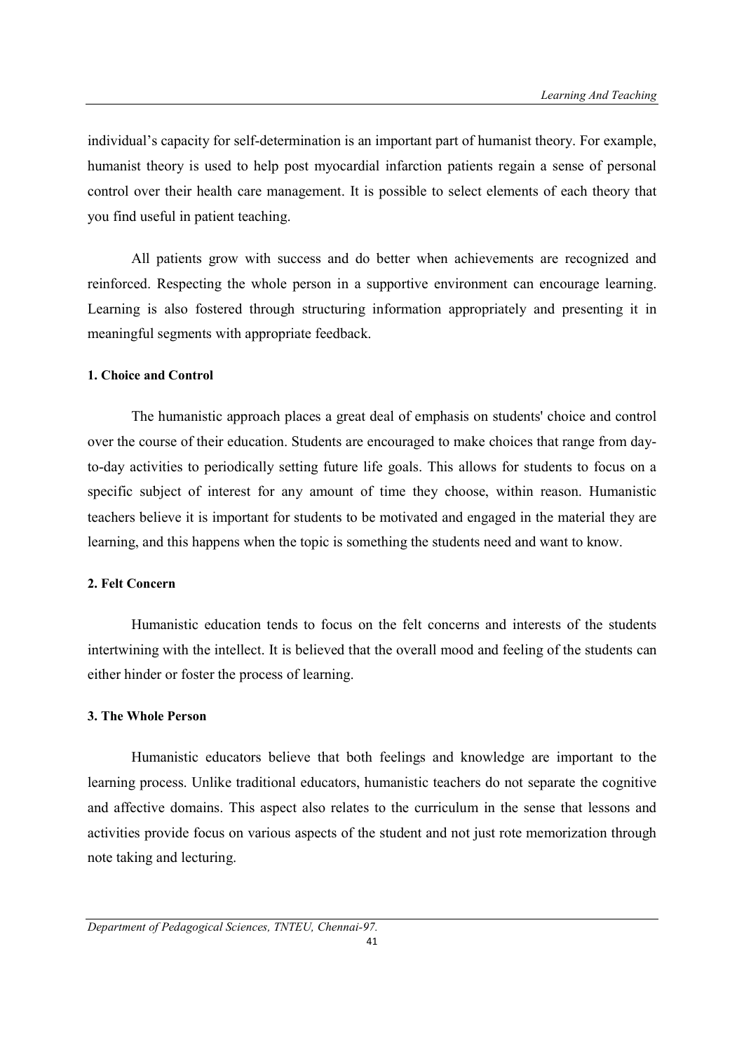individual's capacity for self-determination is an important part of humanist theory. For example, humanist theory is used to help post myocardial infarction patients regain a sense of personal control over their health care management. It is possible to select elements of each theory that you find useful in patient teaching.

All patients grow with success and do better when achievements are recognized and reinforced. Respecting the whole person in a supportive environment can encourage learning. Learning is also fostered through structuring information appropriately and presenting it in meaningful segments with appropriate feedback.

**1. Choice and Control**

The humanistic approach places a great deal of emphasis on students' choice and control over the course of their education. Students are encouraged to make choices that range from day-to-day activities to periodically setting future life goals. This allows for students to focus on a specific subject of interest for any amount of time they choose, within reason. Humanistic teachers believe it is important for students to be motivated and engaged in the material they are learning, and this happens when the topic is something the students need and want to know.

**2. Felt Concern**

Humanistic education tends to focus on the felt concerns and interests of the students intertwining with the intellect. It is believed that the overall mood and feeling of the students can either hinder or foster the process of learning.

**3. The Whole Person**

Humanistic educators believe that both feelings and knowledge are important to the learning process. Unlike traditional educators, humanistic teachers do not separate the cognitive and affective domains. This aspect also relates to the curriculum in the sense that lessons and activities provide focus on various aspects of the student and not just rote memorization through note taking and lecturing.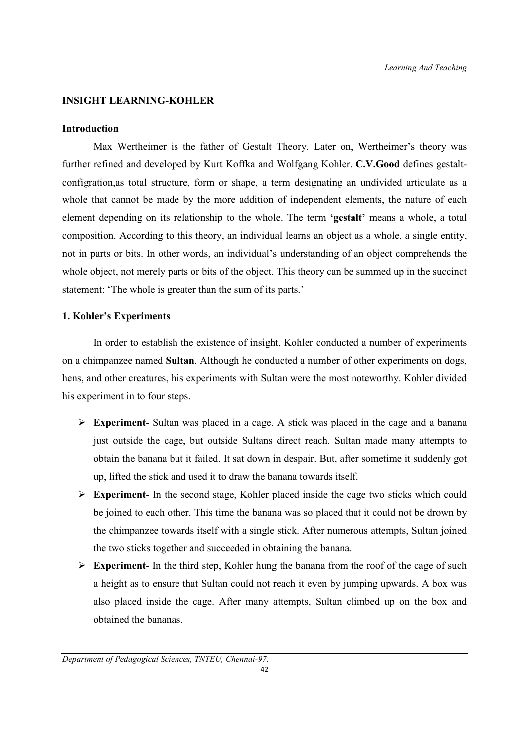### INSIGHT LEARNING-KOHLER

#### Introduction

Max Wertheimer is the father of Gestalt Theory. Later on, Wertheimer's theory was further refined and developed by Kurt Koffka and Wolfgang Kohler. **C.V.Good** defines gestalt-configration,as total structure, form or shape, a term designating an undivided articulate as a whole that cannot be made by the more addition of independent elements, the nature of each element depending on its relationship to the whole. The term **'gestalt'** means a whole, a total composition. According to this theory, an individual learns an object as a whole, a single entity, not in parts or bits. In other words, an individual's understanding of an object comprehends the whole object, not merely parts or bits of the object. This theory can be summed up in the succinct statement: 'The whole is greater than the sum of its parts.'

#### 1. Kohler's Experiments

In order to establish the existence of insight, Kohler conducted a number of experiments on a chimpanzee named **Sultan**. Although he conducted a number of other experiments on dogs, hens, and other creatures, his experiments with Sultan were the most noteworthy. Kohler divided his experiment in to four steps.

- **Experiment**- Sultan was placed in a cage. A stick was placed in the cage and a banana just outside the cage, but outside Sultans direct reach. Sultan made many attempts to obtain the banana but it failed. It sat down in despair. But, after sometime it suddenly got up, lifted the stick and used it to draw the banana towards itself.
- **Experiment**- In the second stage, Kohler placed inside the cage two sticks which could be joined to each other. This time the banana was so placed that it could not be drown by the chimpanzee towards itself with a single stick. After numerous attempts, Sultan joined the two sticks together and succeeded in obtaining the banana.
- **Experiment**- In the third step, Kohler hung the banana from the roof of the cage of such a height as to ensure that Sultan could not reach it even by jumping upwards. A box was also placed inside the cage. After many attempts, Sultan climbed up on the box and obtained the bananas.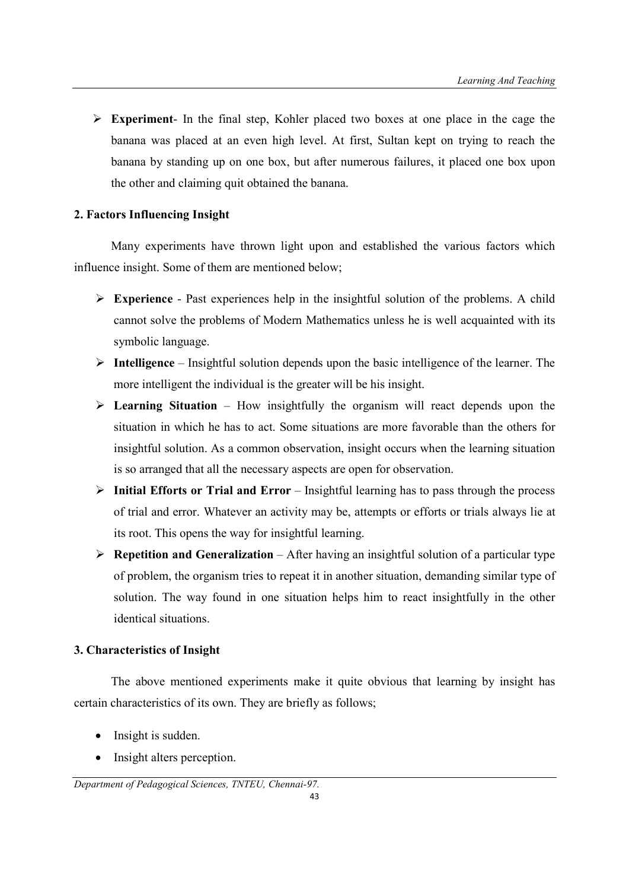- **Experiment**- In the final step, Kohler placed two boxes at one place in the cage the banana was placed at an even high level. At first, Sultan kept on trying to reach the banana by standing up on one box, but after numerous failures, it placed one box upon the other and claiming quit obtained the banana.

**2. Factors Influencing Insight**

Many experiments have thrown light upon and established the various factors which influence insight. Some of them are mentioned below;

- **Experience** - Past experiences help in the insightful solution of the problems. A child cannot solve the problems of Modern Mathematics unless he is well acquainted with its symbolic language.
- **Intelligence** – Insightful solution depends upon the basic intelligence of the learner. The more intelligent the individual is the greater will be his insight.
- **Learning Situation** – How insightfully the organism will react depends upon the situation in which he has to act. Some situations are more favorable than the others for insightful solution. As a common observation, insight occurs when the learning situation is so arranged that all the necessary aspects are open for observation.
- **Initial Efforts or Trial and Error** – Insightful learning has to pass through the process of trial and error. Whatever an activity may be, attempts or efforts or trials always lie at its root. This opens the way for insightful learning.
- **Repetition and Generalization** – After having an insightful solution of a particular type of problem, the organism tries to repeat it in another situation, demanding similar type of solution. The way found in one situation helps him to react insightfully in the other identical situations.

**3. Characteristics of Insight**

The above mentioned experiments make it quite obvious that learning by insight has certain characteristics of its own. They are briefly as follows;

- Insight is sudden.
- Insight alters perception.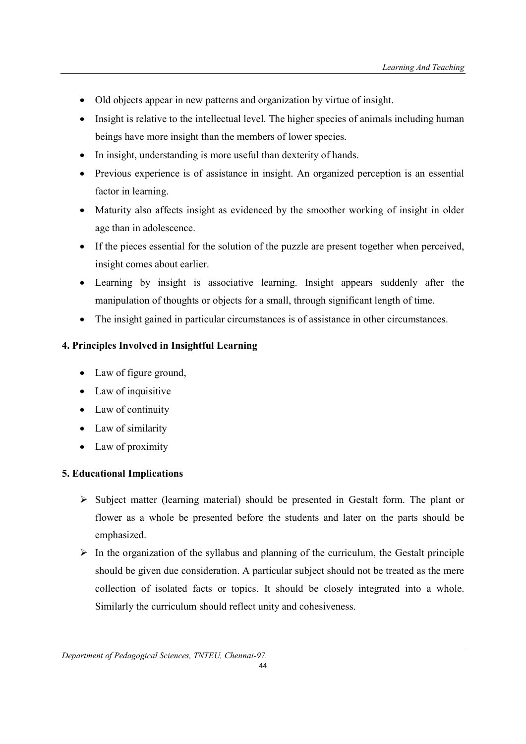- Old objects appear in new patterns and organization by virtue of insight.
- Insight is relative to the intellectual level. The higher species of animals including human beings have more insight than the members of lower species.
- In insight, understanding is more useful than dexterity of hands.
- Previous experience is of assistance in insight. An organized perception is an essential factor in learning.
- Maturity also affects insight as evidenced by the smoother working of insight in older age than in adolescence.
- If the pieces essential for the solution of the puzzle are present together when perceived, insight comes about earlier.
- Learning by insight is associative learning. Insight appears suddenly after the manipulation of thoughts or objects for a small, through significant length of time.
- The insight gained in particular circumstances is of assistance in other circumstances.

**4. Principles Involved in Insightful Learning**

- Law of figure ground,
- Law of inquisitive
- Law of continuity
- Law of similarity
- Law of proximity

**5. Educational Implications**

- Subject matter (learning material) should be presented in Gestalt form. The plant or flower as a whole be presented before the students and later on the parts should be emphasized.
- In the organization of the syllabus and planning of the curriculum, the Gestalt principle should be given due consideration. A particular subject should not be treated as the mere collection of isolated facts or topics. It should be closely integrated into a whole. Similarly the curriculum should reflect unity and cohesiveness.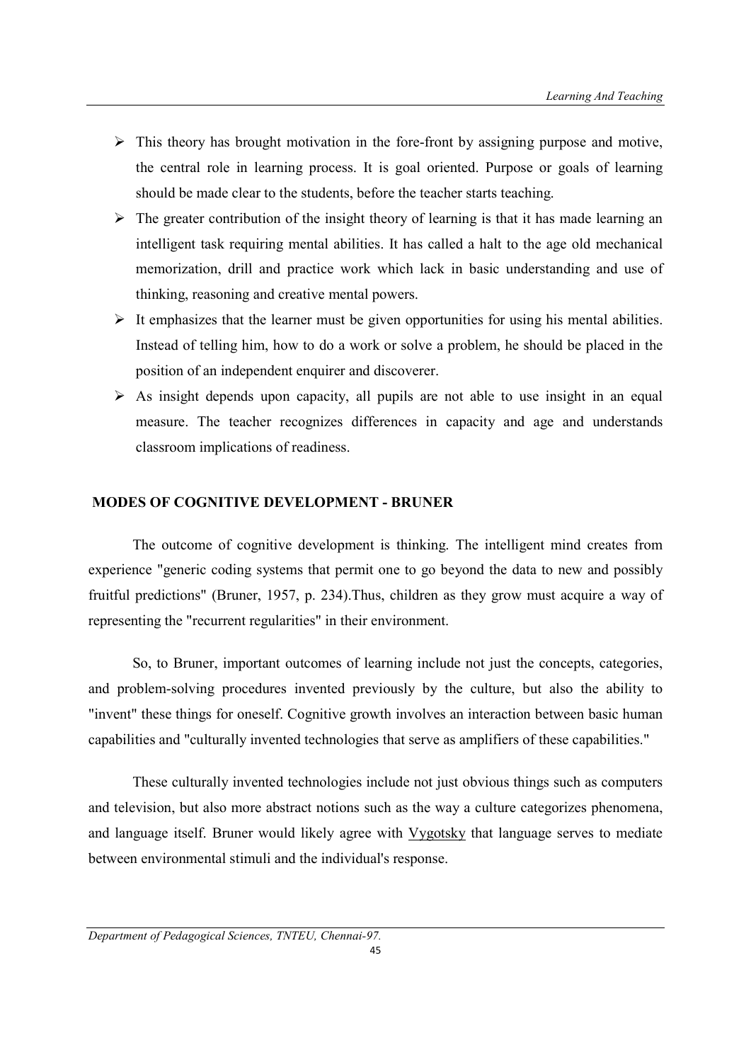- This theory has brought motivation in the fore-front by assigning purpose and motive, the central role in learning process. It is goal oriented. Purpose or goals of learning should be made clear to the students, before the teacher starts teaching.
- The greater contribution of the insight theory of learning is that it has made learning an intelligent task requiring mental abilities. It has called a halt to the age old mechanical memorization, drill and practice work which lack in basic understanding and use of thinking, reasoning and creative mental powers.
- It emphasizes that the learner must be given opportunities for using his mental abilities. Instead of telling him, how to do a work or solve a problem, he should be placed in the position of an independent enquirer and discoverer.
- As insight depends upon capacity, all pupils are not able to use insight in an equal measure. The teacher recognizes differences in capacity and age and understands classroom implications of readiness.

## MODES OF COGNITIVE DEVELOPMENT - BRUNER

The outcome of cognitive development is thinking. The intelligent mind creates from experience "generic coding systems that permit one to go beyond the data to new and possibly fruitful predictions" (Bruner, 1957, p. 234).Thus, children as they grow must acquire a way of representing the "recurrent regularities" in their environment.

So, to Bruner, important outcomes of learning include not just the concepts, categories, and problem-solving procedures invented previously by the culture, but also the ability to "invent" these things for oneself. Cognitive growth involves an interaction between basic human capabilities and "culturally invented technologies that serve as amplifiers of these capabilities."

These culturally invented technologies include not just obvious things such as computers and television, but also more abstract notions such as the way a culture categorizes phenomena, and language itself. Bruner would likely agree with Vygotsky that language serves to mediate between environmental stimuli and the individual's response.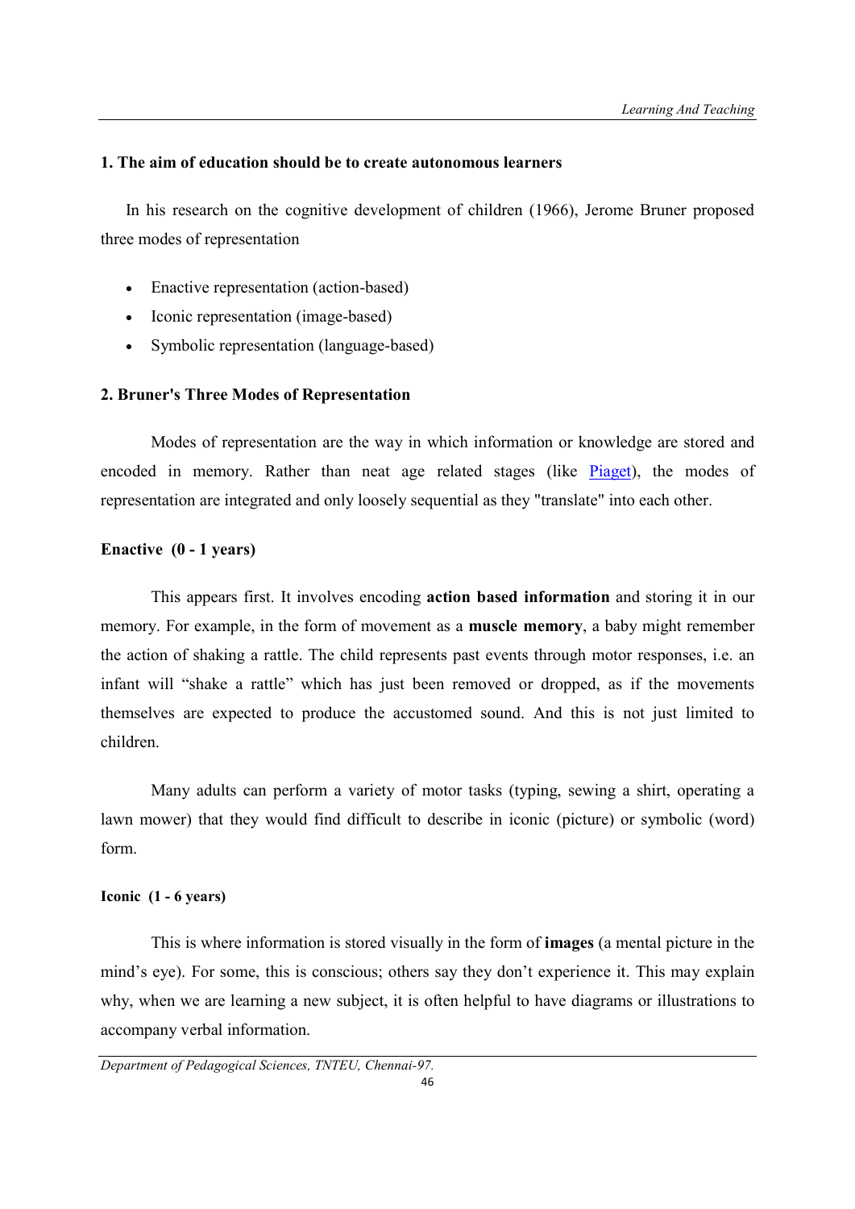### 1. The aim of education should be to create autonomous learners

In his research on the cognitive development of children (1966), Jerome Bruner proposed three modes of representation

- Enactive representation (action-based)
- Iconic representation (image-based)
- Symbolic representation (language-based)

### 2. Bruner's Three Modes of Representation

Modes of representation are the way in which information or knowledge are stored and encoded in memory. Rather than neat age related stages (like Piaget), the modes of representation are integrated and only loosely sequential as they "translate" into each other.

#### Enactive (0 - 1 years)

This appears first. It involves encoding **action based information** and storing it in our memory. For example, in the form of movement as a **muscle memory**, a baby might remember the action of shaking a rattle. The child represents past events through motor responses, i.e. an infant will "shake a rattle" which has just been removed or dropped, as if the movements themselves are expected to produce the accustomed sound. And this is not just limited to children.

Many adults can perform a variety of motor tasks (typing, sewing a shirt, operating a lawn mower) that they would find difficult to describe in iconic (picture) or symbolic (word) form.

#### Iconic (1 - 6 years)

This is where information is stored visually in the form of **images** (a mental picture in the mind's eye). For some, this is conscious; others say they don't experience it. This may explain why, when we are learning a new subject, it is often helpful to have diagrams or illustrations to accompany verbal information.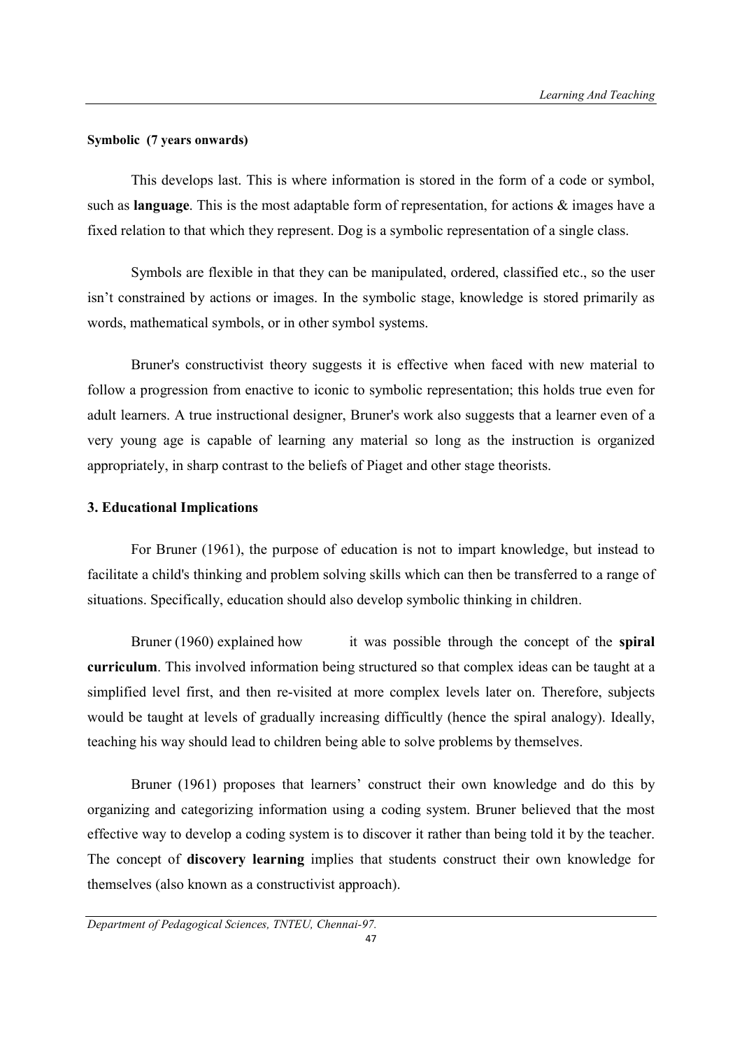**Symbolic (7 years onwards)**

This develops last. This is where information is stored in the form of a code or symbol, such as **language**. This is the most adaptable form of representation, for actions & images have a fixed relation to that which they represent. Dog is a symbolic representation of a single class.

Symbols are flexible in that they can be manipulated, ordered, classified etc., so the user isn't constrained by actions or images. In the symbolic stage, knowledge is stored primarily as words, mathematical symbols, or in other symbol systems.

Bruner's constructivist theory suggests it is effective when faced with new material to follow a progression from enactive to iconic to symbolic representation; this holds true even for adult learners. A true instructional designer, Bruner's work also suggests that a learner even of a very young age is capable of learning any material so long as the instruction is organized appropriately, in sharp contrast to the beliefs of Piaget and other stage theorists.

### 3. Educational Implications

For Bruner (1961), the purpose of education is not to impart knowledge, but instead to facilitate a child's thinking and problem solving skills which can then be transferred to a range of situations. Specifically, education should also develop symbolic thinking in children.

Bruner (1960) explained how it was possible through the concept of the **spiral curriculum**. This involved information being structured so that complex ideas can be taught at a simplified level first, and then re-visited at more complex levels later on. Therefore, subjects would be taught at levels of gradually increasing difficultly (hence the spiral analogy). Ideally, teaching his way should lead to children being able to solve problems by themselves.

Bruner (1961) proposes that learners' construct their own knowledge and do this by organizing and categorizing information using a coding system. Bruner believed that the most effective way to develop a coding system is to discover it rather than being told it by the teacher. The concept of **discovery learning** implies that students construct their own knowledge for themselves (also known as a constructivist approach).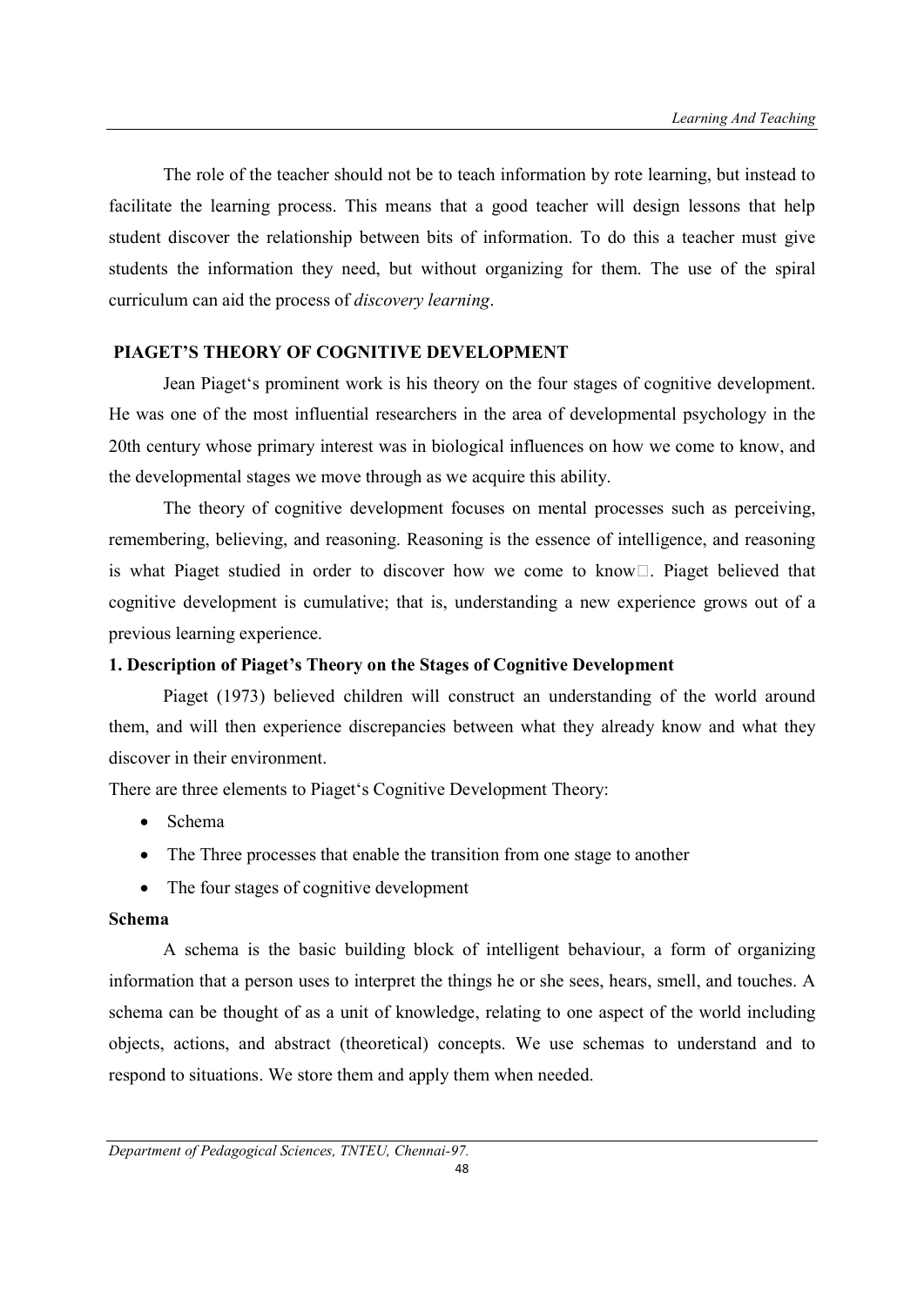The role of the teacher should not be to teach information by rote learning, but instead to facilitate the learning process. This means that a good teacher will design lessons that help student discover the relationship between bits of information. To do this a teacher must give students the information they need, but without organizing for them. The use of the spiral curriculum can aid the process of *discovery learning*.

## PIAGET'S THEORY OF COGNITIVE DEVELOPMENT

Jean Piaget's prominent work is his theory on the four stages of cognitive development. He was one of the most influential researchers in the area of developmental psychology in the 20th century whose primary interest was in biological influences on how we come to know, and the developmental stages we move through as we acquire this ability.

The theory of cognitive development focuses on mental processes such as perceiving, remembering, believing, and reasoning. Reasoning is the essence of intelligence, and reasoning is what Piaget studied in order to discover how we come to know. Piaget believed that cognitive development is cumulative; that is, understanding a new experience grows out of a previous learning experience.

### 1. Description of Piaget's Theory on the Stages of Cognitive Development

Piaget (1973) believed children will construct an understanding of the world around them, and will then experience discrepancies between what they already know and what they discover in their environment.

There are three elements to Piaget's Cognitive Development Theory:

- Schema
- The Three processes that enable the transition from one stage to another
- The four stages of cognitive development

#### Schema

A schema is the basic building block of intelligent behaviour, a form of organizing information that a person uses to interpret the things he or she sees, hears, smell, and touches. A schema can be thought of as a unit of knowledge, relating to one aspect of the world including objects, actions, and abstract (theoretical) concepts. We use schemas to understand and to respond to situations. We store them and apply them when needed.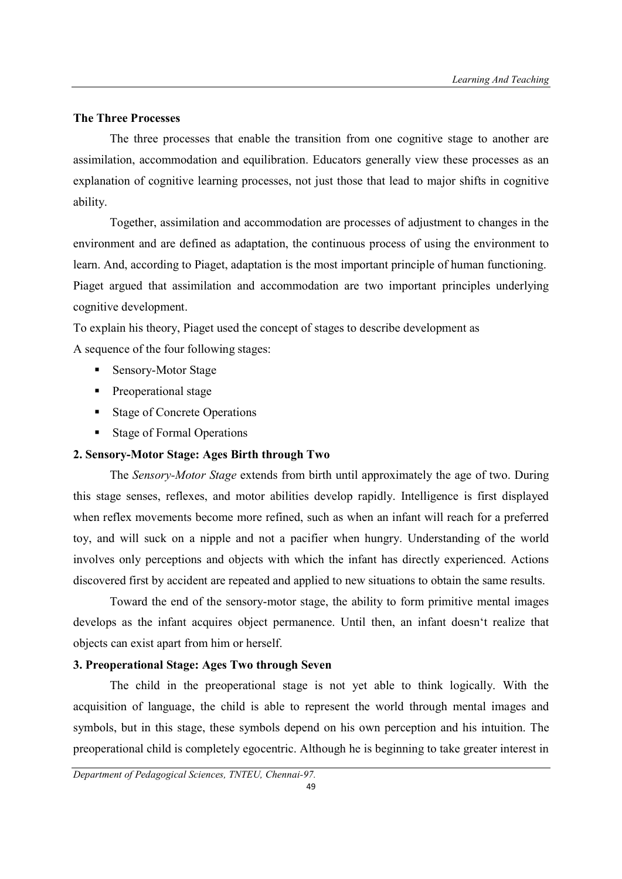**The Three Processes**

The three processes that enable the transition from one cognitive stage to another are assimilation, accommodation and equilibration. Educators generally view these processes as an explanation of cognitive learning processes, not just those that lead to major shifts in cognitive ability.

Together, assimilation and accommodation are processes of adjustment to changes in the environment and are defined as adaptation, the continuous process of using the environment to learn. And, according to Piaget, adaptation is the most important principle of human functioning. Piaget argued that assimilation and accommodation are two important principles underlying cognitive development.

To explain his theory, Piaget used the concept of stages to describe development as
A sequence of the four following stages:

- Sensory-Motor Stage
- Preoperational stage
- Stage of Concrete Operations
- Stage of Formal Operations

**2. Sensory-Motor Stage: Ages Birth through Two**

The *Sensory-Motor Stage* extends from birth until approximately the age of two. During this stage senses, reflexes, and motor abilities develop rapidly. Intelligence is first displayed when reflex movements become more refined, such as when an infant will reach for a preferred toy, and will suck on a nipple and not a pacifier when hungry. Understanding of the world involves only perceptions and objects with which the infant has directly experienced. Actions discovered first by accident are repeated and applied to new situations to obtain the same results.

Toward the end of the sensory-motor stage, the ability to form primitive mental images develops as the infant acquires object permanence. Until then, an infant doesn't realize that objects can exist apart from him or herself.

**3. Preoperational Stage: Ages Two through Seven**

The child in the preoperational stage is not yet able to think logically. With the acquisition of language, the child is able to represent the world through mental images and symbols, but in this stage, these symbols depend on his own perception and his intuition. The preoperational child is completely egocentric. Although he is beginning to take greater interest in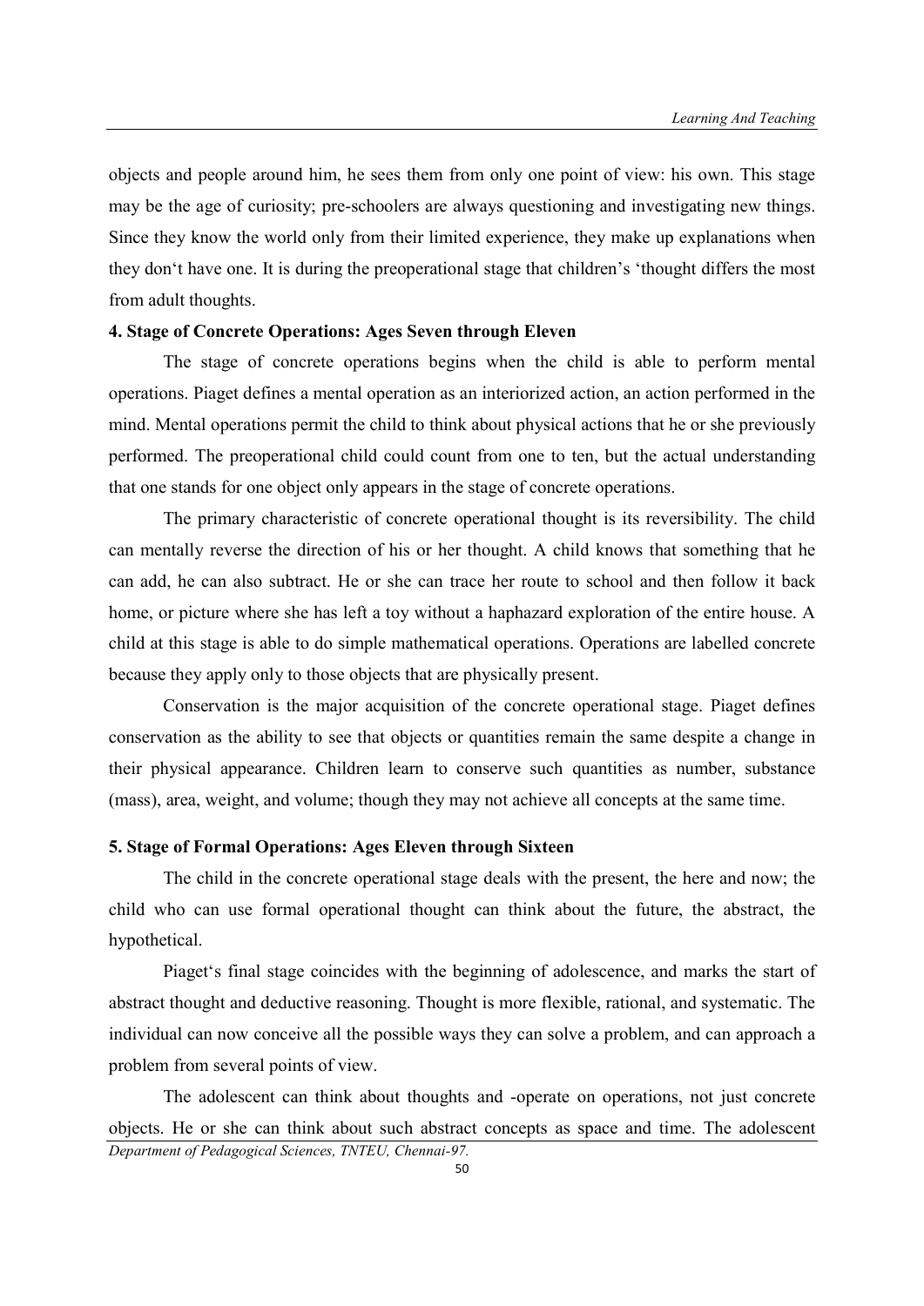objects and people around him, he sees them from only one point of view: his own. This stage may be the age of curiosity; pre-schoolers are always questioning and investigating new things. Since they know the world only from their limited experience, they make up explanations when they don‘t have one. It is during the preoperational stage that children's 'thought differs the most from adult thoughts.

**4. Stage of Concrete Operations: Ages Seven through Eleven**

The stage of concrete operations begins when the child is able to perform mental operations. Piaget defines a mental operation as an interiorized action, an action performed in the mind. Mental operations permit the child to think about physical actions that he or she previously performed. The preoperational child could count from one to ten, but the actual understanding that one stands for one object only appears in the stage of concrete operations.

The primary characteristic of concrete operational thought is its reversibility. The child can mentally reverse the direction of his or her thought. A child knows that something that he can add, he can also subtract. He or she can trace her route to school and then follow it back home, or picture where she has left a toy without a haphazard exploration of the entire house. A child at this stage is able to do simple mathematical operations. Operations are labelled concrete because they apply only to those objects that are physically present.

Conservation is the major acquisition of the concrete operational stage. Piaget defines conservation as the ability to see that objects or quantities remain the same despite a change in their physical appearance. Children learn to conserve such quantities as number, substance (mass), area, weight, and volume; though they may not achieve all concepts at the same time.

**5. Stage of Formal Operations: Ages Eleven through Sixteen**

The child in the concrete operational stage deals with the present, the here and now; the child who can use formal operational thought can think about the future, the abstract, the hypothetical.

Piaget‘s final stage coincides with the beginning of adolescence, and marks the start of abstract thought and deductive reasoning. Thought is more flexible, rational, and systematic. The individual can now conceive all the possible ways they can solve a problem, and can approach a problem from several points of view.

The adolescent can think about thoughts and -operate on operations, not just concrete objects. He or she can think about such abstract concepts as space and time. The adolescent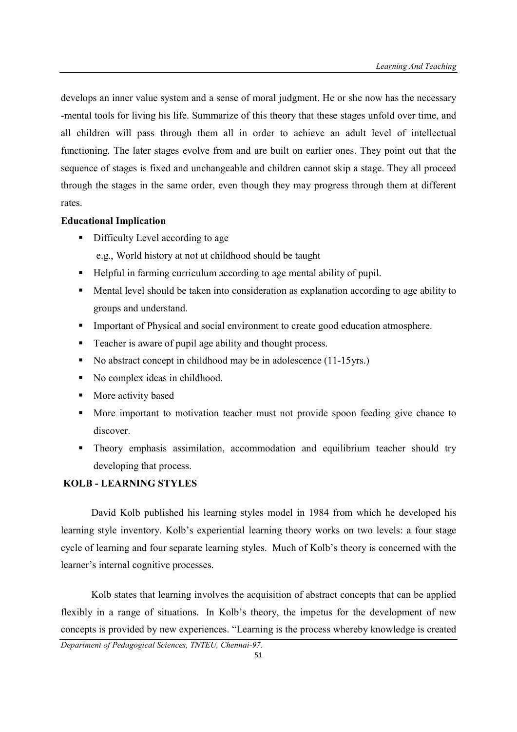develops an inner value system and a sense of moral judgment. He or she now has the necessary -mental tools for living his life. Summarize of this theory that these stages unfold over time, and all children will pass through them all in order to achieve an adult level of intellectual functioning. The later stages evolve from and are built on earlier ones. They point out that the sequence of stages is fixed and unchangeable and children cannot skip a stage. They all proceed through the stages in the same order, even though they may progress through them at different rates.

**Educational Implication**

- Difficulty Level according to age
  e.g., World history at not at childhood should be taught
- Helpful in farming curriculum according to age mental ability of pupil.
- Mental level should be taken into consideration as explanation according to age ability to groups and understand.
- Important of Physical and social environment to create good education atmosphere.
- Teacher is aware of pupil age ability and thought process.
- No abstract concept in childhood may be in adolescence (11-15yrs.)
- No complex ideas in childhood.
- More activity based
- More important to motivation teacher must not provide spoon feeding give chance to discover.
- Theory emphasis assimilation, accommodation and equilibrium teacher should try developing that process.

**KOLB - LEARNING STYLES**

David Kolb published his learning styles model in 1984 from which he developed his learning style inventory. Kolb's experiential learning theory works on two levels: a four stage cycle of learning and four separate learning styles. Much of Kolb's theory is concerned with the learner's internal cognitive processes.

Kolb states that learning involves the acquisition of abstract concepts that can be applied flexibly in a range of situations. In Kolb's theory, the impetus for the development of new concepts is provided by new experiences. "Learning is the process whereby knowledge is created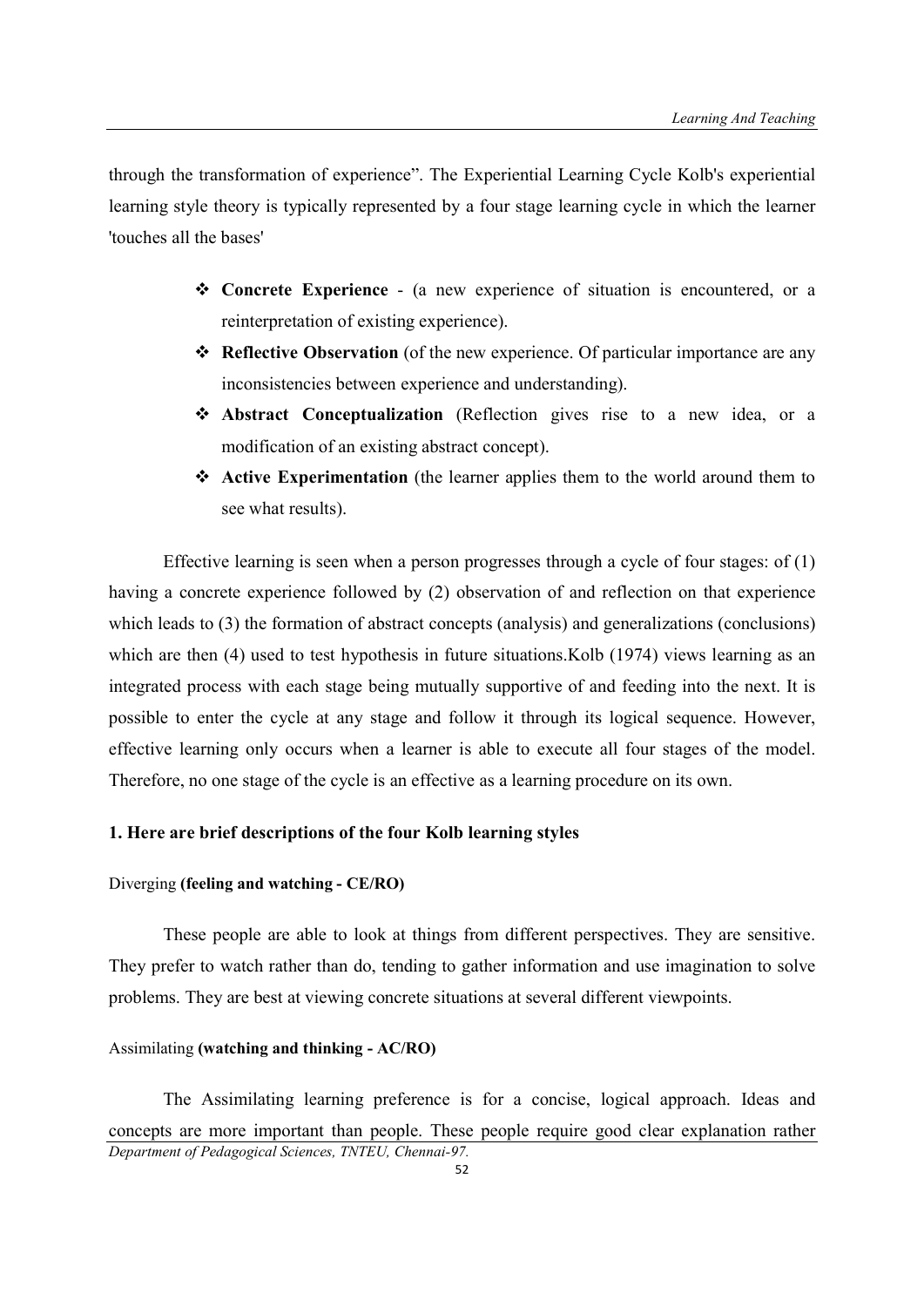through the transformation of experience". The Experiential Learning Cycle Kolb's experiential learning style theory is typically represented by a four stage learning cycle in which the learner 'touches all the bases'

- **Concrete Experience** - (a new experience of situation is encountered, or a reinterpretation of existing experience).
- **Reflective Observation** (of the new experience. Of particular importance are any inconsistencies between experience and understanding).
- **Abstract Conceptualization** (Reflection gives rise to a new idea, or a modification of an existing abstract concept).
- **Active Experimentation** (the learner applies them to the world around them to see what results).

Effective learning is seen when a person progresses through a cycle of four stages: of (1) having a concrete experience followed by (2) observation of and reflection on that experience which leads to (3) the formation of abstract concepts (analysis) and generalizations (conclusions) which are then (4) used to test hypothesis in future situations.Kolb (1974) views learning as an integrated process with each stage being mutually supportive of and feeding into the next. It is possible to enter the cycle at any stage and follow it through its logical sequence. However, effective learning only occurs when a learner is able to execute all four stages of the model. Therefore, no one stage of the cycle is an effective as a learning procedure on its own.

**1. Here are brief descriptions of the four Kolb learning styles**

Diverging **(feeling and watching - CE/RO)**

These people are able to look at things from different perspectives. They are sensitive. They prefer to watch rather than do, tending to gather information and use imagination to solve problems. They are best at viewing concrete situations at several different viewpoints.

Assimilating **(watching and thinking - AC/RO)**

The Assimilating learning preference is for a concise, logical approach. Ideas and concepts are more important than people. These people require good clear explanation rather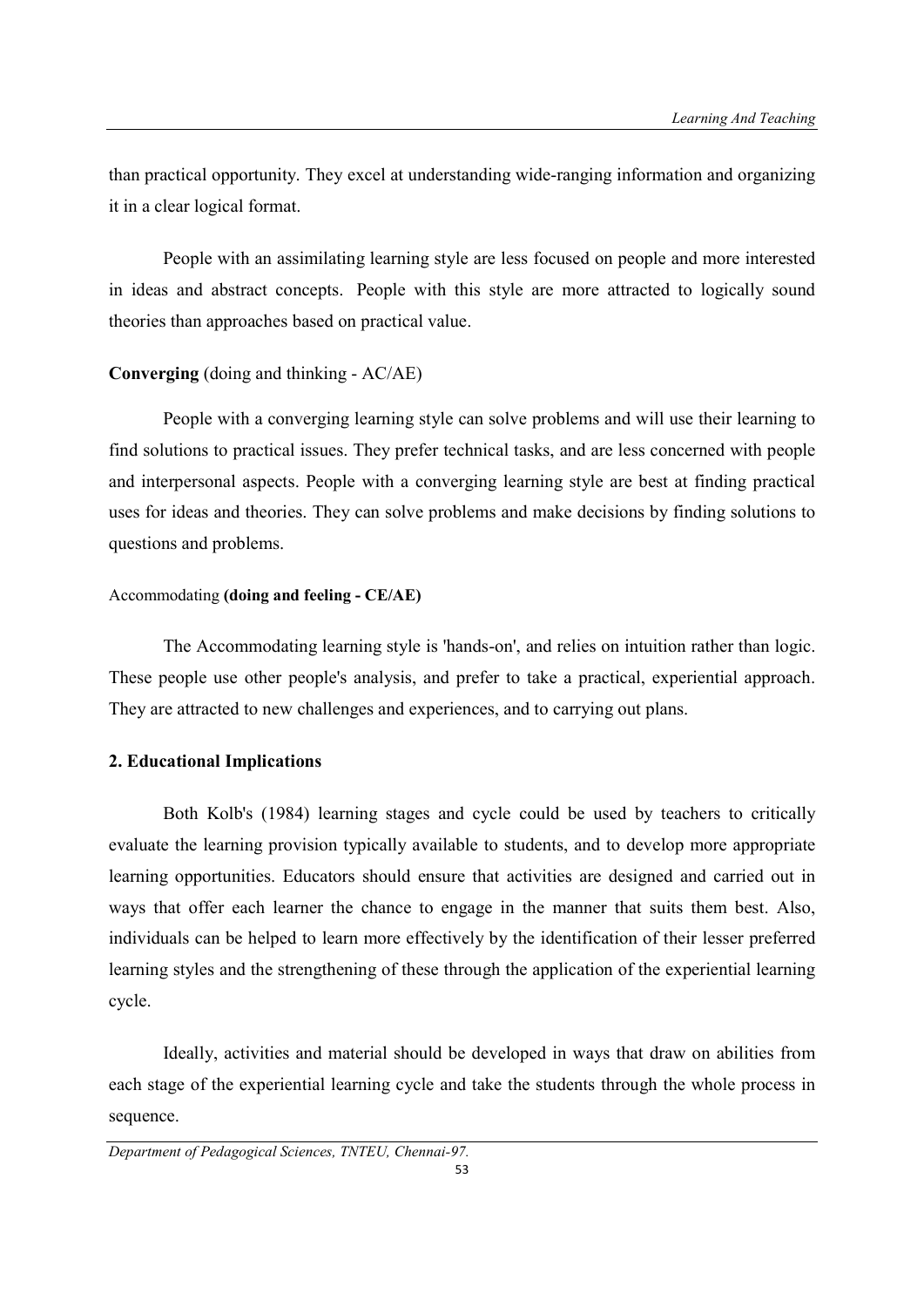than practical opportunity. They excel at understanding wide-ranging information and organizing it in a clear logical format.

People with an assimilating learning style are less focused on people and more interested in ideas and abstract concepts. People with this style are more attracted to logically sound theories than approaches based on practical value.

**Converging** (doing and thinking - AC/AE)

People with a converging learning style can solve problems and will use their learning to find solutions to practical issues. They prefer technical tasks, and are less concerned with people and interpersonal aspects. People with a converging learning style are best at finding practical uses for ideas and theories. They can solve problems and make decisions by finding solutions to questions and problems.

Accommodating **(doing and feeling - CE/AE)**

The Accommodating learning style is 'hands-on', and relies on intuition rather than logic. These people use other people's analysis, and prefer to take a practical, experiential approach. They are attracted to new challenges and experiences, and to carrying out plans.

**2. Educational Implications**

Both Kolb's (1984) learning stages and cycle could be used by teachers to critically evaluate the learning provision typically available to students, and to develop more appropriate learning opportunities. Educators should ensure that activities are designed and carried out in ways that offer each learner the chance to engage in the manner that suits them best. Also, individuals can be helped to learn more effectively by the identification of their lesser preferred learning styles and the strengthening of these through the application of the experiential learning cycle.

Ideally, activities and material should be developed in ways that draw on abilities from each stage of the experiential learning cycle and take the students through the whole process in sequence.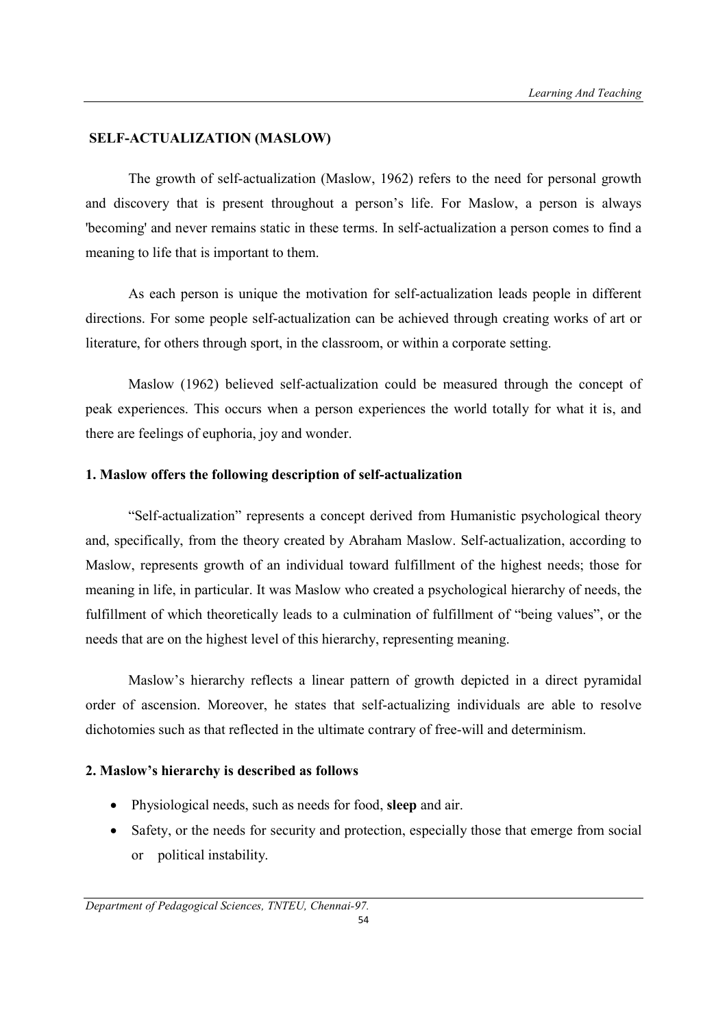## SELF-ACTUALIZATION (MASLOW)

The growth of self-actualization (Maslow, 1962) refers to the need for personal growth and discovery that is present throughout a person's life. For Maslow, a person is always 'becoming' and never remains static in these terms. In self-actualization a person comes to find a meaning to life that is important to them.

As each person is unique the motivation for self-actualization leads people in different directions. For some people self-actualization can be achieved through creating works of art or literature, for others through sport, in the classroom, or within a corporate setting.

Maslow (1962) believed self-actualization could be measured through the concept of peak experiences. This occurs when a person experiences the world totally for what it is, and there are feelings of euphoria, joy and wonder.

### 1. Maslow offers the following description of self-actualization

"Self-actualization" represents a concept derived from Humanistic psychological theory and, specifically, from the theory created by Abraham Maslow. Self-actualization, according to Maslow, represents growth of an individual toward fulfillment of the highest needs; those for meaning in life, in particular. It was Maslow who created a psychological hierarchy of needs, the fulfillment of which theoretically leads to a culmination of fulfillment of "being values", or the needs that are on the highest level of this hierarchy, representing meaning.

Maslow's hierarchy reflects a linear pattern of growth depicted in a direct pyramidal order of ascension. Moreover, he states that self-actualizing individuals are able to resolve dichotomies such as that reflected in the ultimate contrary of free-will and determinism.

### 2. Maslow's hierarchy is described as follows

- Physiological needs, such as needs for food, **sleep** and air.
- Safety, or the needs for security and protection, especially those that emerge from social or political instability.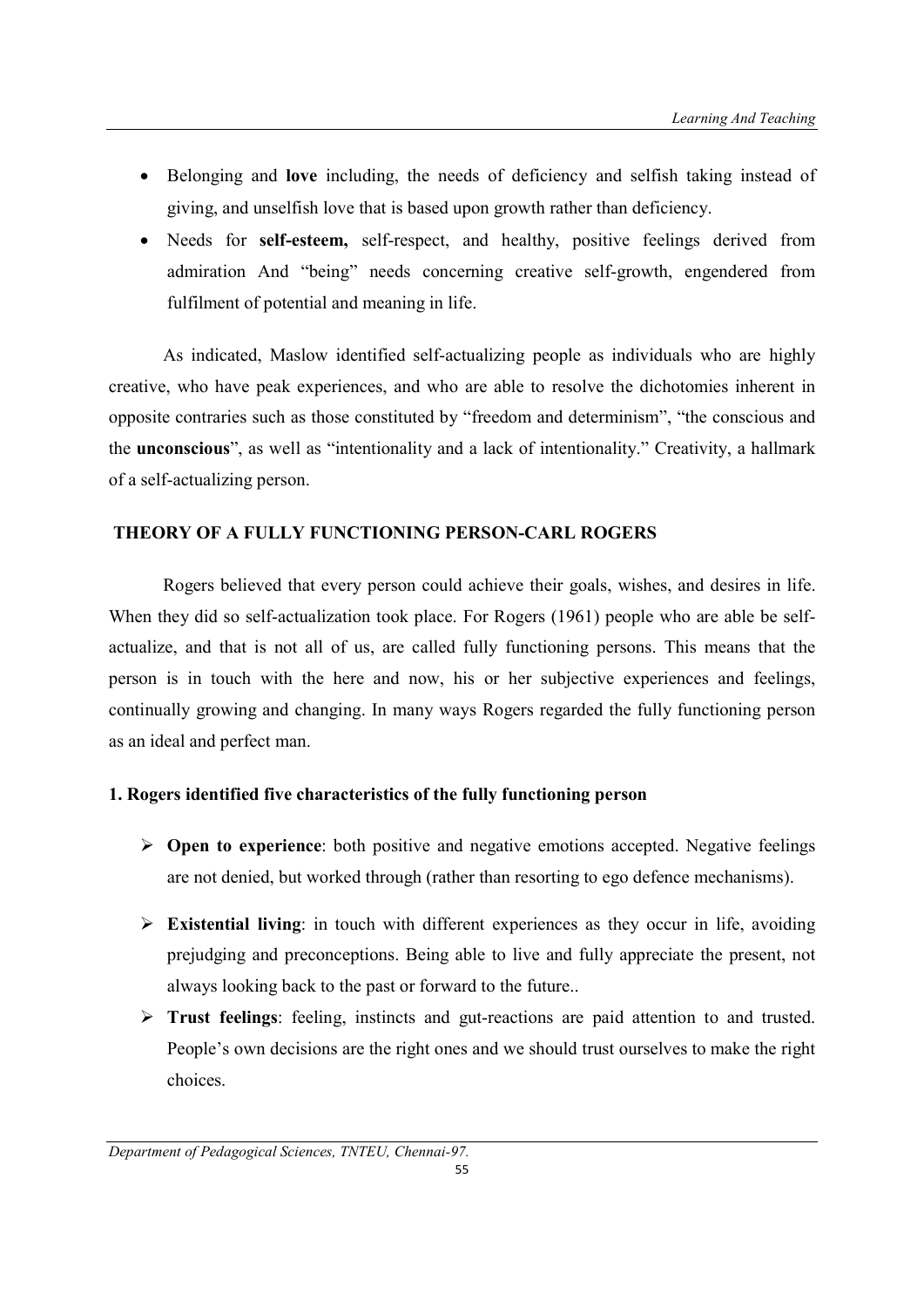- Belonging and **love** including, the needs of deficiency and selfish taking instead of giving, and unselfish love that is based upon growth rather than deficiency.
- Needs for **self-esteem,** self-respect, and healthy, positive feelings derived from admiration And "being" needs concerning creative self-growth, engendered from fulfilment of potential and meaning in life.

As indicated, Maslow identified self-actualizing people as individuals who are highly creative, who have peak experiences, and who are able to resolve the dichotomies inherent in opposite contraries such as those constituted by "freedom and determinism", "the conscious and the **unconscious**", as well as "intentionality and a lack of intentionality." Creativity, a hallmark of a self-actualizing person.

## THEORY OF A FULLY FUNCTIONING PERSON-CARL ROGERS

Rogers believed that every person could achieve their goals, wishes, and desires in life. When they did so self-actualization took place. For Rogers (1961) people who are able be self-actualize, and that is not all of us, are called fully functioning persons. This means that the person is in touch with the here and now, his or her subjective experiences and feelings, continually growing and changing. In many ways Rogers regarded the fully functioning person as an ideal and perfect man.

### 1. Rogers identified five characteristics of the fully functioning person

- **Open to experience**: both positive and negative emotions accepted. Negative feelings are not denied, but worked through (rather than resorting to ego defence mechanisms).
- **Existential living**: in touch with different experiences as they occur in life, avoiding prejudging and preconceptions. Being able to live and fully appreciate the present, not always looking back to the past or forward to the future..
- **Trust feelings**: feeling, instincts and gut-reactions are paid attention to and trusted. People's own decisions are the right ones and we should trust ourselves to make the right choices.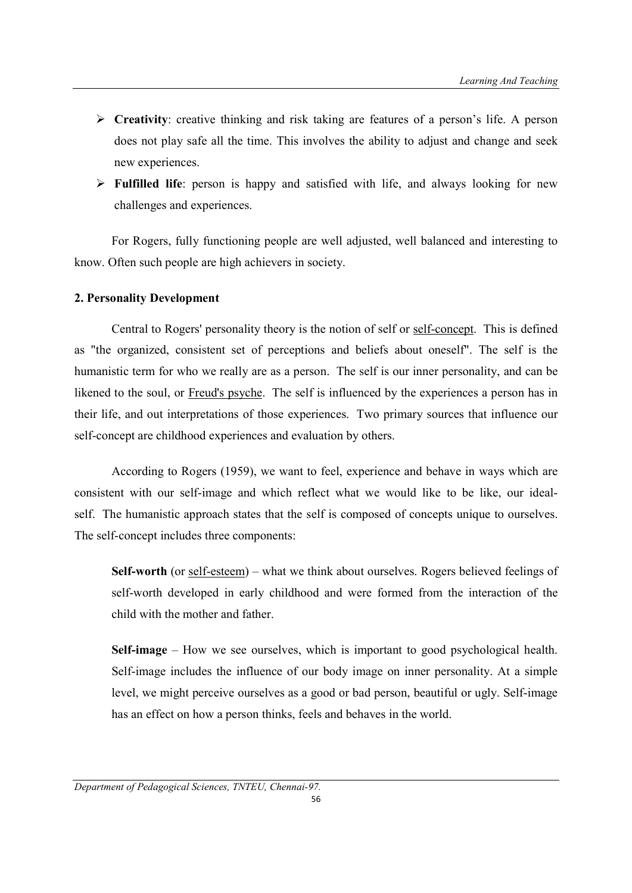- **Creativity**: creative thinking and risk taking are features of a person's life. A person does not play safe all the time. This involves the ability to adjust and change and seek new experiences.
- **Fulfilled life**: person is happy and satisfied with life, and always looking for new challenges and experiences.

For Rogers, fully functioning people are well adjusted, well balanced and interesting to know. Often such people are high achievers in society.

**2. Personality Development**

Central to Rogers' personality theory is the notion of self or self-concept. This is defined as "the organized, consistent set of perceptions and beliefs about oneself". The self is the humanistic term for who we really are as a person. The self is our inner personality, and can be likened to the soul, or Freud's psyche. The self is influenced by the experiences a person has in their life, and out interpretations of those experiences. Two primary sources that influence our self-concept are childhood experiences and evaluation by others.

According to Rogers (1959), we want to feel, experience and behave in ways which are consistent with our self-image and which reflect what we would like to be like, our ideal-self. The humanistic approach states that the self is composed of concepts unique to ourselves. The self-concept includes three components:

**Self-worth** (or self-esteem) – what we think about ourselves. Rogers believed feelings of self-worth developed in early childhood and were formed from the interaction of the child with the mother and father.

**Self-image** – How we see ourselves, which is important to good psychological health. Self-image includes the influence of our body image on inner personality. At a simple level, we might perceive ourselves as a good or bad person, beautiful or ugly. Self-image has an effect on how a person thinks, feels and behaves in the world.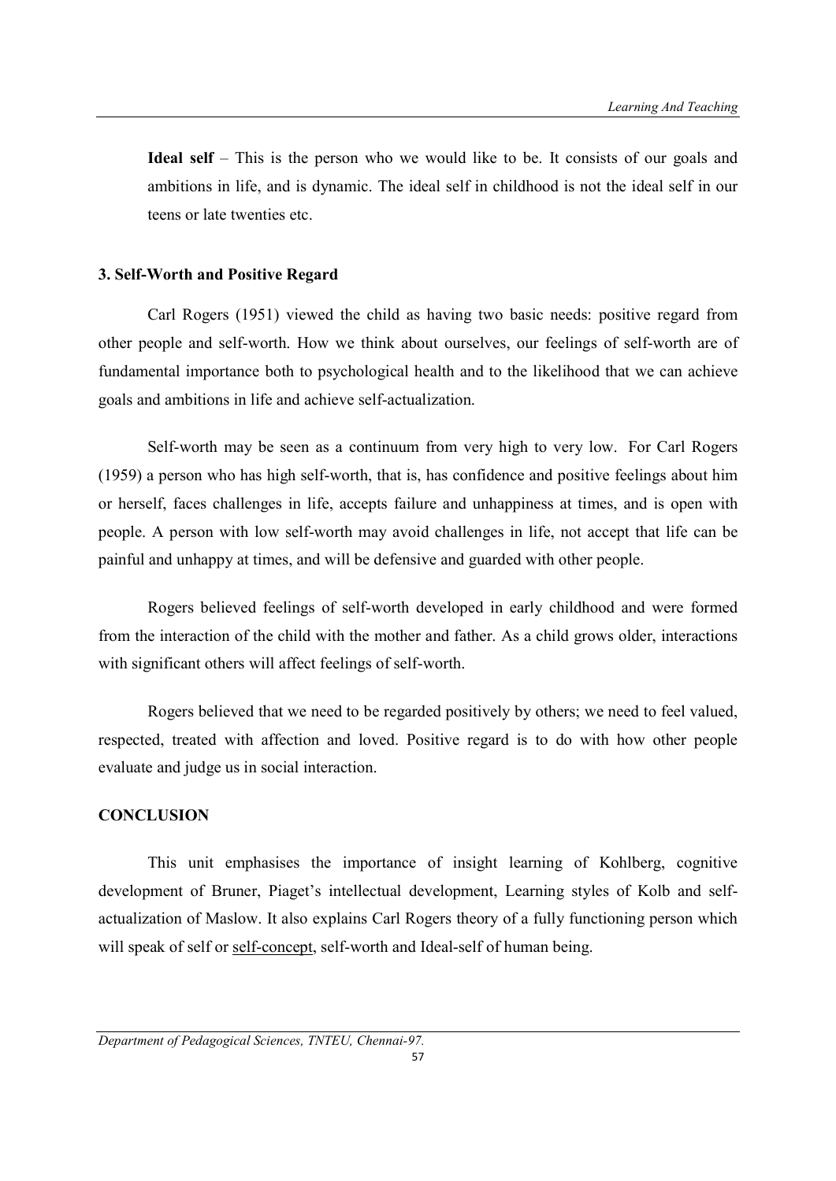**Ideal self** – This is the person who we would like to be. It consists of our goals and ambitions in life, and is dynamic. The ideal self in childhood is not the ideal self in our teens or late twenties etc.

### 3. Self-Worth and Positive Regard

Carl Rogers (1951) viewed the child as having two basic needs: positive regard from other people and self-worth. How we think about ourselves, our feelings of self-worth are of fundamental importance both to psychological health and to the likelihood that we can achieve goals and ambitions in life and achieve self-actualization.

Self-worth may be seen as a continuum from very high to very low. For Carl Rogers (1959) a person who has high self-worth, that is, has confidence and positive feelings about him or herself, faces challenges in life, accepts failure and unhappiness at times, and is open with people. A person with low self-worth may avoid challenges in life, not accept that life can be painful and unhappy at times, and will be defensive and guarded with other people.

Rogers believed feelings of self-worth developed in early childhood and were formed from the interaction of the child with the mother and father. As a child grows older, interactions with significant others will affect feelings of self-worth.

Rogers believed that we need to be regarded positively by others; we need to feel valued, respected, treated with affection and loved. Positive regard is to do with how other people evaluate and judge us in social interaction.

### CONCLUSION

This unit emphasises the importance of insight learning of Kohlberg, cognitive development of Bruner, Piaget's intellectual development, Learning styles of Kolb and self-actualization of Maslow. It also explains Carl Rogers theory of a fully functioning person which will speak of self or self-concept, self-worth and Ideal-self of human being.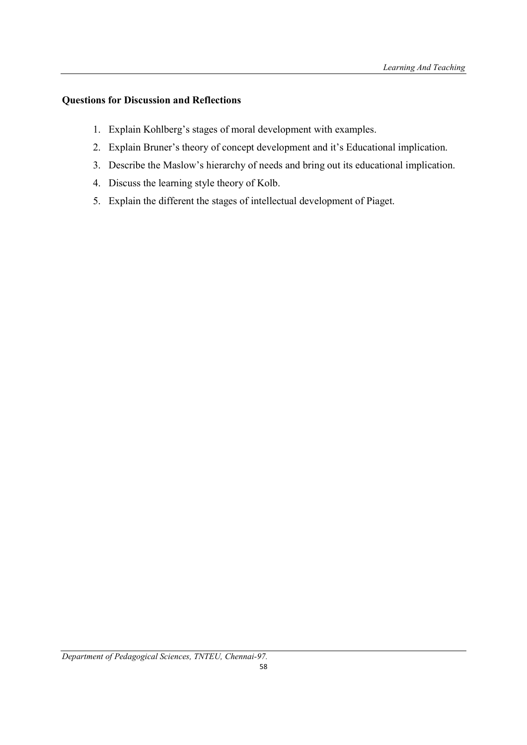**Questions for Discussion and Reflections**

1. Explain Kohlberg's stages of moral development with examples.
2. Explain Bruner's theory of concept development and it's Educational implication.
3. Describe the Maslow's hierarchy of needs and bring out its educational implication.
4. Discuss the learning style theory of Kolb.
5. Explain the different the stages of intellectual development of Piaget.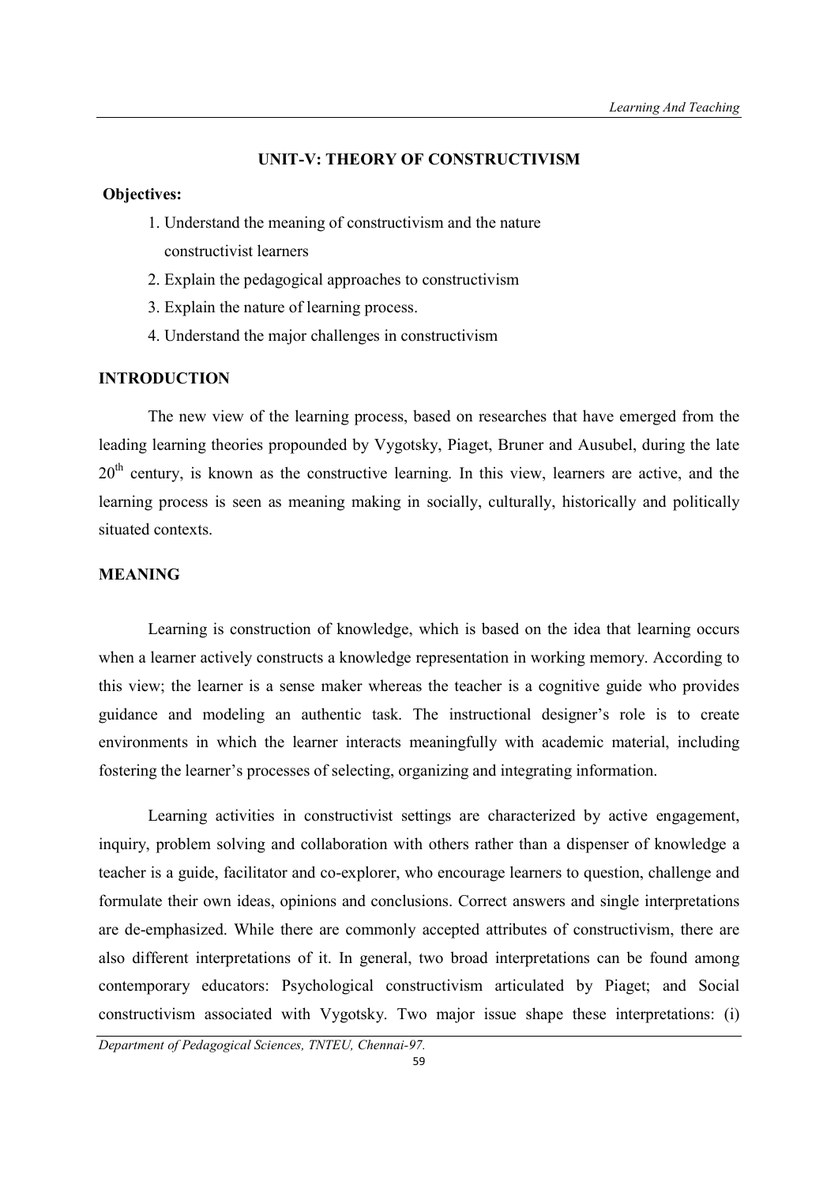## UNIT-V: THEORY OF CONSTRUCTIVISM

**Objectives:**

1. Understand the meaning of constructivism and the nature constructivist learners
2. Explain the pedagogical approaches to constructivism
3. Explain the nature of learning process.
4. Understand the major challenges in constructivism

### INTRODUCTION

The new view of the learning process, based on researches that have emerged from the leading learning theories propounded by Vygotsky, Piaget, Bruner and Ausubel, during the late 20th century, is known as the constructive learning. In this view, learners are active, and the learning process is seen as meaning making in socially, culturally, historically and politically situated contexts.

### MEANING

Learning is construction of knowledge, which is based on the idea that learning occurs when a learner actively constructs a knowledge representation in working memory. According to this view; the learner is a sense maker whereas the teacher is a cognitive guide who provides guidance and modeling an authentic task. The instructional designer's role is to create environments in which the learner interacts meaningfully with academic material, including fostering the learner's processes of selecting, organizing and integrating information.

Learning activities in constructivist settings are characterized by active engagement, inquiry, problem solving and collaboration with others rather than a dispenser of knowledge a teacher is a guide, facilitator and co-explorer, who encourage learners to question, challenge and formulate their own ideas, opinions and conclusions. Correct answers and single interpretations are de-emphasized. While there are commonly accepted attributes of constructivism, there are also different interpretations of it. In general, two broad interpretations can be found among contemporary educators: Psychological constructivism articulated by Piaget; and Social constructivism associated with Vygotsky. Two major issue shape these interpretations: (i)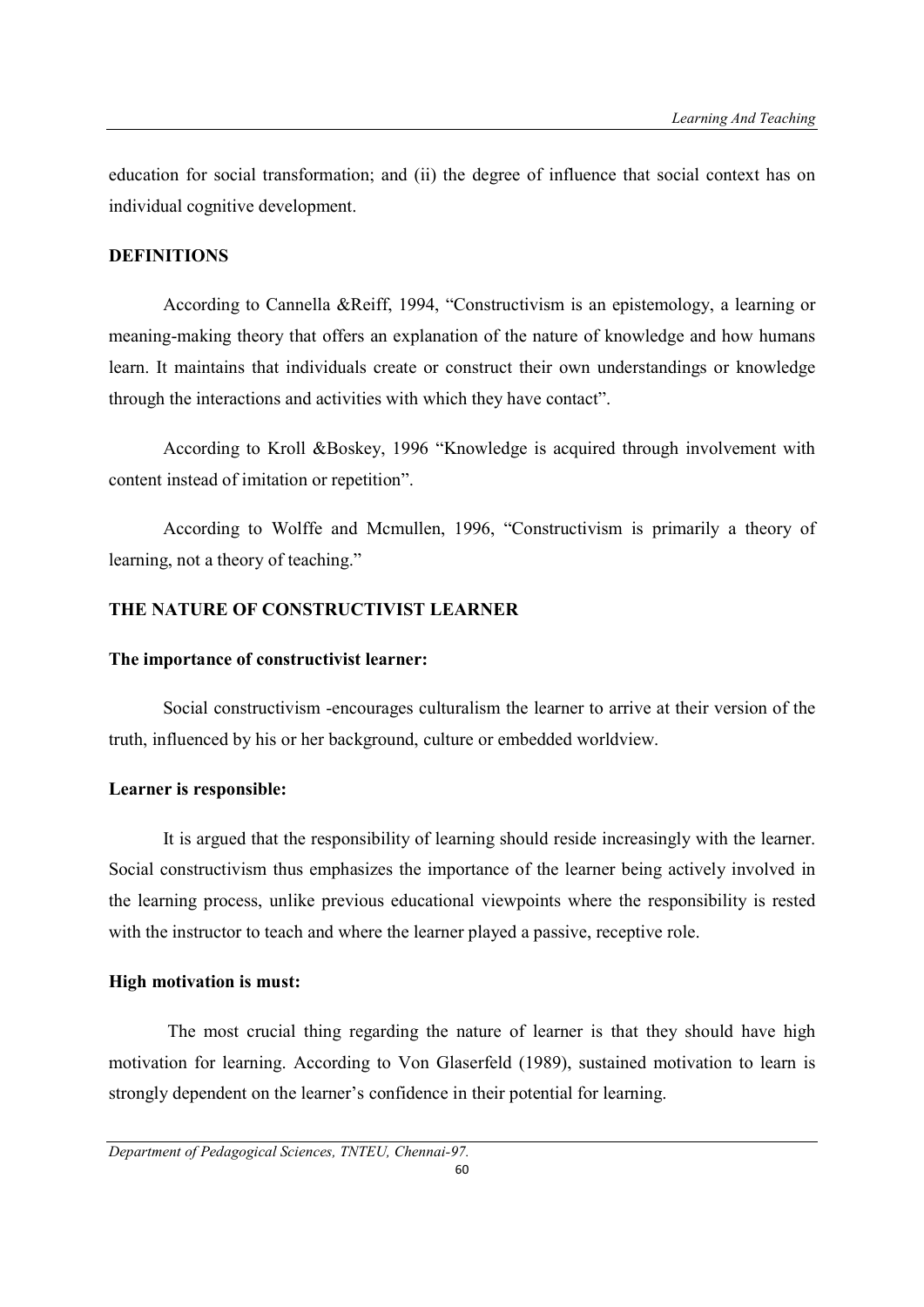education for social transformation; and (ii) the degree of influence that social context has on individual cognitive development.

## DEFINITIONS

According to Cannella &Reiff, 1994, "Constructivism is an epistemology, a learning or meaning-making theory that offers an explanation of the nature of knowledge and how humans learn. It maintains that individuals create or construct their own understandings or knowledge through the interactions and activities with which they have contact".

According to Kroll &Boskey, 1996 "Knowledge is acquired through involvement with content instead of imitation or repetition".

According to Wolffe and Mcmullen, 1996, "Constructivism is primarily a theory of learning, not a theory of teaching."

## THE NATURE OF CONSTRUCTIVIST LEARNER

### The importance of constructivist learner:

Social constructivism -encourages culturalism the learner to arrive at their version of the truth, influenced by his or her background, culture or embedded worldview.

### Learner is responsible:

It is argued that the responsibility of learning should reside increasingly with the learner. Social constructivism thus emphasizes the importance of the learner being actively involved in the learning process, unlike previous educational viewpoints where the responsibility is rested with the instructor to teach and where the learner played a passive, receptive role.

### High motivation is must:

The most crucial thing regarding the nature of learner is that they should have high motivation for learning. According to Von Glaserfeld (1989), sustained motivation to learn is strongly dependent on the learner's confidence in their potential for learning.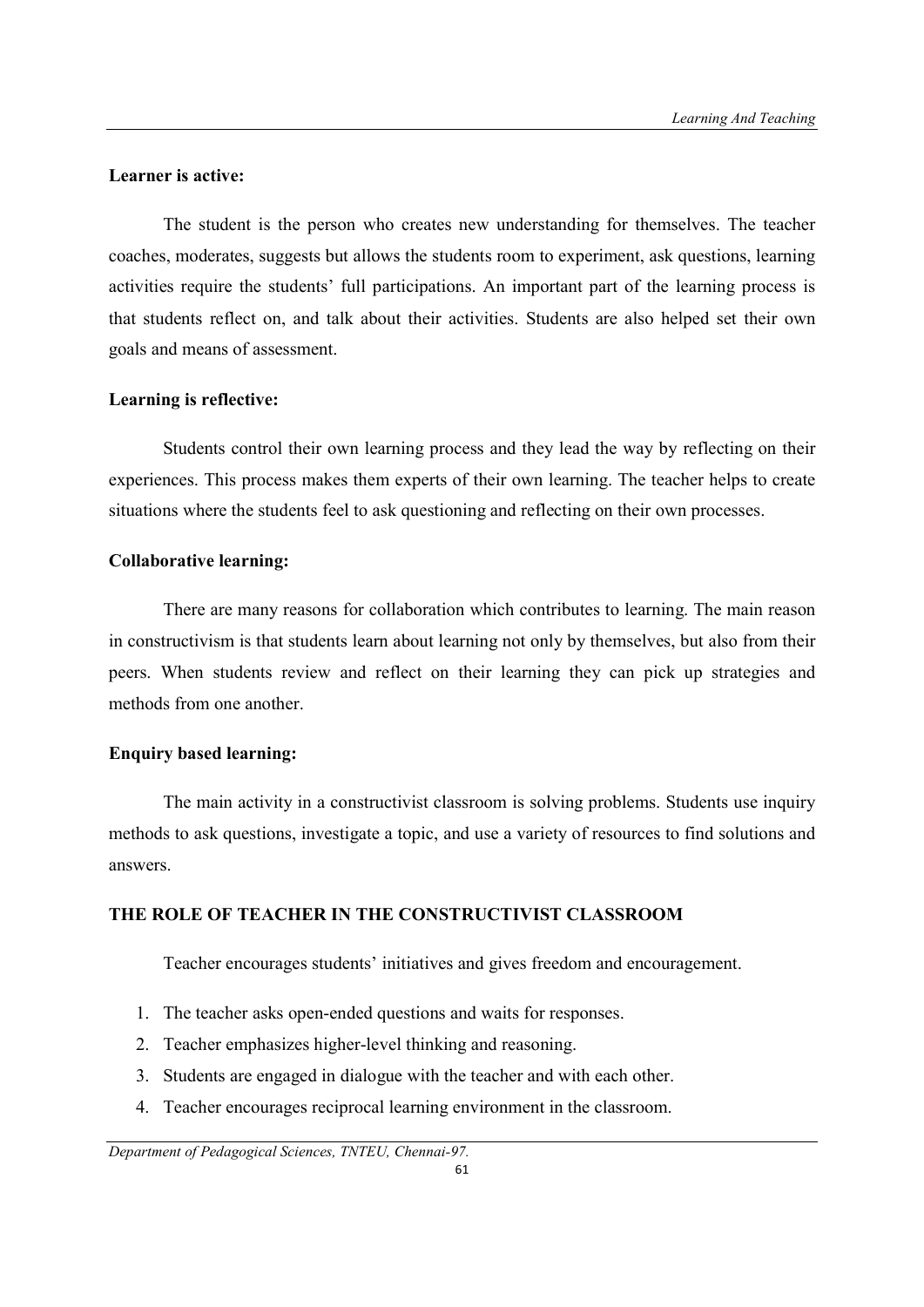**Learner is active:**

The student is the person who creates new understanding for themselves. The teacher coaches, moderates, suggests but allows the students room to experiment, ask questions, learning activities require the students' full participations. An important part of the learning process is that students reflect on, and talk about their activities. Students are also helped set their own goals and means of assessment.

**Learning is reflective:**

Students control their own learning process and they lead the way by reflecting on their experiences. This process makes them experts of their own learning. The teacher helps to create situations where the students feel to ask questioning and reflecting on their own processes.

**Collaborative learning:**

There are many reasons for collaboration which contributes to learning. The main reason in constructivism is that students learn about learning not only by themselves, but also from their peers. When students review and reflect on their learning they can pick up strategies and methods from one another.

**Enquiry based learning:**

The main activity in a constructivist classroom is solving problems. Students use inquiry methods to ask questions, investigate a topic, and use a variety of resources to find solutions and answers.

**THE ROLE OF TEACHER IN THE CONSTRUCTIVIST CLASSROOM**

Teacher encourages students' initiatives and gives freedom and encouragement.

1. The teacher asks open-ended questions and waits for responses.
2. Teacher emphasizes higher-level thinking and reasoning.
3. Students are engaged in dialogue with the teacher and with each other.
4. Teacher encourages reciprocal learning environment in the classroom.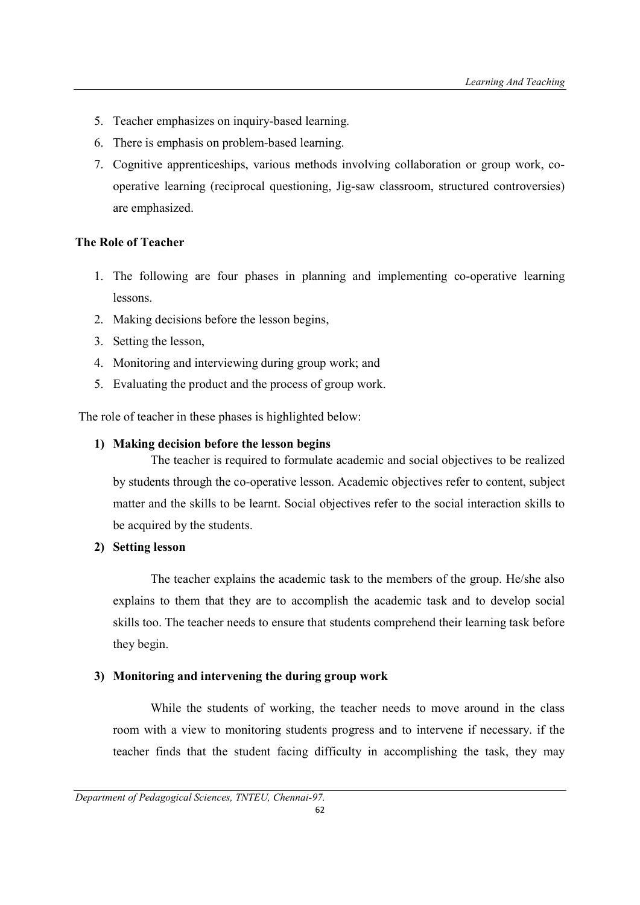5. Teacher emphasizes on inquiry-based learning.
6. There is emphasis on problem-based learning.
7. Cognitive apprenticeships, various methods involving collaboration or group work, co-operative learning (reciprocal questioning, Jig-saw classroom, structured controversies) are emphasized.

**The Role of Teacher**

1. The following are four phases in planning and implementing co-operative learning lessons.
2. Making decisions before the lesson begins,
3. Setting the lesson,
4. Monitoring and interviewing during group work; and
5. Evaluating the product and the process of group work.

The role of teacher in these phases is highlighted below:

**1) Making decision before the lesson begins**

The teacher is required to formulate academic and social objectives to be realized by students through the co-operative lesson. Academic objectives refer to content, subject matter and the skills to be learnt. Social objectives refer to the social interaction skills to be acquired by the students.

**2) Setting lesson**

The teacher explains the academic task to the members of the group. He/she also explains to them that they are to accomplish the academic task and to develop social skills too. The teacher needs to ensure that students comprehend their learning task before they begin.

**3) Monitoring and intervening the during group work**

While the students of working, the teacher needs to move around in the class room with a view to monitoring students progress and to intervene if necessary. if the teacher finds that the student facing difficulty in accomplishing the task, they may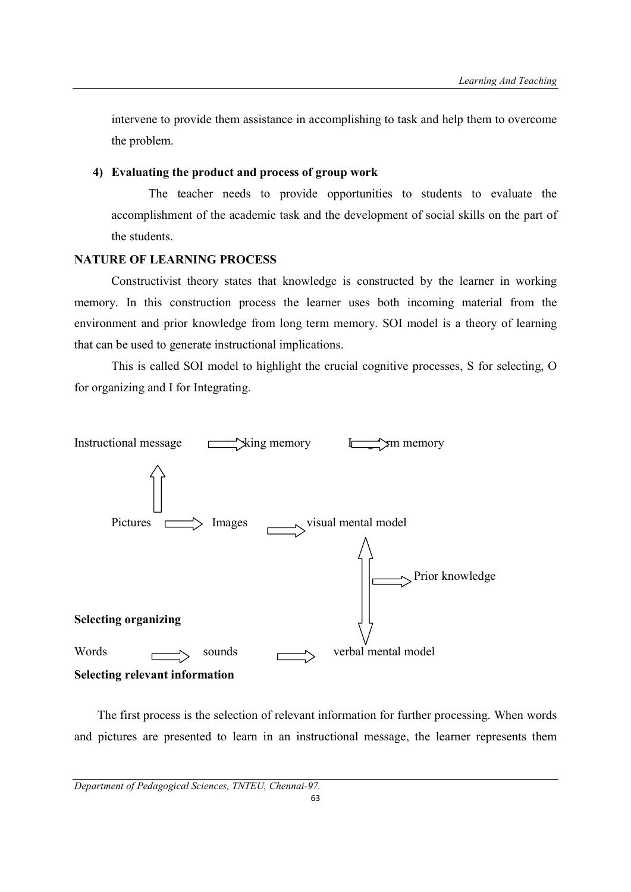intervene to provide them assistance in accomplishing to task and help them to overcome the problem.

**4) Evaluating the product and process of group work**

The teacher needs to provide opportunities to students to evaluate the accomplishment of the academic task and the development of social skills on the part of the students.

**NATURE OF LEARNING PROCESS**

Constructivist theory states that knowledge is constructed by the learner in working memory. In this construction process the learner uses both incoming material from the environment and prior knowledge from long term memory. SOI model is a theory of learning that can be used to generate instructional implications.

This is called SOI model to highlight the crucial cognitive processes, S for selecting, O for organizing and I for Integrating.

Instructional message ⟹ king memory ⟹ m memory

Pictures ⟹ Images ⟹ visual mental model

Prior knowledge

**Selecting organizing**

Words ⟹ sounds ⟹ verbal mental model

**Selecting relevant information**

The first process is the selection of relevant information for further processing. When words and pictures are presented to learn in an instructional message, the learner represents them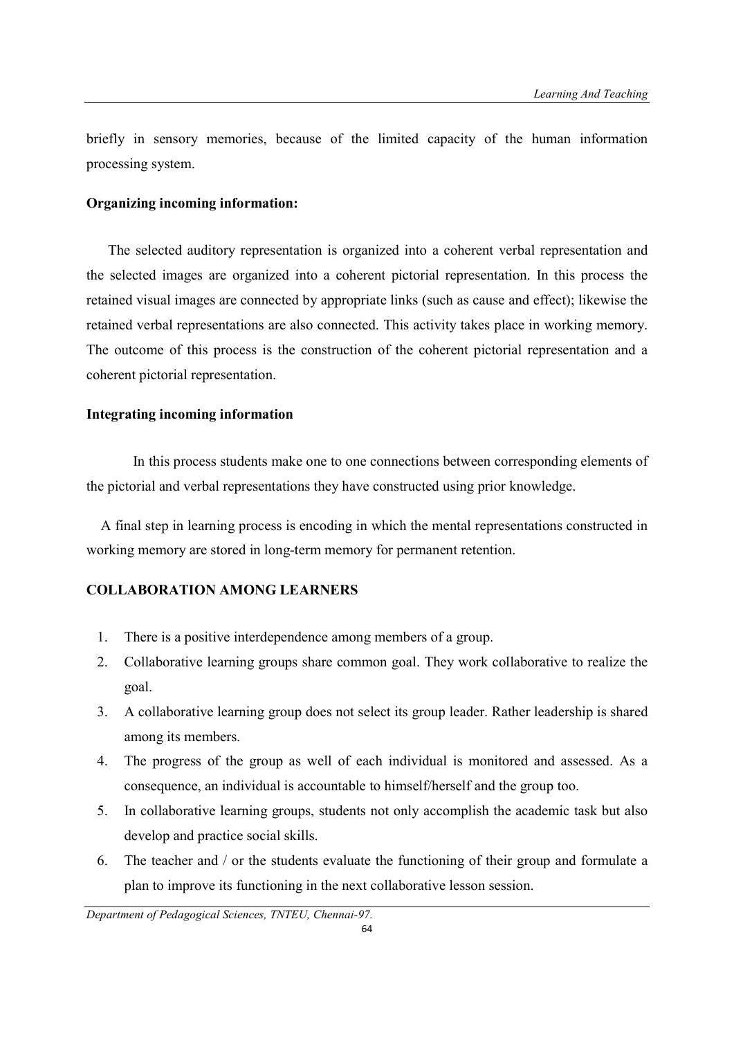briefly in sensory memories, because of the limited capacity of the human information processing system.

**Organizing incoming information:**

The selected auditory representation is organized into a coherent verbal representation and the selected images are organized into a coherent pictorial representation. In this process the retained visual images are connected by appropriate links (such as cause and effect); likewise the retained verbal representations are also connected. This activity takes place in working memory. The outcome of this process is the construction of the coherent pictorial representation and a coherent pictorial representation.

**Integrating incoming information**

In this process students make one to one connections between corresponding elements of the pictorial and verbal representations they have constructed using prior knowledge.

A final step in learning process is encoding in which the mental representations constructed in working memory are stored in long-term memory for permanent retention.

**COLLABORATION AMONG LEARNERS**

1. There is a positive interdependence among members of a group.
2. Collaborative learning groups share common goal. They work collaborative to realize the goal.
3. A collaborative learning group does not select its group leader. Rather leadership is shared among its members.
4. The progress of the group as well of each individual is monitored and assessed. As a consequence, an individual is accountable to himself/herself and the group too.
5. In collaborative learning groups, students not only accomplish the academic task but also develop and practice social skills.
6. The teacher and / or the students evaluate the functioning of their group and formulate a plan to improve its functioning in the next collaborative lesson session.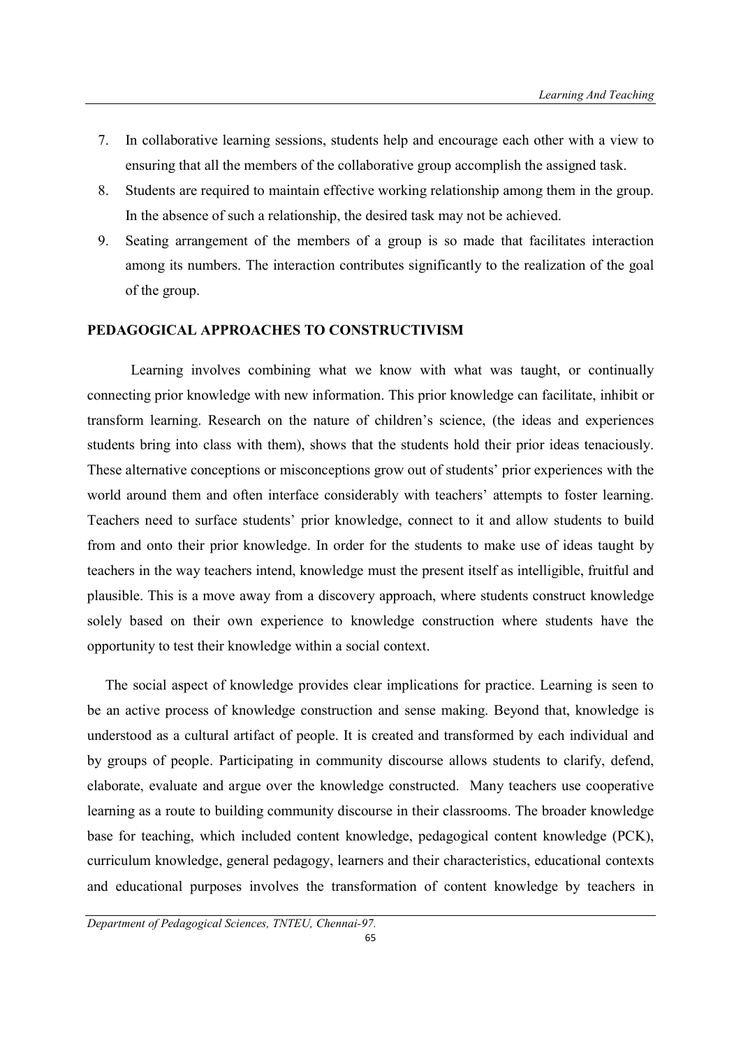7. In collaborative learning sessions, students help and encourage each other with a view to ensuring that all the members of the collaborative group accomplish the assigned task.
8. Students are required to maintain effective working relationship among them in the group. In the absence of such a relationship, the desired task may not be achieved.
9. Seating arrangement of the members of a group is so made that facilitates interaction among its numbers. The interaction contributes significantly to the realization of the goal of the group.

**PEDAGOGICAL APPROACHES TO CONSTRUCTIVISM**

Learning involves combining what we know with what was taught, or continually connecting prior knowledge with new information. This prior knowledge can facilitate, inhibit or transform learning. Research on the nature of children's science, (the ideas and experiences students bring into class with them), shows that the students hold their prior ideas tenaciously. These alternative conceptions or misconceptions grow out of students' prior experiences with the world around them and often interface considerably with teachers' attempts to foster learning. Teachers need to surface students' prior knowledge, connect to it and allow students to build from and onto their prior knowledge. In order for the students to make use of ideas taught by teachers in the way teachers intend, knowledge must the present itself as intelligible, fruitful and plausible. This is a move away from a discovery approach, where students construct knowledge solely based on their own experience to knowledge construction where students have the opportunity to test their knowledge within a social context.

The social aspect of knowledge provides clear implications for practice. Learning is seen to be an active process of knowledge construction and sense making. Beyond that, knowledge is understood as a cultural artifact of people. It is created and transformed by each individual and by groups of people. Participating in community discourse allows students to clarify, defend, elaborate, evaluate and argue over the knowledge constructed. Many teachers use cooperative learning as a route to building community discourse in their classrooms. The broader knowledge base for teaching, which included content knowledge, pedagogical content knowledge (PCK), curriculum knowledge, general pedagogy, learners and their characteristics, educational contexts and educational purposes involves the transformation of content knowledge by teachers in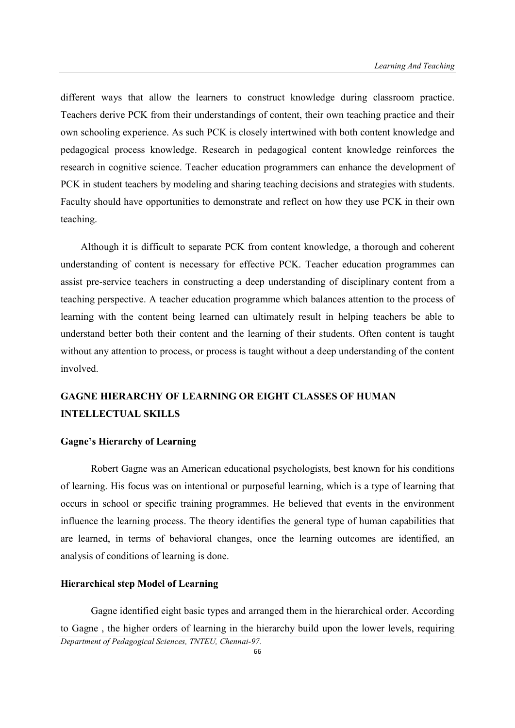different ways that allow the learners to construct knowledge during classroom practice. Teachers derive PCK from their understandings of content, their own teaching practice and their own schooling experience. As such PCK is closely intertwined with both content knowledge and pedagogical process knowledge. Research in pedagogical content knowledge reinforces the research in cognitive science. Teacher education programmers can enhance the development of PCK in student teachers by modeling and sharing teaching decisions and strategies with students. Faculty should have opportunities to demonstrate and reflect on how they use PCK in their own teaching.

Although it is difficult to separate PCK from content knowledge, a thorough and coherent understanding of content is necessary for effective PCK. Teacher education programmes can assist pre-service teachers in constructing a deep understanding of disciplinary content from a teaching perspective. A teacher education programme which balances attention to the process of learning with the content being learned can ultimately result in helping teachers be able to understand better both their content and the learning of their students. Often content is taught without any attention to process, or process is taught without a deep understanding of the content involved.

## GAGNE HIERARCHY OF LEARNING OR EIGHT CLASSES OF HUMAN INTELLECTUAL SKILLS

### Gagne's Hierarchy of Learning

Robert Gagne was an American educational psychologists, best known for his conditions of learning. His focus was on intentional or purposeful learning, which is a type of learning that occurs in school or specific training programmes. He believed that events in the environment influence the learning process. The theory identifies the general type of human capabilities that are learned, in terms of behavioral changes, once the learning outcomes are identified, an analysis of conditions of learning is done.

### Hierarchical step Model of Learning

Gagne identified eight basic types and arranged them in the hierarchical order. According to Gagne , the higher orders of learning in the hierarchy build upon the lower levels, requiring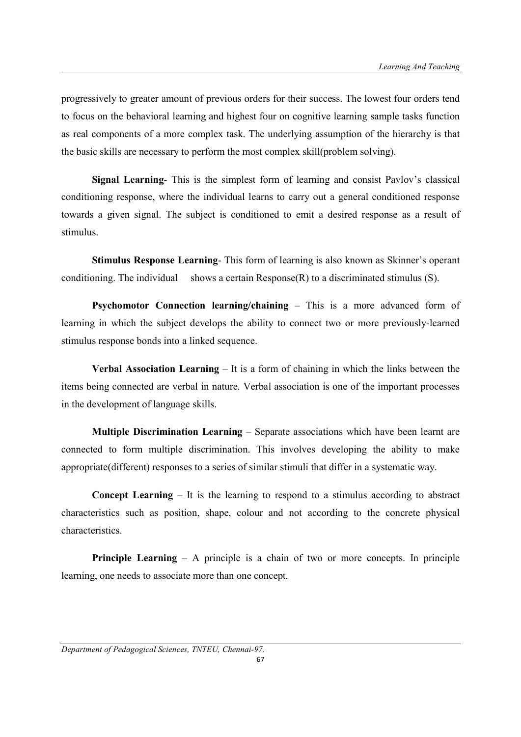progressively to greater amount of previous orders for their success. The lowest four orders tend to focus on the behavioral learning and highest four on cognitive learning sample tasks function as real components of a more complex task. The underlying assumption of the hierarchy is that the basic skills are necessary to perform the most complex skill(problem solving).

**Signal Learning**- This is the simplest form of learning and consist Pavlov's classical conditioning response, where the individual learns to carry out a general conditioned response towards a given signal. The subject is conditioned to emit a desired response as a result of stimulus.

**Stimulus Response Learning**- This form of learning is also known as Skinner's operant conditioning. The individual shows a certain Response(R) to a discriminated stimulus (S).

**Psychomotor Connection learning/chaining** – This is a more advanced form of learning in which the subject develops the ability to connect two or more previously-learned stimulus response bonds into a linked sequence.

**Verbal Association Learning** – It is a form of chaining in which the links between the items being connected are verbal in nature. Verbal association is one of the important processes in the development of language skills.

**Multiple Discrimination Learning** – Separate associations which have been learnt are connected to form multiple discrimination. This involves developing the ability to make appropriate(different) responses to a series of similar stimuli that differ in a systematic way.

**Concept Learning** – It is the learning to respond to a stimulus according to abstract characteristics such as position, shape, colour and not according to the concrete physical characteristics.

**Principle Learning** – A principle is a chain of two or more concepts. In principle learning, one needs to associate more than one concept.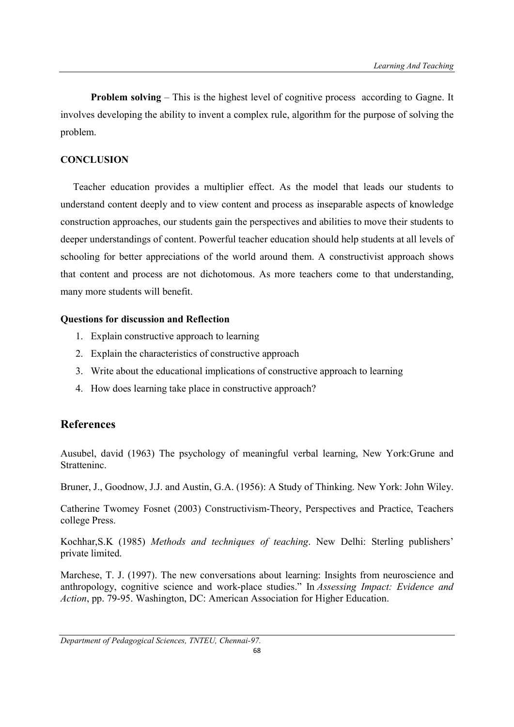**Problem solving** – This is the highest level of cognitive process according to Gagne. It involves developing the ability to invent a complex rule, algorithm for the purpose of solving the problem.

**CONCLUSION**

Teacher education provides a multiplier effect. As the model that leads our students to understand content deeply and to view content and process as inseparable aspects of knowledge construction approaches, our students gain the perspectives and abilities to move their students to deeper understandings of content. Powerful teacher education should help students at all levels of schooling for better appreciations of the world around them. A constructivist approach shows that content and process are not dichotomous. As more teachers come to that understanding, many more students will benefit.

**Questions for discussion and Reflection**

1. Explain constructive approach to learning
2. Explain the characteristics of constructive approach
3. Write about the educational implications of constructive approach to learning
4. How does learning take place in constructive approach?

## References

Ausubel, david (1963) The psychology of meaningful verbal learning, New York:Grune and Strattenine.

Bruner, J., Goodnow, J.J. and Austin, G.A. (1956): A Study of Thinking. New York: John Wiley.

Catherine Twomey Fosnet (2003) Constructivism-Theory, Perspectives and Practice, Teachers college Press.

Kochhar,S.K (1985) *Methods and techniques of teaching*. New Delhi: Sterling publishers' private limited.

Marchese, T. J. (1997). The new conversations about learning: Insights from neuroscience and anthropology, cognitive science and work-place studies." In *Assessing Impact: Evidence and Action*, pp. 79-95. Washington, DC: American Association for Higher Education.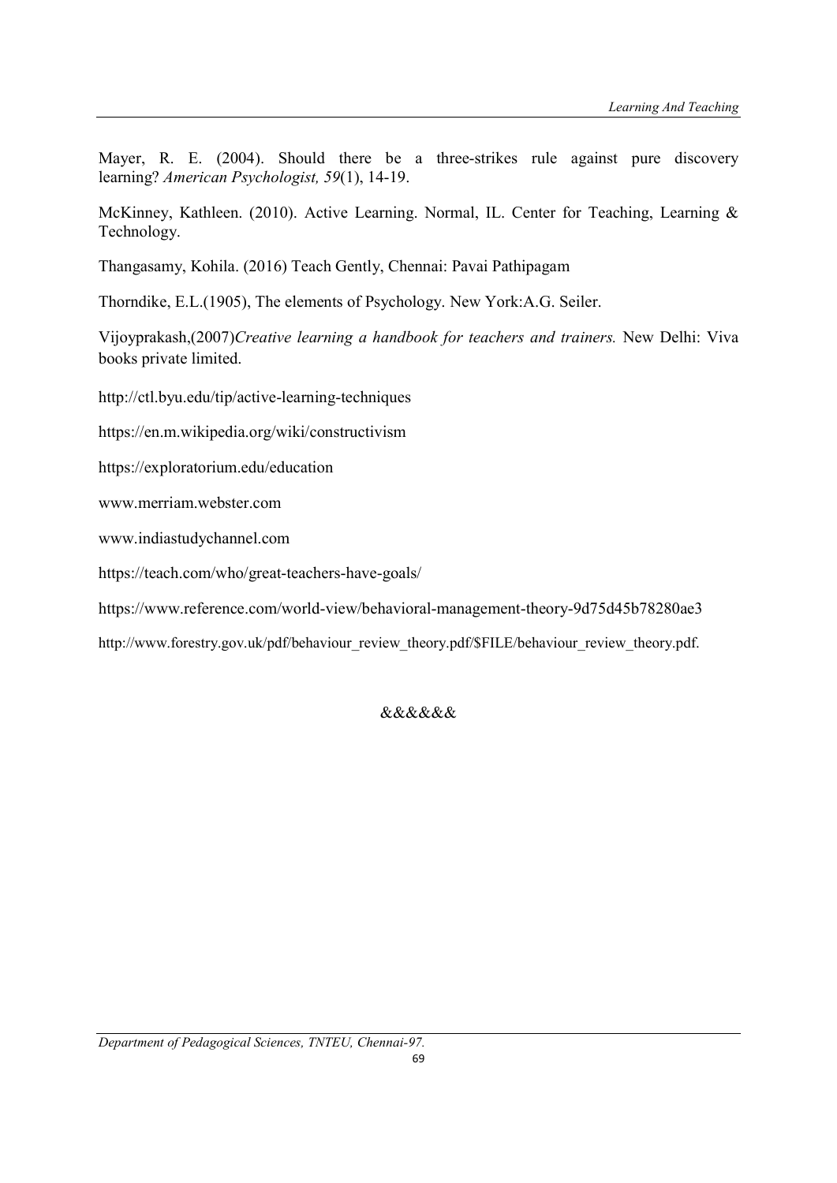Mayer, R. E. (2004). Should there be a three-strikes rule against pure discovery learning? *American Psychologist, 59*(1), 14-19.

McKinney, Kathleen. (2010). Active Learning. Normal, IL. Center for Teaching, Learning & Technology.

Thangasamy, Kohila. (2016) Teach Gently, Chennai: Pavai Pathipagam

Thorndike, E.L.(1905), The elements of Psychology. New York:A.G. Seiler.

Vijoyprakash,(2007)*Creative learning a handbook for teachers and trainers.* New Delhi: Viva books private limited.

http://ctl.byu.edu/tip/active-learning-techniques

https://en.m.wikipedia.org/wiki/constructivism

https://exploratorium.edu/education

www.merriam.webster.com

www.indiastudychannel.com

https://teach.com/who/great-teachers-have-goals/

https://www.reference.com/world-view/behavioral-management-theory-9d75d45b78280ae3

http://www.forestry.gov.uk/pdf/behaviour_review_theory.pdf/$FILE/behaviour_review_theory.pdf.

&&&&&&